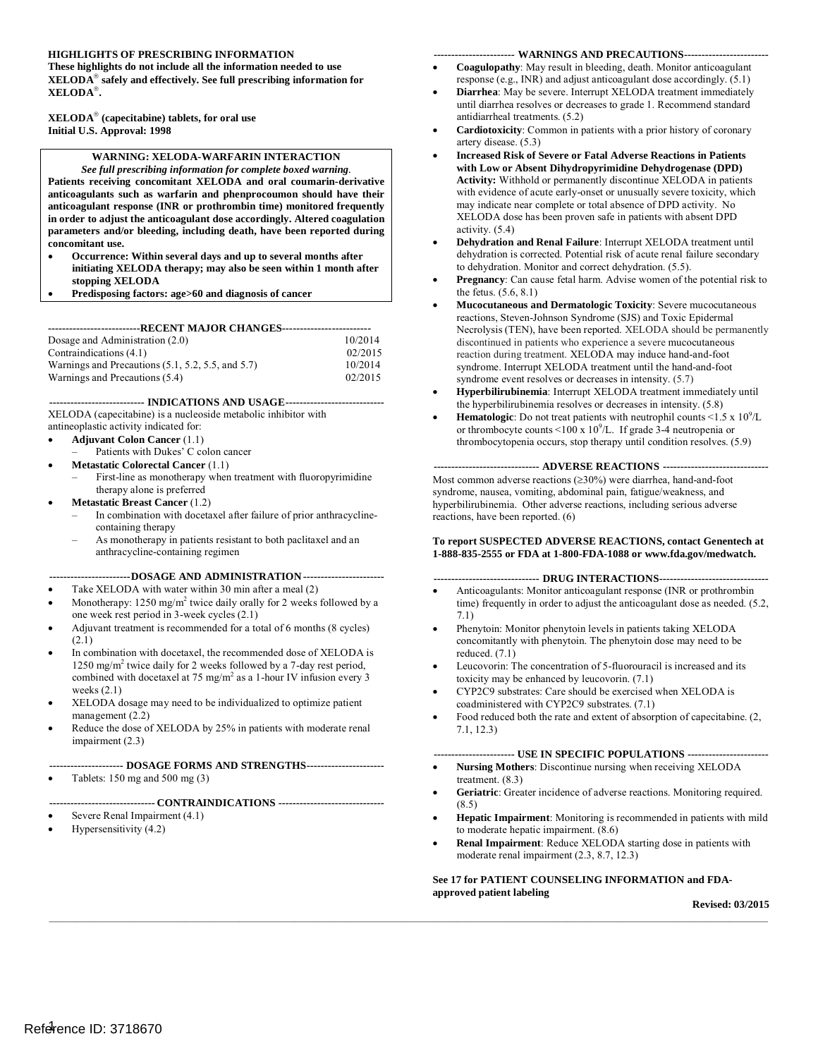**HIGHLIGHTS OF PRESCRIBING INFORMATION**
**These highlights do not include all the information needed to use XELODA® safely and effectively. See full prescribing information for XELODA®.**

**XELODA® (capecitabine) tablets, for oral use**
**Initial U.S. Approval: 1998**

**WARNING: XELODA-WARFARIN INTERACTION**
***See full prescribing information for complete boxed warning*.**
**Patients receiving concomitant XELODA and oral coumarin-derivative anticoagulants such as warfarin and phenprocoumon should have their anticoagulant response (INR or prothrombin time) monitored frequently in order to adjust the anticoagulant dose accordingly. Altered coagulation parameters and/or bleeding, including death, have been reported during concomitant use.**

- **Occurrence: Within several days and up to several months after initiating XELODA therapy; may also be seen within 1 month after stopping XELODA**
- **Predisposing factors: age>60 and diagnosis of cancer**

**--------------------------RECENT MAJOR CHANGES-------------------------**

| | |
|---|---|
| Dosage and Administration (2.0) | 10/2014 |
| Contraindications (4.1) | 02/2015 |
| Warnings and Precautions (5.1, 5.2, 5.5, and 5.7) | 10/2014 |
| Warnings and Precautions (5.4) | 02/2015 |

**--------------------------- INDICATIONS AND USAGE----------------------------**

XELODA (capecitabine) is a nucleoside metabolic inhibitor with antineoplastic activity indicated for:

- **Adjuvant Colon Cancer** (1.1)
  - Patients with Dukes' C colon cancer
- **Metastatic Colorectal Cancer** (1.1)
  - First-line as monotherapy when treatment with fluoropyrimidine therapy alone is preferred
- **Metastatic Breast Cancer** (1.2)
  - In combination with docetaxel after failure of prior anthracycline-containing therapy
  - As monotherapy in patients resistant to both paclitaxel and an anthracycline-containing regimen

**-----------------------DOSAGE AND ADMINISTRATION-----------------------**

- Take XELODA with water within 30 min after a meal (2)
- Monotherapy: 1250 mg/m$^2$ twice daily orally for 2 weeks followed by a one week rest period in 3-week cycles (2.1)
- Adjuvant treatment is recommended for a total of 6 months (8 cycles) (2.1)
- In combination with docetaxel, the recommended dose of XELODA is 1250 mg/m$^2$ twice daily for 2 weeks followed by a 7-day rest period, combined with docetaxel at 75 mg/m$^2$ as a 1-hour IV infusion every 3 weeks (2.1)
- XELODA dosage may need to be individualized to optimize patient management (2.2)
- Reduce the dose of XELODA by 25% in patients with moderate renal impairment (2.3)

**--------------------- DOSAGE FORMS AND STRENGTHS----------------------**

- Tablets: 150 mg and 500 mg (3)

**------------------------------ CONTRAINDICATIONS ------------------------------**

- Severe Renal Impairment (4.1)
- Hypersensitivity (4.2)

**----------------------- WARNINGS AND PRECAUTIONS------------------------**

- **Coagulopathy**: May result in bleeding, death. Monitor anticoagulant response (e.g., INR) and adjust anticoagulant dose accordingly. (5.1)
- **Diarrhea**: May be severe. Interrupt XELODA treatment immediately until diarrhea resolves or decreases to grade 1. Recommend standard antidiarrheal treatments. (5.2)
- **Cardiotoxicity**: Common in patients with a prior history of coronary artery disease. (5.3)
- **Increased Risk of Severe or Fatal Adverse Reactions in Patients with Low or Absent Dihydropyrimidine Dehydrogenase (DPD) Activity:** Withhold or permanently discontinue XELODA in patients with evidence of acute early-onset or unusually severe toxicity, which may indicate near complete or total absence of DPD activity. No XELODA dose has been proven safe in patients with absent DPD activity. (5.4)
- **Dehydration and Renal Failure**: Interrupt XELODA treatment until dehydration is corrected. Potential risk of acute renal failure secondary to dehydration. Monitor and correct dehydration. (5.5).
- **Pregnancy**: Can cause fetal harm. Advise women of the potential risk to the fetus. (5.6, 8.1)
- **Mucocutaneous and Dermatologic Toxicity**: Severe mucocutaneous reactions, Steven-Johnson Syndrome (SJS) and Toxic Epidermal Necrolysis (TEN), have been reported. XELODA should be permanently discontinued in patients who experience a severe mucocutaneous reaction during treatment. XELODA may induce hand-and-foot syndrome. Interrupt XELODA treatment until the hand-and-foot syndrome event resolves or decreases in intensity. (5.7)
- **Hyperbilirubinemia**: Interrupt XELODA treatment immediately until the hyperbilirubinemia resolves or decreases in intensity. (5.8)
- **Hematologic**: Do not treat patients with neutrophil counts <1.5 x 10$^9$/L or thrombocyte counts <100 x 10$^9$/L. If grade 3-4 neutropenia or thrombocytopenia occurs, stop therapy until condition resolves. (5.9)

**------------------------------ ADVERSE REACTIONS ------------------------------**

Most common adverse reactions (≥30%) were diarrhea, hand-and-foot syndrome, nausea, vomiting, abdominal pain, fatigue/weakness, and hyperbilirubinemia. Other adverse reactions, including serious adverse reactions, have been reported. (6)

**To report SUSPECTED ADVERSE REACTIONS, contact Genentech at 1-888-835-2555 or FDA at 1-800-FDA-1088 or www.fda.gov/medwatch.**

**------------------------------ DRUG INTERACTIONS-------------------------------**

- Anticoagulants: Monitor anticoagulant response (INR or prothrombin time) frequently in order to adjust the anticoagulant dose as needed. (5.2, 7.1)
- Phenytoin: Monitor phenytoin levels in patients taking XELODA concomitantly with phenytoin. The phenytoin dose may need to be reduced. (7.1)
- Leucovorin: The concentration of 5-fluorouracil is increased and its toxicity may be enhanced by leucovorin. (7.1)
- CYP2C9 substrates: Care should be exercised when XELODA is coadministered with CYP2C9 substrates. (7.1)
- Food reduced both the rate and extent of absorption of capecitabine. (2, 7.1, 12.3)

**----------------------- USE IN SPECIFIC POPULATIONS -----------------------**

- **Nursing Mothers**: Discontinue nursing when receiving XELODA treatment. (8.3)
- **Geriatric**: Greater incidence of adverse reactions. Monitoring required. (8.5)
- **Hepatic Impairment**: Monitoring is recommended in patients with mild to moderate hepatic impairment. (8.6)
- **Renal Impairment**: Reduce XELODA starting dose in patients with moderate renal impairment (2.3, 8.7, 12.3)

**See 17 for PATIENT COUNSELING INFORMATION and FDA-approved patient labeling**

**Revised: 03/2015**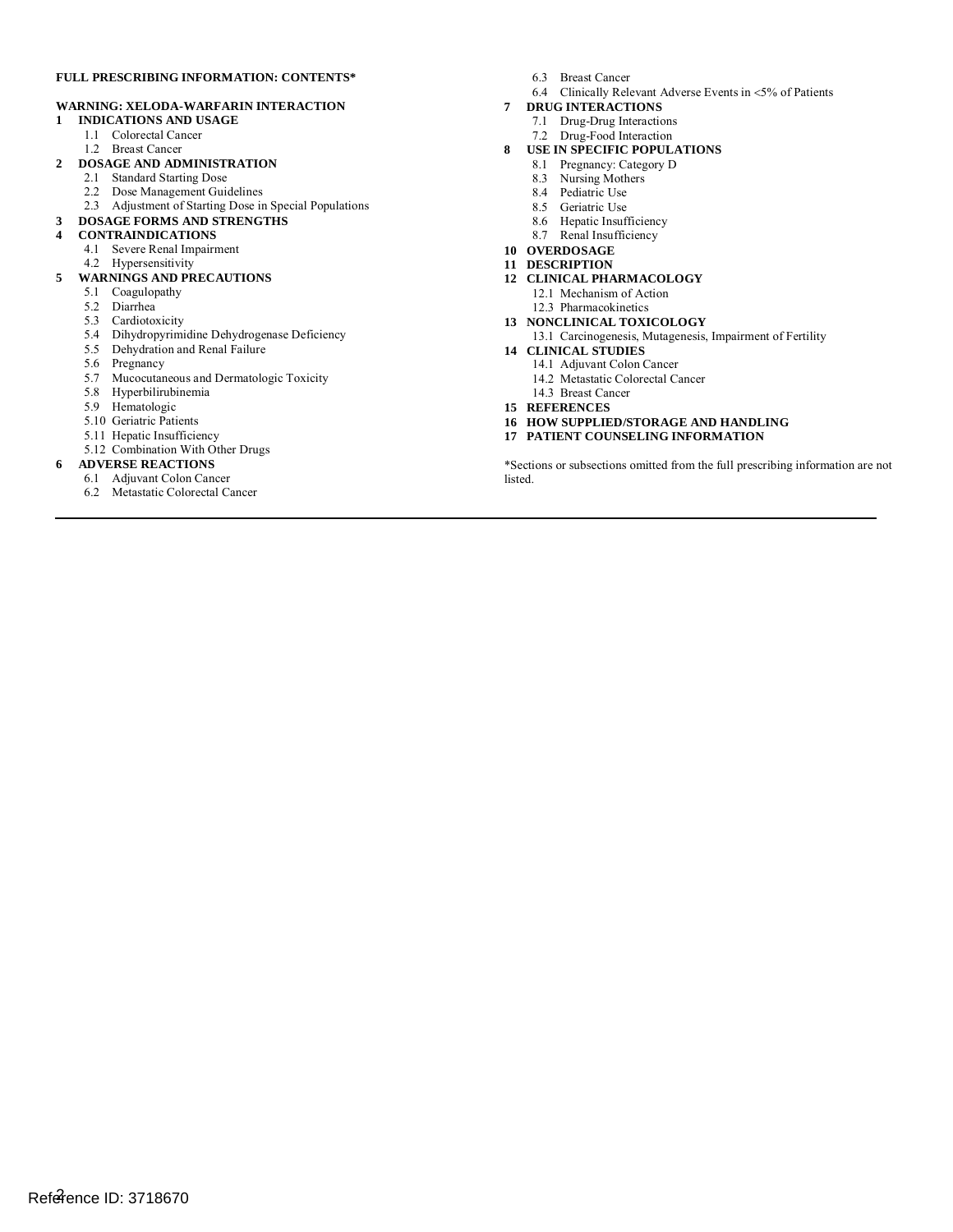**FULL PRESCRIBING INFORMATION: CONTENTS***

**WARNING: XELODA-WARFARIN INTERACTION**

**1 INDICATIONS AND USAGE**
- 1.1 Colorectal Cancer
- 1.2 Breast Cancer

**2 DOSAGE AND ADMINISTRATION**
- 2.1 Standard Starting Dose
- 2.2 Dose Management Guidelines
- 2.3 Adjustment of Starting Dose in Special Populations

**3 DOSAGE FORMS AND STRENGTHS**

**4 CONTRAINDICATIONS**
- 4.1 Severe Renal Impairment
- 4.2 Hypersensitivity

**5 WARNINGS AND PRECAUTIONS**
- 5.1 Coagulopathy
- 5.2 Diarrhea
- 5.3 Cardiotoxicity
- 5.4 Dihydropyrimidine Dehydrogenase Deficiency
- 5.5 Dehydration and Renal Failure
- 5.6 Pregnancy
- 5.7 Mucocutaneous and Dermatologic Toxicity
- 5.8 Hyperbilirubinemia
- 5.9 Hematologic
- 5.10 Geriatric Patients
- 5.11 Hepatic Insufficiency
- 5.12 Combination With Other Drugs

**6 ADVERSE REACTIONS**
- 6.1 Adjuvant Colon Cancer
- 6.2 Metastatic Colorectal Cancer
- 6.3 Breast Cancer
- 6.4 Clinically Relevant Adverse Events in <5% of Patients

**7 DRUG INTERACTIONS**
- 7.1 Drug-Drug Interactions
- 7.2 Drug-Food Interaction

**8 USE IN SPECIFIC POPULATIONS**
- 8.1 Pregnancy: Category D
- 8.3 Nursing Mothers
- 8.4 Pediatric Use
- 8.5 Geriatric Use
- 8.6 Hepatic Insufficiency
- 8.7 Renal Insufficiency

**10 OVERDOSAGE**

**11 DESCRIPTION**

**12 CLINICAL PHARMACOLOGY**
- 12.1 Mechanism of Action
- 12.3 Pharmacokinetics

**13 NONCLINICAL TOXICOLOGY**
- 13.1 Carcinogenesis, Mutagenesis, Impairment of Fertility

**14 CLINICAL STUDIES**
- 14.1 Adjuvant Colon Cancer
- 14.2 Metastatic Colorectal Cancer
- 14.3 Breast Cancer

**15 REFERENCES**

**16 HOW SUPPLIED/STORAGE AND HANDLING**

**17 PATIENT COUNSELING INFORMATION**

*Sections or subsections omitted from the full prescribing information are not listed.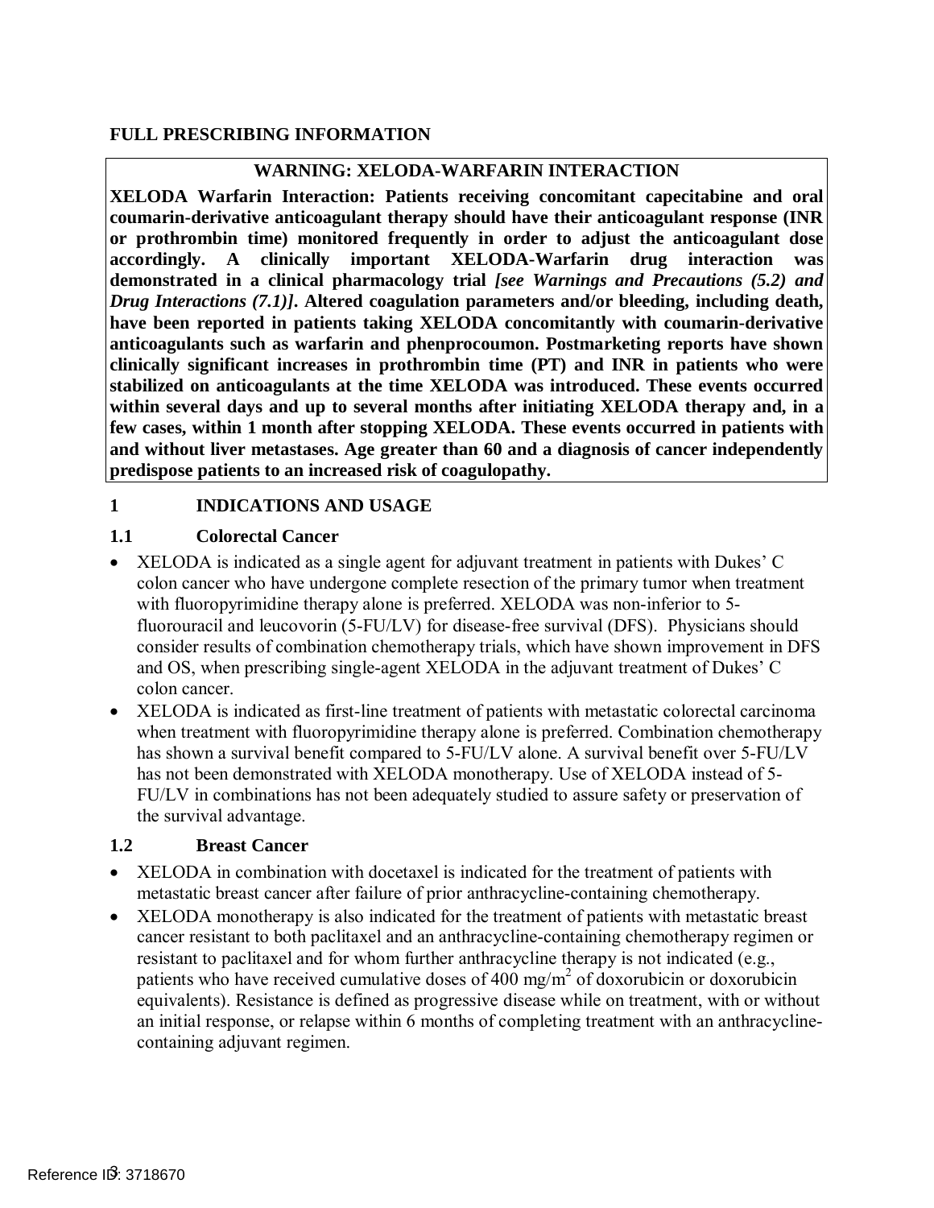# FULL PRESCRIBING INFORMATION

**WARNING: XELODA-WARFARIN INTERACTION**

**XELODA Warfarin Interaction: Patients receiving concomitant capecitabine and oral coumarin-derivative anticoagulant therapy should have their anticoagulant response (INR or prothrombin time) monitored frequently in order to adjust the anticoagulant dose accordingly. A clinically important XELODA-Warfarin drug interaction was demonstrated in a clinical pharmacology trial *[see Warnings and Precautions (5.2) and Drug Interactions (7.1)]*. Altered coagulation parameters and/or bleeding, including death, have been reported in patients taking XELODA concomitantly with coumarin-derivative anticoagulants such as warfarin and phenprocoumon. Postmarketing reports have shown clinically significant increases in prothrombin time (PT) and INR in patients who were stabilized on anticoagulants at the time XELODA was introduced. These events occurred within several days and up to several months after initiating XELODA therapy and, in a few cases, within 1 month after stopping XELODA. These events occurred in patients with and without liver metastases. Age greater than 60 and a diagnosis of cancer independently predispose patients to an increased risk of coagulopathy.**

## 1 INDICATIONS AND USAGE

### 1.1 Colorectal Cancer

- XELODA is indicated as a single agent for adjuvant treatment in patients with Dukes' C colon cancer who have undergone complete resection of the primary tumor when treatment with fluoropyrimidine therapy alone is preferred. XELODA was non-inferior to 5-fluorouracil and leucovorin (5-FU/LV) for disease-free survival (DFS). Physicians should consider results of combination chemotherapy trials, which have shown improvement in DFS and OS, when prescribing single-agent XELODA in the adjuvant treatment of Dukes' C colon cancer.
- XELODA is indicated as first-line treatment of patients with metastatic colorectal carcinoma when treatment with fluoropyrimidine therapy alone is preferred. Combination chemotherapy has shown a survival benefit compared to 5-FU/LV alone. A survival benefit over 5-FU/LV has not been demonstrated with XELODA monotherapy. Use of XELODA instead of 5-FU/LV in combinations has not been adequately studied to assure safety or preservation of the survival advantage.

### 1.2 Breast Cancer

- XELODA in combination with docetaxel is indicated for the treatment of patients with metastatic breast cancer after failure of prior anthracycline-containing chemotherapy.
- XELODA monotherapy is also indicated for the treatment of patients with metastatic breast cancer resistant to both paclitaxel and an anthracycline-containing chemotherapy regimen or resistant to paclitaxel and for whom further anthracycline therapy is not indicated (e.g., patients who have received cumulative doses of 400 $mg/m^2$ of doxorubicin or doxorubicin equivalents). Resistance is defined as progressive disease while on treatment, with or without an initial response, or relapse within 6 months of completing treatment with an anthracycline-containing adjuvant regimen.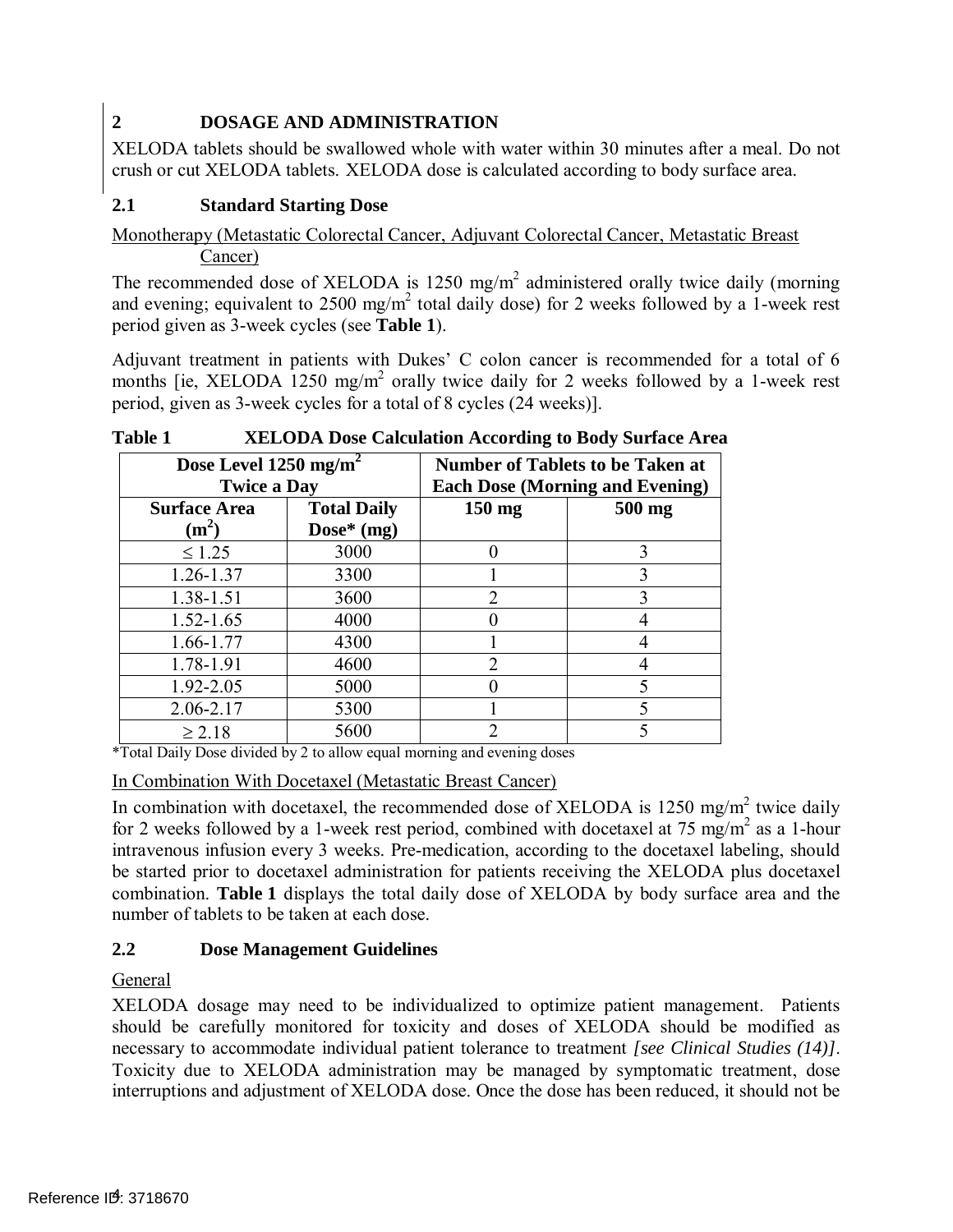## 2 DOSAGE AND ADMINISTRATION

XELODA tablets should be swallowed whole with water within 30 minutes after a meal. Do not crush or cut XELODA tablets. XELODA dose is calculated according to body surface area.

### 2.1 Standard Starting Dose

Monotherapy (Metastatic Colorectal Cancer, Adjuvant Colorectal Cancer, Metastatic Breast Cancer)

The recommended dose of XELODA is 1250 mg/m$^2$ administered orally twice daily (morning and evening; equivalent to 2500 mg/m$^2$ total daily dose) for 2 weeks followed by a 1-week rest period given as 3-week cycles (see **Table 1**).

Adjuvant treatment in patients with Dukes' C colon cancer is recommended for a total of 6 months [ie, XELODA 1250 mg/m$^2$ orally twice daily for 2 weeks followed by a 1-week rest period, given as 3-week cycles for a total of 8 cycles (24 weeks)].

**Table 1 XELODA Dose Calculation According to Body Surface Area**

| Dose Level 1250 mg/m$^2$ Twice a Day | | Number of Tablets to be Taken at Each Dose (Morning and Evening) | |
|---|---|---|---|
| **Surface Area (m$^2$)** | **Total Daily Dose* (mg)** | **150 mg** | **500 mg** |
| ≤ 1.25 | 3000 | 0 | 3 |
| 1.26-1.37 | 3300 | 1 | 3 |
| 1.38-1.51 | 3600 | 2 | 3 |
| 1.52-1.65 | 4000 | 0 | 4 |
| 1.66-1.77 | 4300 | 1 | 4 |
| 1.78-1.91 | 4600 | 2 | 4 |
| 1.92-2.05 | 5000 | 0 | 5 |
| 2.06-2.17 | 5300 | 1 | 5 |
| ≥ 2.18 | 5600 | 2 | 5 |

*Total Daily Dose divided by 2 to allow equal morning and evening doses

In Combination With Docetaxel (Metastatic Breast Cancer)

In combination with docetaxel, the recommended dose of XELODA is 1250 mg/m$^2$ twice daily for 2 weeks followed by a 1-week rest period, combined with docetaxel at 75 mg/m$^2$ as a 1-hour intravenous infusion every 3 weeks. Pre-medication, according to the docetaxel labeling, should be started prior to docetaxel administration for patients receiving the XELODA plus docetaxel combination. **Table 1** displays the total daily dose of XELODA by body surface area and the number of tablets to be taken at each dose.

### 2.2 Dose Management Guidelines

General

XELODA dosage may need to be individualized to optimize patient management. Patients should be carefully monitored for toxicity and doses of XELODA should be modified as necessary to accommodate individual patient tolerance to treatment *[see Clinical Studies (14)]*. Toxicity due to XELODA administration may be managed by symptomatic treatment, dose interruptions and adjustment of XELODA dose. Once the dose has been reduced, it should not be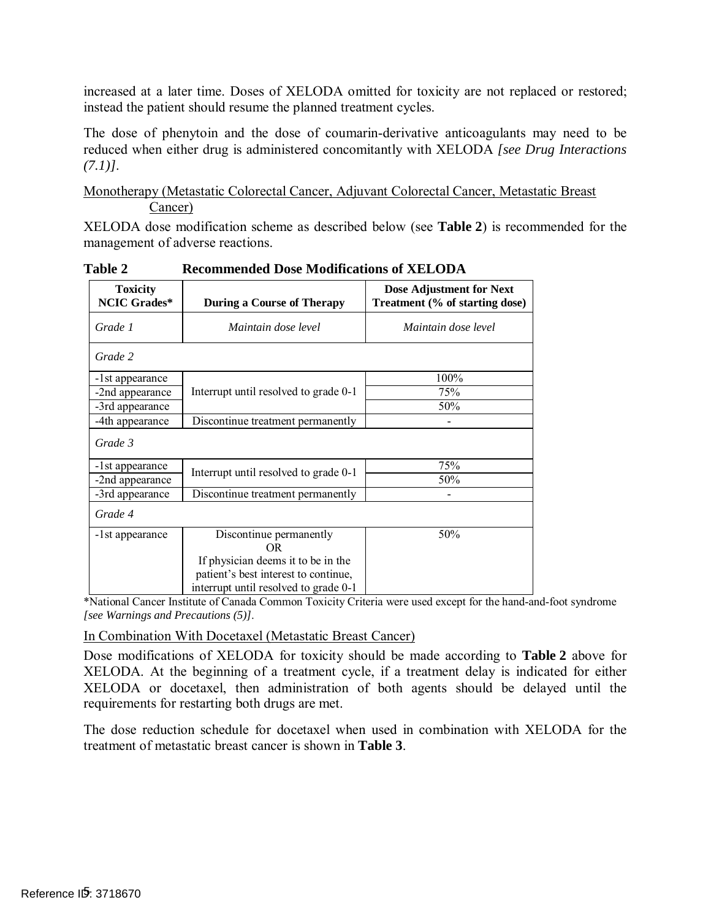increased at a later time. Doses of XELODA omitted for toxicity are not replaced or restored; instead the patient should resume the planned treatment cycles.

The dose of phenytoin and the dose of coumarin-derivative anticoagulants may need to be reduced when either drug is administered concomitantly with XELODA *[see Drug Interactions (7.1)]*.

Monotherapy (Metastatic Colorectal Cancer, Adjuvant Colorectal Cancer, Metastatic Breast Cancer)

XELODA dose modification scheme as described below (see **Table 2**) is recommended for the management of adverse reactions.

**Table 2 Recommended Dose Modifications of XELODA**

| Toxicity NCIC Grades* | During a Course of Therapy | Dose Adjustment for Next Treatment (% of starting dose) |
|---|---|---|
| *Grade 1* | *Maintain dose level* | *Maintain dose level* |
| *Grade 2* | | |
| -1st appearance | Interrupt until resolved to grade 0-1 | 100% |
| -2nd appearance | | 75% |
| -3rd appearance | | 50% |
| -4th appearance | Discontinue treatment permanently | - |
| *Grade 3* | | |
| -1st appearance | Interrupt until resolved to grade 0-1 | 75% |
| -2nd appearance | | 50% |
| -3rd appearance | Discontinue treatment permanently | - |
| *Grade 4* | | |
| -1st appearance | Discontinue permanently OR If physician deems it to be in the patient's best interest to continue, interrupt until resolved to grade 0-1 | 50% |

*National Cancer Institute of Canada Common Toxicity Criteria were used except for the hand-and-foot syndrome *[see Warnings and Precautions (5)]*.

In Combination With Docetaxel (Metastatic Breast Cancer)

Dose modifications of XELODA for toxicity should be made according to **Table 2** above for XELODA. At the beginning of a treatment cycle, if a treatment delay is indicated for either XELODA or docetaxel, then administration of both agents should be delayed until the requirements for restarting both drugs are met.

The dose reduction schedule for docetaxel when used in combination with XELODA for the treatment of metastatic breast cancer is shown in **Table 3**.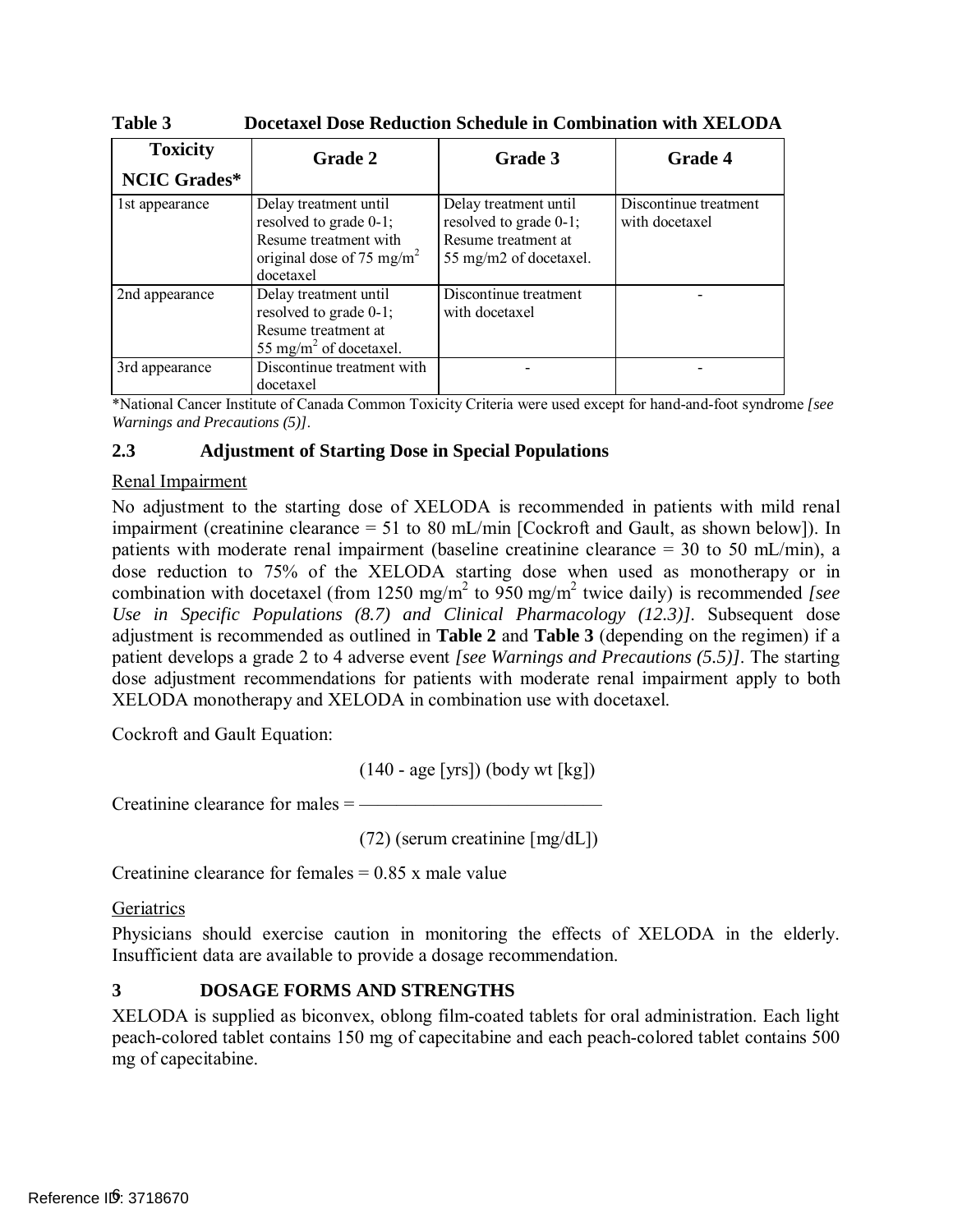**Table 3 Docetaxel Dose Reduction Schedule in Combination with XELODA**

| Toxicity NCIC Grades* | Grade 2 | Grade 3 | Grade 4 |
|---|---|---|---|
| 1st appearance | Delay treatment until resolved to grade 0-1; Resume treatment with original dose of 75 $mg/m^2$ docetaxel | Delay treatment until resolved to grade 0-1; Resume treatment at 55 mg/m2 of docetaxel. | Discontinue treatment with docetaxel |
| 2nd appearance | Delay treatment until resolved to grade 0-1; Resume treatment at 55 $mg/m^2$ of docetaxel. | Discontinue treatment with docetaxel | - |
| 3rd appearance | Discontinue treatment with docetaxel | - | - |

*National Cancer Institute of Canada Common Toxicity Criteria were used except for hand-and-foot syndrome *[see Warnings and Precautions (5)]*.

### 2.3 Adjustment of Starting Dose in Special Populations

Renal Impairment

No adjustment to the starting dose of XELODA is recommended in patients with mild renal impairment (creatinine clearance = 51 to 80 mL/min [Cockroft and Gault, as shown below]). In patients with moderate renal impairment (baseline creatinine clearance = 30 to 50 mL/min), a dose reduction to 75% of the XELODA starting dose when used as monotherapy or in combination with docetaxel (from 1250 $mg/m^2$ to 950 $mg/m^2$ twice daily) is recommended *[see Use in Specific Populations (8.7) and Clinical Pharmacology (12.3)]*. Subsequent dose adjustment is recommended as outlined in **Table 2** and **Table 3** (depending on the regimen) if a patient develops a grade 2 to 4 adverse event *[see Warnings and Precautions (5.5)]*. The starting dose adjustment recommendations for patients with moderate renal impairment apply to both XELODA monotherapy and XELODA in combination use with docetaxel.

Cockroft and Gault Equation:

$$\text{Creatinine clearance for males} = \frac{(140 - \text{age [yrs]})\ (\text{body wt [kg]})}{(72)\ (\text{serum creatinine [mg/dL]})}$$

Creatinine clearance for females = 0.85 x male value

Geriatrics

Physicians should exercise caution in monitoring the effects of XELODA in the elderly. Insufficient data are available to provide a dosage recommendation.

## 3 DOSAGE FORMS AND STRENGTHS

XELODA is supplied as biconvex, oblong film-coated tablets for oral administration. Each light peach-colored tablet contains 150 mg of capecitabine and each peach-colored tablet contains 500 mg of capecitabine.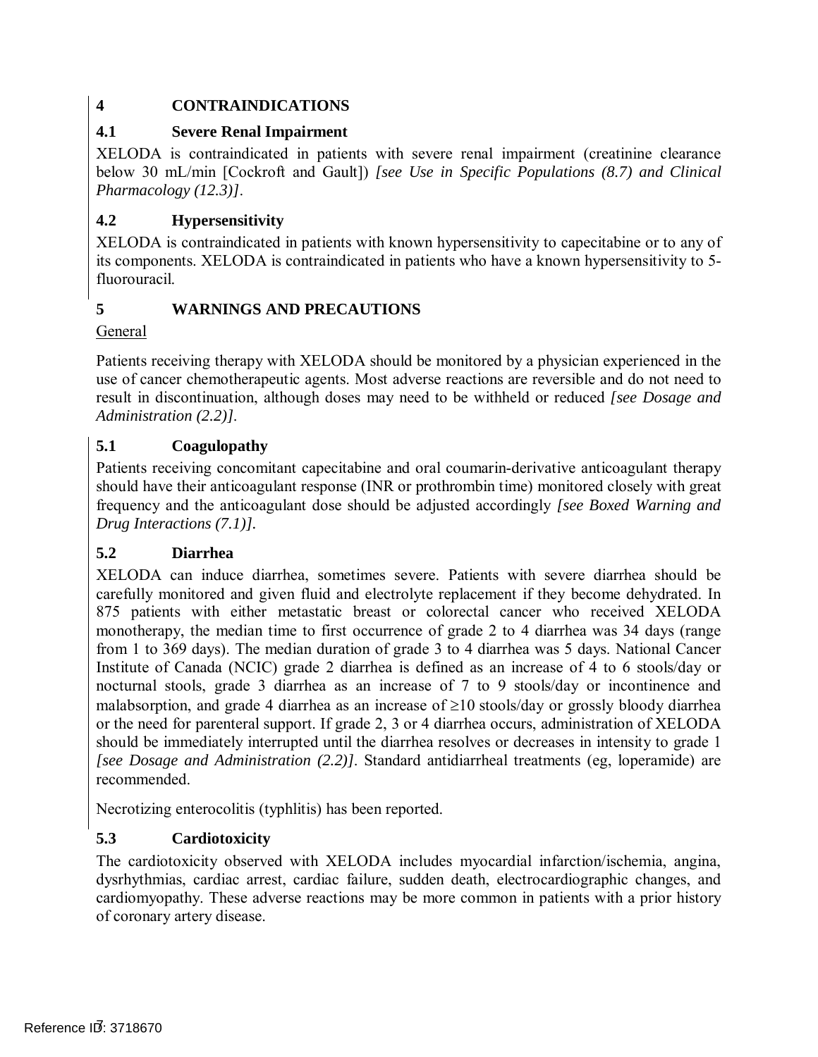# 4 CONTRAINDICATIONS

## 4.1 Severe Renal Impairment

XELODA is contraindicated in patients with severe renal impairment (creatinine clearance below 30 mL/min [Cockroft and Gault]) *[see Use in Specific Populations (8.7) and Clinical Pharmacology (12.3)]*.

## 4.2 Hypersensitivity

XELODA is contraindicated in patients with known hypersensitivity to capecitabine or to any of its components. XELODA is contraindicated in patients who have a known hypersensitivity to 5-fluorouracil.

# 5 WARNINGS AND PRECAUTIONS

General

Patients receiving therapy with XELODA should be monitored by a physician experienced in the use of cancer chemotherapeutic agents. Most adverse reactions are reversible and do not need to result in discontinuation, although doses may need to be withheld or reduced *[see Dosage and Administration (2.2)]*.

## 5.1 Coagulopathy

Patients receiving concomitant capecitabine and oral coumarin-derivative anticoagulant therapy should have their anticoagulant response (INR or prothrombin time) monitored closely with great frequency and the anticoagulant dose should be adjusted accordingly *[see Boxed Warning and Drug Interactions (7.1)]*.

## 5.2 Diarrhea

XELODA can induce diarrhea, sometimes severe. Patients with severe diarrhea should be carefully monitored and given fluid and electrolyte replacement if they become dehydrated. In 875 patients with either metastatic breast or colorectal cancer who received XELODA monotherapy, the median time to first occurrence of grade 2 to 4 diarrhea was 34 days (range from 1 to 369 days). The median duration of grade 3 to 4 diarrhea was 5 days. National Cancer Institute of Canada (NCIC) grade 2 diarrhea is defined as an increase of 4 to 6 stools/day or nocturnal stools, grade 3 diarrhea as an increase of 7 to 9 stools/day or incontinence and malabsorption, and grade 4 diarrhea as an increase of ≥10 stools/day or grossly bloody diarrhea or the need for parenteral support. If grade 2, 3 or 4 diarrhea occurs, administration of XELODA should be immediately interrupted until the diarrhea resolves or decreases in intensity to grade 1 *[see Dosage and Administration (2.2)]*. Standard antidiarrheal treatments (eg, loperamide) are recommended.

Necrotizing enterocolitis (typhlitis) has been reported.

## 5.3 Cardiotoxicity

The cardiotoxicity observed with XELODA includes myocardial infarction/ischemia, angina, dysrhythmias, cardiac arrest, cardiac failure, sudden death, electrocardiographic changes, and cardiomyopathy. These adverse reactions may be more common in patients with a prior history of coronary artery disease.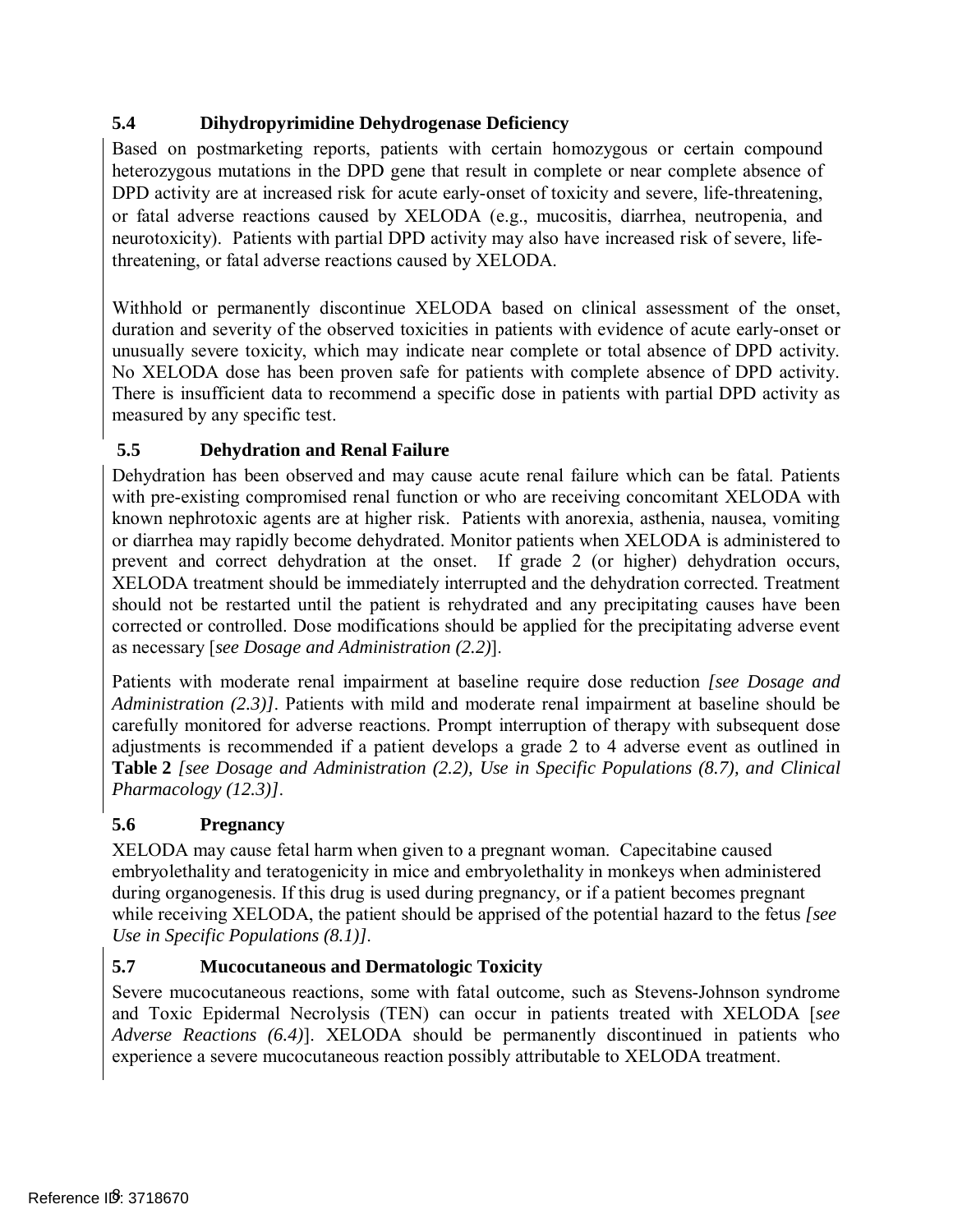### 5.4 Dihydropyrimidine Dehydrogenase Deficiency

Based on postmarketing reports, patients with certain homozygous or certain compound heterozygous mutations in the DPD gene that result in complete or near complete absence of DPD activity are at increased risk for acute early-onset of toxicity and severe, life-threatening, or fatal adverse reactions caused by XELODA (e.g., mucositis, diarrhea, neutropenia, and neurotoxicity). Patients with partial DPD activity may also have increased risk of severe, life-threatening, or fatal adverse reactions caused by XELODA.

Withhold or permanently discontinue XELODA based on clinical assessment of the onset, duration and severity of the observed toxicities in patients with evidence of acute early-onset or unusually severe toxicity, which may indicate near complete or total absence of DPD activity. No XELODA dose has been proven safe for patients with complete absence of DPD activity. There is insufficient data to recommend a specific dose in patients with partial DPD activity as measured by any specific test.

### 5.5 Dehydration and Renal Failure

Dehydration has been observed and may cause acute renal failure which can be fatal. Patients with pre-existing compromised renal function or who are receiving concomitant XELODA with known nephrotoxic agents are at higher risk. Patients with anorexia, asthenia, nausea, vomiting or diarrhea may rapidly become dehydrated. Monitor patients when XELODA is administered to prevent and correct dehydration at the onset. If grade 2 (or higher) dehydration occurs, XELODA treatment should be immediately interrupted and the dehydration corrected. Treatment should not be restarted until the patient is rehydrated and any precipitating causes have been corrected or controlled. Dose modifications should be applied for the precipitating adverse event as necessary [*see Dosage and Administration (2.2)*].

Patients with moderate renal impairment at baseline require dose reduction *[see Dosage and Administration (2.3)]*. Patients with mild and moderate renal impairment at baseline should be carefully monitored for adverse reactions. Prompt interruption of therapy with subsequent dose adjustments is recommended if a patient develops a grade 2 to 4 adverse event as outlined in **Table 2** *[see Dosage and Administration (2.2), Use in Specific Populations (8.7), and Clinical Pharmacology (12.3)]*.

### 5.6 Pregnancy

XELODA may cause fetal harm when given to a pregnant woman. Capecitabine caused embryolethality and teratogenicity in mice and embryolethality in monkeys when administered during organogenesis. If this drug is used during pregnancy, or if a patient becomes pregnant while receiving XELODA, the patient should be apprised of the potential hazard to the fetus *[see Use in Specific Populations (8.1)]*.

### 5.7 Mucocutaneous and Dermatologic Toxicity

Severe mucocutaneous reactions, some with fatal outcome, such as Stevens-Johnson syndrome and Toxic Epidermal Necrolysis (TEN) can occur in patients treated with XELODA [*see Adverse Reactions (6.4)*]. XELODA should be permanently discontinued in patients who experience a severe mucocutaneous reaction possibly attributable to XELODA treatment.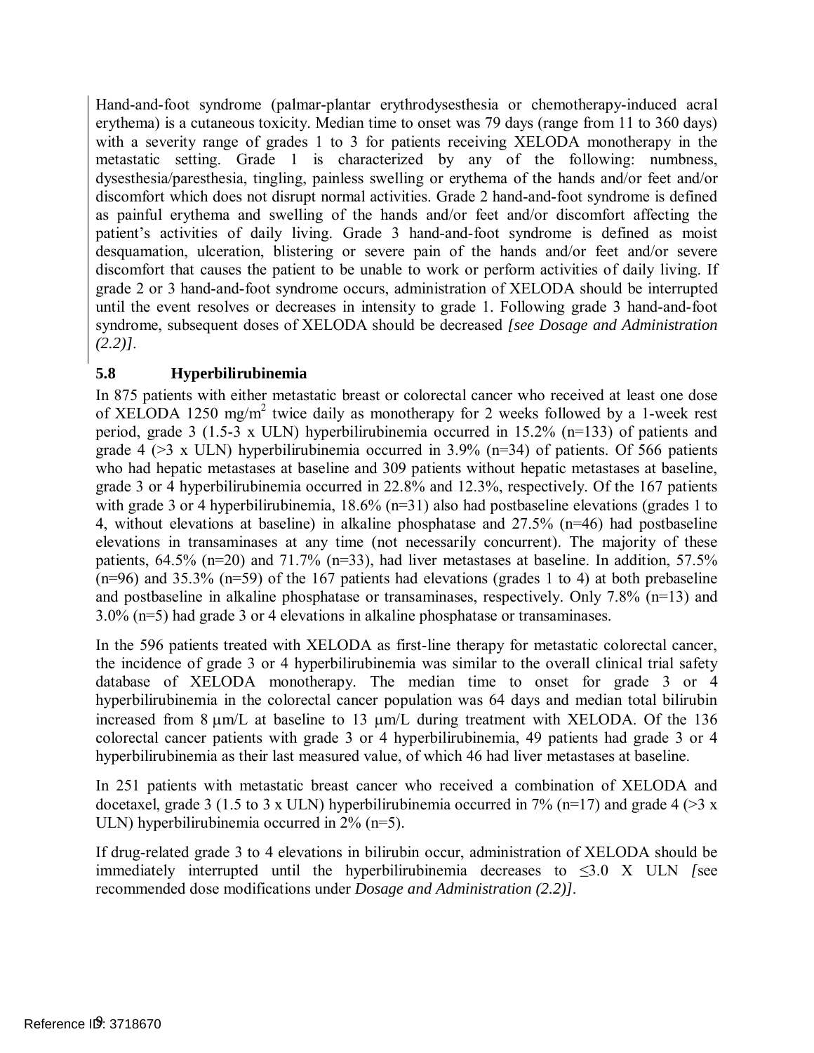Hand-and-foot syndrome (palmar-plantar erythrodysesthesia or chemotherapy-induced acral erythema) is a cutaneous toxicity. Median time to onset was 79 days (range from 11 to 360 days) with a severity range of grades 1 to 3 for patients receiving XELODA monotherapy in the metastatic setting. Grade 1 is characterized by any of the following: numbness, dysesthesia/paresthesia, tingling, painless swelling or erythema of the hands and/or feet and/or discomfort which does not disrupt normal activities. Grade 2 hand-and-foot syndrome is defined as painful erythema and swelling of the hands and/or feet and/or discomfort affecting the patient's activities of daily living. Grade 3 hand-and-foot syndrome is defined as moist desquamation, ulceration, blistering or severe pain of the hands and/or feet and/or severe discomfort that causes the patient to be unable to work or perform activities of daily living. If grade 2 or 3 hand-and-foot syndrome occurs, administration of XELODA should be interrupted until the event resolves or decreases in intensity to grade 1. Following grade 3 hand-and-foot syndrome, subsequent doses of XELODA should be decreased *[see Dosage and Administration (2.2)]*.

### 5.8 Hyperbilirubinemia

In 875 patients with either metastatic breast or colorectal cancer who received at least one dose of XELODA 1250 mg/m$^2$ twice daily as monotherapy for 2 weeks followed by a 1-week rest period, grade 3 (1.5-3 x ULN) hyperbilirubinemia occurred in 15.2% (n=133) of patients and grade 4 (>3 x ULN) hyperbilirubinemia occurred in 3.9% (n=34) of patients. Of 566 patients who had hepatic metastases at baseline and 309 patients without hepatic metastases at baseline, grade 3 or 4 hyperbilirubinemia occurred in 22.8% and 12.3%, respectively. Of the 167 patients with grade 3 or 4 hyperbilirubinemia, 18.6% (n=31) also had postbaseline elevations (grades 1 to 4, without elevations at baseline) in alkaline phosphatase and 27.5% (n=46) had postbaseline elevations in transaminases at any time (not necessarily concurrent). The majority of these patients, 64.5% (n=20) and 71.7% (n=33), had liver metastases at baseline. In addition, 57.5% (n=96) and 35.3% (n=59) of the 167 patients had elevations (grades 1 to 4) at both prebaseline and postbaseline in alkaline phosphatase or transaminases, respectively. Only 7.8% (n=13) and 3.0% (n=5) had grade 3 or 4 elevations in alkaline phosphatase or transaminases.

In the 596 patients treated with XELODA as first-line therapy for metastatic colorectal cancer, the incidence of grade 3 or 4 hyperbilirubinemia was similar to the overall clinical trial safety database of XELODA monotherapy. The median time to onset for grade 3 or 4 hyperbilirubinemia in the colorectal cancer population was 64 days and median total bilirubin increased from 8 μm/L at baseline to 13 μm/L during treatment with XELODA. Of the 136 colorectal cancer patients with grade 3 or 4 hyperbilirubinemia, 49 patients had grade 3 or 4 hyperbilirubinemia as their last measured value, of which 46 had liver metastases at baseline.

In 251 patients with metastatic breast cancer who received a combination of XELODA and docetaxel, grade 3 (1.5 to 3 x ULN) hyperbilirubinemia occurred in 7% (n=17) and grade 4 (>3 x ULN) hyperbilirubinemia occurred in 2% (n=5).

If drug-related grade 3 to 4 elevations in bilirubin occur, administration of XELODA should be immediately interrupted until the hyperbilirubinemia decreases to ≤3.0 X ULN *[*see recommended dose modifications under *Dosage and Administration (2.2)]*.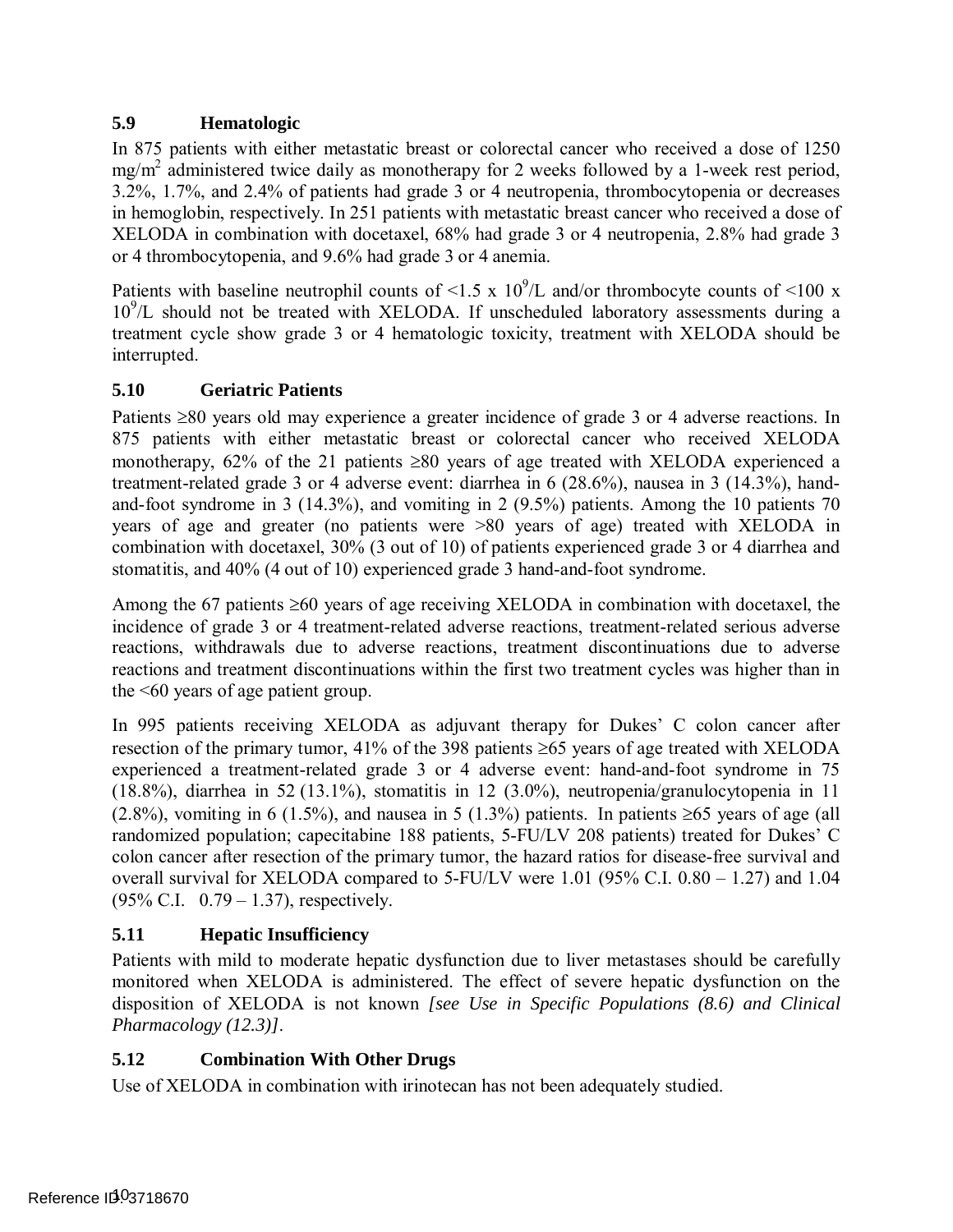### 5.9 Hematologic

In 875 patients with either metastatic breast or colorectal cancer who received a dose of 1250 $mg/m^2$ administered twice daily as monotherapy for 2 weeks followed by a 1-week rest period, 3.2%, 1.7%, and 2.4% of patients had grade 3 or 4 neutropenia, thrombocytopenia or decreases in hemoglobin, respectively. In 251 patients with metastatic breast cancer who received a dose of XELODA in combination with docetaxel, 68% had grade 3 or 4 neutropenia, 2.8% had grade 3 or 4 thrombocytopenia, and 9.6% had grade 3 or 4 anemia.

Patients with baseline neutrophil counts of $<1.5 \times 10^9/L$ and/or thrombocyte counts of $<100 \times 10^9/L$ should not be treated with XELODA. If unscheduled laboratory assessments during a treatment cycle show grade 3 or 4 hematologic toxicity, treatment with XELODA should be interrupted.

### 5.10 Geriatric Patients

Patients ≥80 years old may experience a greater incidence of grade 3 or 4 adverse reactions. In 875 patients with either metastatic breast or colorectal cancer who received XELODA monotherapy, 62% of the 21 patients ≥80 years of age treated with XELODA experienced a treatment-related grade 3 or 4 adverse event: diarrhea in 6 (28.6%), nausea in 3 (14.3%), hand-and-foot syndrome in 3 (14.3%), and vomiting in 2 (9.5%) patients. Among the 10 patients 70 years of age and greater (no patients were >80 years of age) treated with XELODA in combination with docetaxel, 30% (3 out of 10) of patients experienced grade 3 or 4 diarrhea and stomatitis, and 40% (4 out of 10) experienced grade 3 hand-and-foot syndrome.

Among the 67 patients ≥60 years of age receiving XELODA in combination with docetaxel, the incidence of grade 3 or 4 treatment-related adverse reactions, treatment-related serious adverse reactions, withdrawals due to adverse reactions, treatment discontinuations due to adverse reactions and treatment discontinuations within the first two treatment cycles was higher than in the <60 years of age patient group.

In 995 patients receiving XELODA as adjuvant therapy for Dukes' C colon cancer after resection of the primary tumor, 41% of the 398 patients ≥65 years of age treated with XELODA experienced a treatment-related grade 3 or 4 adverse event: hand-and-foot syndrome in 75 (18.8%), diarrhea in 52 (13.1%), stomatitis in 12 (3.0%), neutropenia/granulocytopenia in 11 (2.8%), vomiting in 6 (1.5%), and nausea in 5 (1.3%) patients. In patients ≥65 years of age (all randomized population; capecitabine 188 patients, 5-FU/LV 208 patients) treated for Dukes' C colon cancer after resection of the primary tumor, the hazard ratios for disease-free survival and overall survival for XELODA compared to 5-FU/LV were 1.01 (95% C.I. 0.80 – 1.27) and 1.04 (95% C.I. 0.79 – 1.37), respectively.

### 5.11 Hepatic Insufficiency

Patients with mild to moderate hepatic dysfunction due to liver metastases should be carefully monitored when XELODA is administered. The effect of severe hepatic dysfunction on the disposition of XELODA is not known *[see Use in Specific Populations (8.6) and Clinical Pharmacology (12.3)]*.

### 5.12 Combination With Other Drugs

Use of XELODA in combination with irinotecan has not been adequately studied.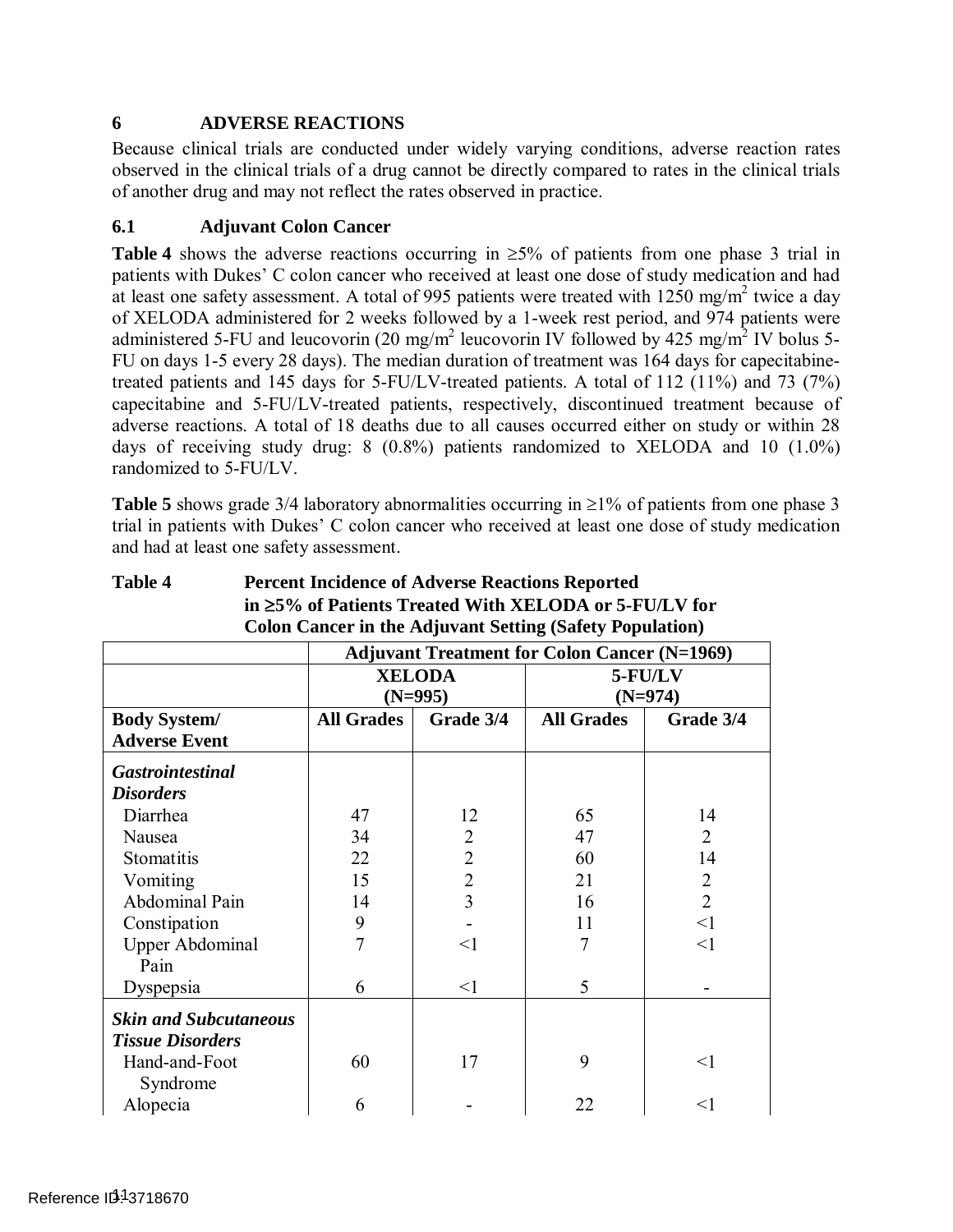## 6 ADVERSE REACTIONS

Because clinical trials are conducted under widely varying conditions, adverse reaction rates observed in the clinical trials of a drug cannot be directly compared to rates in the clinical trials of another drug and may not reflect the rates observed in practice.

### 6.1 Adjuvant Colon Cancer

**Table 4** shows the adverse reactions occurring in ≥5% of patients from one phase 3 trial in patients with Dukes' C colon cancer who received at least one dose of study medication and had at least one safety assessment. A total of 995 patients were treated with 1250 mg/m$^2$ twice a day of XELODA administered for 2 weeks followed by a 1-week rest period, and 974 patients were administered 5-FU and leucovorin (20 mg/m$^2$ leucovorin IV followed by 425 mg/m$^2$ IV bolus 5-FU on days 1-5 every 28 days). The median duration of treatment was 164 days for capecitabine-treated patients and 145 days for 5-FU/LV-treated patients. A total of 112 (11%) and 73 (7%) capecitabine and 5-FU/LV-treated patients, respectively, discontinued treatment because of adverse reactions. A total of 18 deaths due to all causes occurred either on study or within 28 days of receiving study drug: 8 (0.8%) patients randomized to XELODA and 10 (1.0%) randomized to 5-FU/LV.

**Table 5** shows grade 3/4 laboratory abnormalities occurring in ≥1% of patients from one phase 3 trial in patients with Dukes' C colon cancer who received at least one dose of study medication and had at least one safety assessment.

**Table 4 Percent Incidence of Adverse Reactions Reported in ≥5% of Patients Treated With XELODA or 5-FU/LV for Colon Cancer in the Adjuvant Setting (Safety Population)**

| | Adjuvant Treatment for Colon Cancer (N=1969) | | | |
|---|---|---|---|---|
| | XELODA (N=995) | | 5-FU/LV (N=974) | |
| **Body System/ Adverse Event** | **All Grades** | **Grade 3/4** | **All Grades** | **Grade 3/4** |
| ***Gastrointestinal Disorders*** | | | | |
| Diarrhea | 47 | 12 | 65 | 14 |
| Nausea | 34 | 2 | 47 | 2 |
| Stomatitis | 22 | 2 | 60 | 14 |
| Vomiting | 15 | 2 | 21 | 2 |
| Abdominal Pain | 14 | 3 | 16 | 2 |
| Constipation | 9 | - | 11 | <1 |
| Upper Abdominal Pain | 7 | <1 | 7 | <1 |
| Dyspepsia | 6 | <1 | 5 | - |
| ***Skin and Subcutaneous Tissue Disorders*** | | | | |
| Hand-and-Foot Syndrome | 60 | 17 | 9 | <1 |
| Alopecia | 6 | - | 22 | <1 |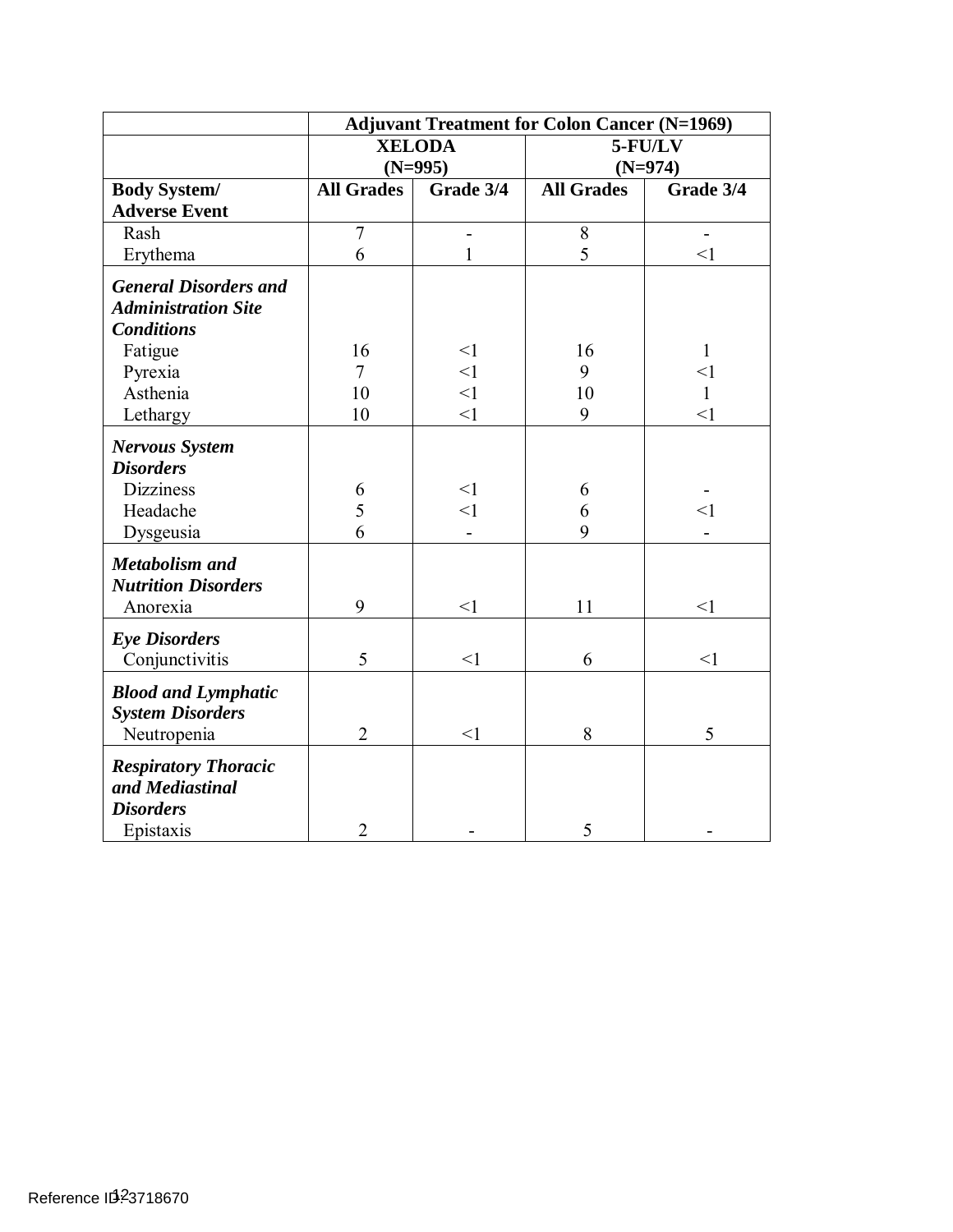| | Adjuvant Treatment for Colon Cancer (N=1969) | | | |
|---|---|---|---|---|
| | XELODA (N=995) | | 5-FU/LV (N=974) | |
| **Body System/ Adverse Event** | **All Grades** | **Grade 3/4** | **All Grades** | **Grade 3/4** |
| Rash | 7 | - | 8 | - |
| Erythema | 6 | 1 | 5 | <1 |
| ***General Disorders and Administration Site Conditions*** | | | | |
| Fatigue | 16 | <1 | 16 | 1 |
| Pyrexia | 7 | <1 | 9 | <1 |
| Asthenia | 10 | <1 | 10 | 1 |
| Lethargy | 10 | <1 | 9 | <1 |
| ***Nervous System Disorders*** | | | | |
| Dizziness | 6 | <1 | 6 | - |
| Headache | 5 | <1 | 6 | <1 |
| Dysgeusia | 6 | - | 9 | - |
| ***Metabolism and Nutrition Disorders*** | | | | |
| Anorexia | 9 | <1 | 11 | <1 |
| ***Eye Disorders*** | | | | |
| Conjunctivitis | 5 | <1 | 6 | <1 |
| ***Blood and Lymphatic System Disorders*** | | | | |
| Neutropenia | 2 | <1 | 8 | 5 |
| ***Respiratory Thoracic and Mediastinal Disorders*** | | | | |
| Epistaxis | 2 | - | 5 | - |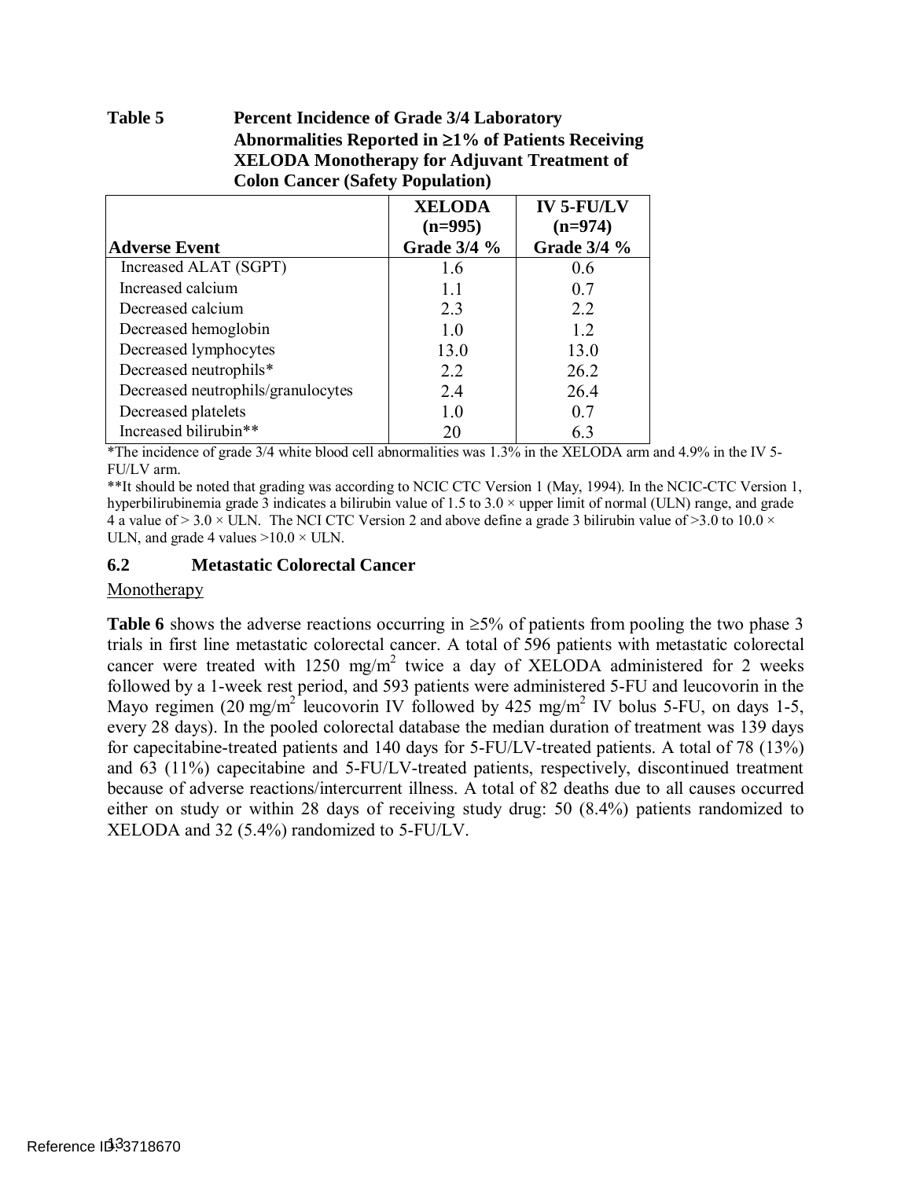**Table 5 Percent Incidence of Grade 3/4 Laboratory Abnormalities Reported in ≥1% of Patients Receiving XELODA Monotherapy for Adjuvant Treatment of Colon Cancer (Safety Population)**

| Adverse Event | XELODA (n=995) Grade 3/4 % | IV 5-FU/LV (n=974) Grade 3/4 % |
|---|---|---|
| Increased ALAT (SGPT) | 1.6 | 0.6 |
| Increased calcium | 1.1 | 0.7 |
| Decreased calcium | 2.3 | 2.2 |
| Decreased hemoglobin | 1.0 | 1.2 |
| Decreased lymphocytes | 13.0 | 13.0 |
| Decreased neutrophils* | 2.2 | 26.2 |
| Decreased neutrophils/granulocytes | 2.4 | 26.4 |
| Decreased platelets | 1.0 | 0.7 |
| Increased bilirubin** | 20 | 6.3 |

*The incidence of grade 3/4 white blood cell abnormalities was 1.3% in the XELODA arm and 4.9% in the IV 5-FU/LV arm.

**It should be noted that grading was according to NCIC CTC Version 1 (May, 1994). In the NCIC-CTC Version 1, hyperbilirubinemia grade 3 indicates a bilirubin value of 1.5 to 3.0 × upper limit of normal (ULN) range, and grade 4 a value of > 3.0 × ULN. The NCI CTC Version 2 and above define a grade 3 bilirubin value of >3.0 to 10.0 × ULN, and grade 4 values >10.0 × ULN.

## 6.2 Metastatic Colorectal Cancer

Monotherapy

**Table 6** shows the adverse reactions occurring in ≥5% of patients from pooling the two phase 3 trials in first line metastatic colorectal cancer. A total of 596 patients with metastatic colorectal cancer were treated with 1250 mg/m$^2$ twice a day of XELODA administered for 2 weeks followed by a 1-week rest period, and 593 patients were administered 5-FU and leucovorin in the Mayo regimen (20 mg/m$^2$ leucovorin IV followed by 425 mg/m$^2$ IV bolus 5-FU, on days 1-5, every 28 days). In the pooled colorectal database the median duration of treatment was 139 days for capecitabine-treated patients and 140 days for 5-FU/LV-treated patients. A total of 78 (13%) and 63 (11%) capecitabine and 5-FU/LV-treated patients, respectively, discontinued treatment because of adverse reactions/intercurrent illness. A total of 82 deaths due to all causes occurred either on study or within 28 days of receiving study drug: 50 (8.4%) patients randomized to XELODA and 32 (5.4%) randomized to 5-FU/LV.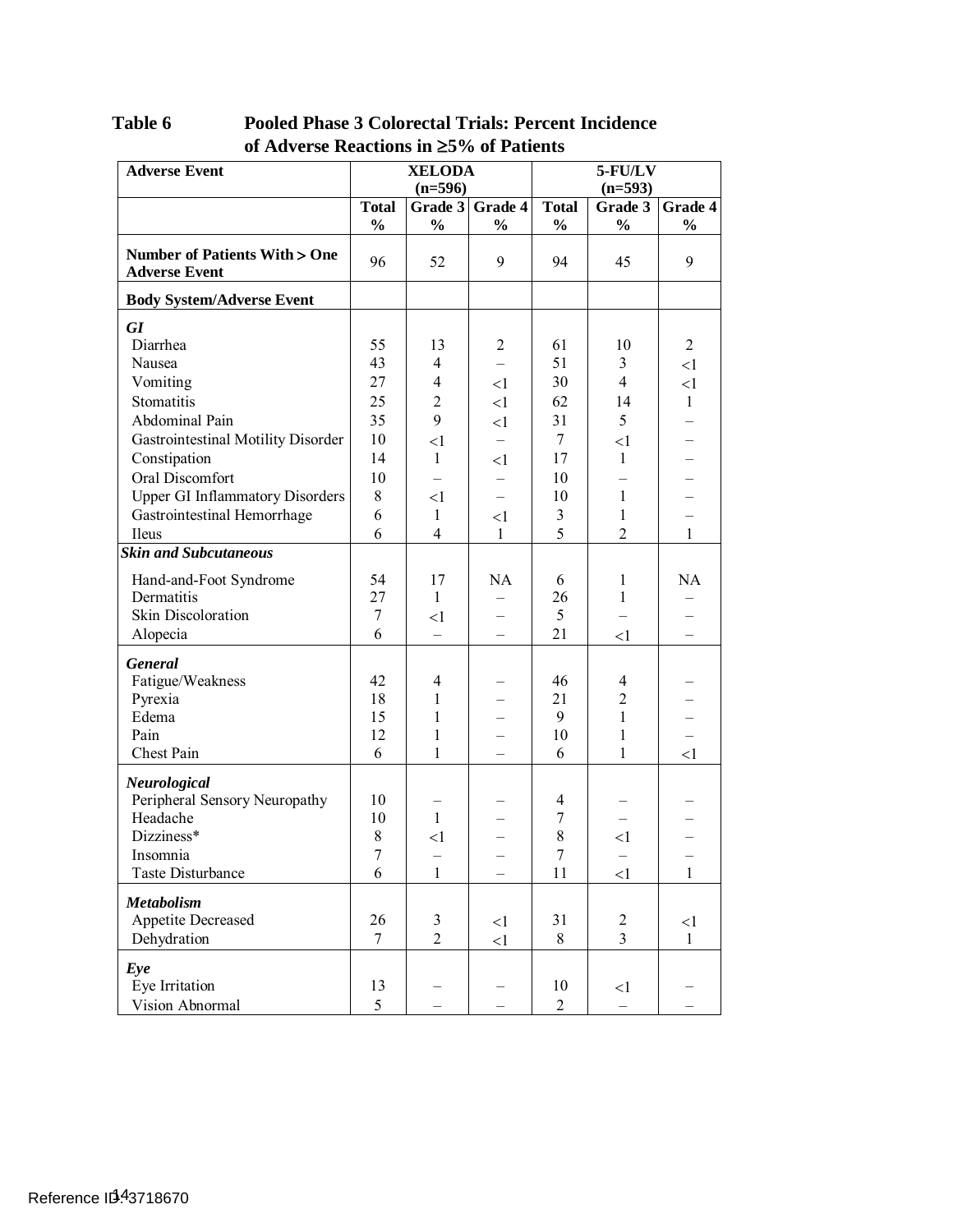**Table 6 Pooled Phase 3 Colorectal Trials: Percent Incidence of Adverse Reactions in ≥5% of Patients**

| Adverse Event | XELODA (n=596) | | | 5-FU/LV (n=593) | | |
|---|---|---|---|---|---|---|
| | Total % | Grade 3 % | Grade 4 % | Total % | Grade 3 % | Grade 4 % |
| **Number of Patients With > One Adverse Event** | 96 | 52 | 9 | 94 | 45 | 9 |
| **Body System/Adverse Event** | | | | | | |
| ***GI*** | | | | | | |
| Diarrhea | 55 | 13 | 2 | 61 | 10 | 2 |
| Nausea | 43 | 4 | – | 51 | 3 | <1 |
| Vomiting | 27 | 4 | <1 | 30 | 4 | <1 |
| Stomatitis | 25 | 2 | <1 | 62 | 14 | 1 |
| Abdominal Pain | 35 | 9 | <1 | 31 | 5 | – |
| Gastrointestinal Motility Disorder | 10 | <1 | – | 7 | <1 | – |
| Constipation | 14 | 1 | <1 | 17 | 1 | – |
| Oral Discomfort | 10 | – | – | 10 | – | – |
| Upper GI Inflammatory Disorders | 8 | <1 | – | 10 | 1 | – |
| Gastrointestinal Hemorrhage | 6 | 1 | <1 | 3 | 1 | – |
| Ileus | 6 | 4 | 1 | 5 | 2 | 1 |
| ***Skin and Subcutaneous*** | | | | | | |
| Hand-and-Foot Syndrome | 54 | 17 | NA | 6 | 1 | NA |
| Dermatitis | 27 | 1 | – | 26 | 1 | – |
| Skin Discoloration | 7 | <1 | – | 5 | – | – |
| Alopecia | 6 | – | – | 21 | <1 | – |
| ***General*** | | | | | | |
| Fatigue/Weakness | 42 | 4 | – | 46 | 4 | – |
| Pyrexia | 18 | 1 | – | 21 | 2 | – |
| Edema | 15 | 1 | – | 9 | 1 | – |
| Pain | 12 | 1 | – | 10 | 1 | – |
| Chest Pain | 6 | 1 | – | 6 | 1 | <1 |
| ***Neurological*** | | | | | | |
| Peripheral Sensory Neuropathy | 10 | – | – | 4 | – | – |
| Headache | 10 | 1 | – | 7 | – | – |
| Dizziness* | 8 | <1 | – | 8 | <1 | – |
| Insomnia | 7 | – | – | 7 | – | – |
| Taste Disturbance | 6 | 1 | – | 11 | <1 | 1 |
| ***Metabolism*** | | | | | | |
| Appetite Decreased | 26 | 3 | <1 | 31 | 2 | <1 |
| Dehydration | 7 | 2 | <1 | 8 | 3 | 1 |
| ***Eye*** | | | | | | |
| Eye Irritation | 13 | – | – | 10 | <1 | – |
| Vision Abnormal | 5 | – | – | 2 | – | – |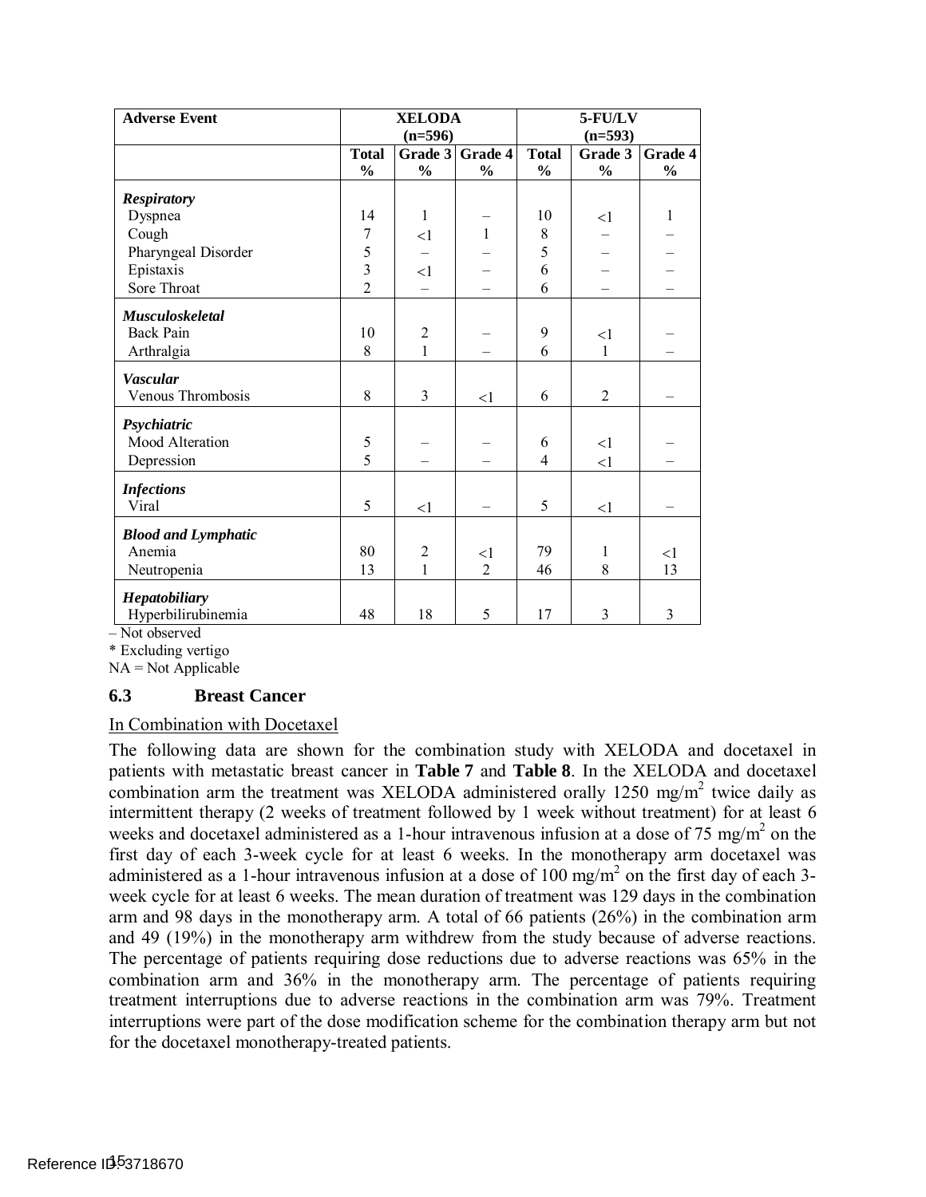| Adverse Event | XELODA (n=596) | | | 5-FU/LV (n=593) | | |
|---|---|---|---|---|---|---|
| | Total % | Grade 3 % | Grade 4 % | Total % | Grade 3 % | Grade 4 % |
| ***Respiratory*** | | | | | | |
| Dyspnea | 14 | 1 | – | 10 | <1 | 1 |
| Cough | 7 | <1 | 1 | 8 | – | – |
| Pharyngeal Disorder | 5 | – | – | 5 | – | – |
| Epistaxis | 3 | <1 | – | 6 | – | – |
| Sore Throat | 2 | – | – | 6 | – | – |
| ***Musculoskeletal*** | | | | | | |
| Back Pain | 10 | 2 | – | 9 | <1 | – |
| Arthralgia | 8 | 1 | – | 6 | 1 | – |
| ***Vascular*** | | | | | | |
| Venous Thrombosis | 8 | 3 | <1 | 6 | 2 | – |
| ***Psychiatric*** | | | | | | |
| Mood Alteration | 5 | – | – | 6 | <1 | – |
| Depression | 5 | – | – | 4 | <1 | – |
| ***Infections*** | | | | | | |
| Viral | 5 | <1 | – | 5 | <1 | – |
| ***Blood and Lymphatic*** | | | | | | |
| Anemia | 80 | 2 | <1 | 79 | 1 | <1 |
| Neutropenia | 13 | 1 | 2 | 46 | 8 | 13 |
| ***Hepatobiliary*** | | | | | | |
| Hyperbilirubinemia | 48 | 18 | 5 | 17 | 3 | 3 |

– Not observed

* Excluding vertigo

NA = Not Applicable

## 6.3 Breast Cancer

In Combination with Docetaxel

The following data are shown for the combination study with XELODA and docetaxel in patients with metastatic breast cancer in **Table 7** and **Table 8**. In the XELODA and docetaxel combination arm the treatment was XELODA administered orally 1250 mg/m$^2$ twice daily as intermittent therapy (2 weeks of treatment followed by 1 week without treatment) for at least 6 weeks and docetaxel administered as a 1-hour intravenous infusion at a dose of 75 mg/m$^2$ on the first day of each 3-week cycle for at least 6 weeks. In the monotherapy arm docetaxel was administered as a 1-hour intravenous infusion at a dose of 100 mg/m$^2$ on the first day of each 3-week cycle for at least 6 weeks. The mean duration of treatment was 129 days in the combination arm and 98 days in the monotherapy arm. A total of 66 patients (26%) in the combination arm and 49 (19%) in the monotherapy arm withdrew from the study because of adverse reactions. The percentage of patients requiring dose reductions due to adverse reactions was 65% in the combination arm and 36% in the monotherapy arm. The percentage of patients requiring treatment interruptions due to adverse reactions in the combination arm was 79%. Treatment interruptions were part of the dose modification scheme for the combination therapy arm but not for the docetaxel monotherapy-treated patients.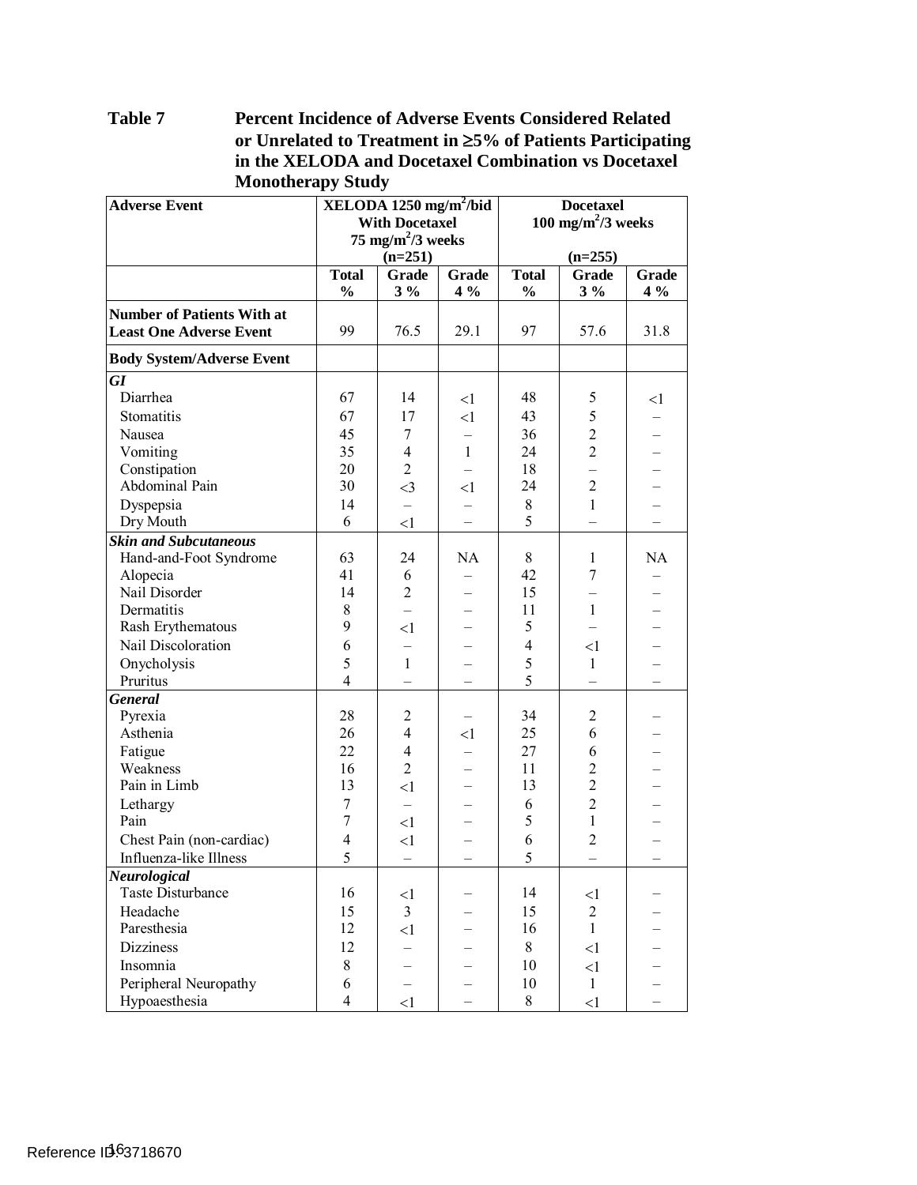**Table 7 Percent Incidence of Adverse Events Considered Related or Unrelated to Treatment in ≥5% of Patients Participating in the XELODA and Docetaxel Combination vs Docetaxel Monotherapy Study**

| Adverse Event | XELODA 1250 mg/m²/bid With Docetaxel 75 mg/m²/3 weeks (n=251) | | | Docetaxel 100 mg/m²/3 weeks (n=255) | | |
|---|---|---|---|---|---|---|
| | Total % | Grade 3 % | Grade 4 % | Total % | Grade 3 % | Grade 4 % |
| **Number of Patients With at Least One Adverse Event** | 99 | 76.5 | 29.1 | 97 | 57.6 | 31.8 |
| **Body System/Adverse Event** | | | | | | |
| ***GI*** | | | | | | |
| Diarrhea | 67 | 14 | <1 | 48 | 5 | <1 |
| Stomatitis | 67 | 17 | <1 | 43 | 5 | – |
| Nausea | 45 | 7 | – | 36 | 2 | – |
| Vomiting | 35 | 4 | 1 | 24 | 2 | – |
| Constipation | 20 | 2 | – | 18 | – | – |
| Abdominal Pain | 30 | <3 | <1 | 24 | 2 | – |
| Dyspepsia | 14 | – | – | 8 | 1 | – |
| Dry Mouth | 6 | <1 | – | 5 | – | – |
| ***Skin and Subcutaneous*** | | | | | | |
| Hand-and-Foot Syndrome | 63 | 24 | NA | 8 | 1 | NA |
| Alopecia | 41 | 6 | – | 42 | 7 | – |
| Nail Disorder | 14 | 2 | – | 15 | – | – |
| Dermatitis | 8 | – | – | 11 | 1 | – |
| Rash Erythematous | 9 | <1 | – | 5 | – | – |
| Nail Discoloration | 6 | – | – | 4 | <1 | – |
| Onycholysis | 5 | 1 | – | 5 | 1 | – |
| Pruritus | 4 | – | – | 5 | – | – |
| ***General*** | | | | | | |
| Pyrexia | 28 | 2 | – | 34 | 2 | – |
| Asthenia | 26 | 4 | <1 | 25 | 6 | – |
| Fatigue | 22 | 4 | – | 27 | 6 | – |
| Weakness | 16 | 2 | – | 11 | 2 | – |
| Pain in Limb | 13 | <1 | – | 13 | 2 | – |
| Lethargy | 7 | – | – | 6 | 2 | – |
| Pain | 7 | <1 | – | 5 | 1 | – |
| Chest Pain (non-cardiac) | 4 | <1 | – | 6 | 2 | – |
| Influenza-like Illness | 5 | – | – | 5 | – | – |
| ***Neurological*** | | | | | | |
| Taste Disturbance | 16 | <1 | – | 14 | <1 | – |
| Headache | 15 | 3 | – | 15 | 2 | – |
| Paresthesia | 12 | <1 | – | 16 | 1 | – |
| Dizziness | 12 | – | – | 8 | <1 | – |
| Insomnia | 8 | – | – | 10 | <1 | – |
| Peripheral Neuropathy | 6 | – | – | 10 | 1 | – |
| Hypoaesthesia | 4 | <1 | – | 8 | <1 | – |

Reference ID: 3718670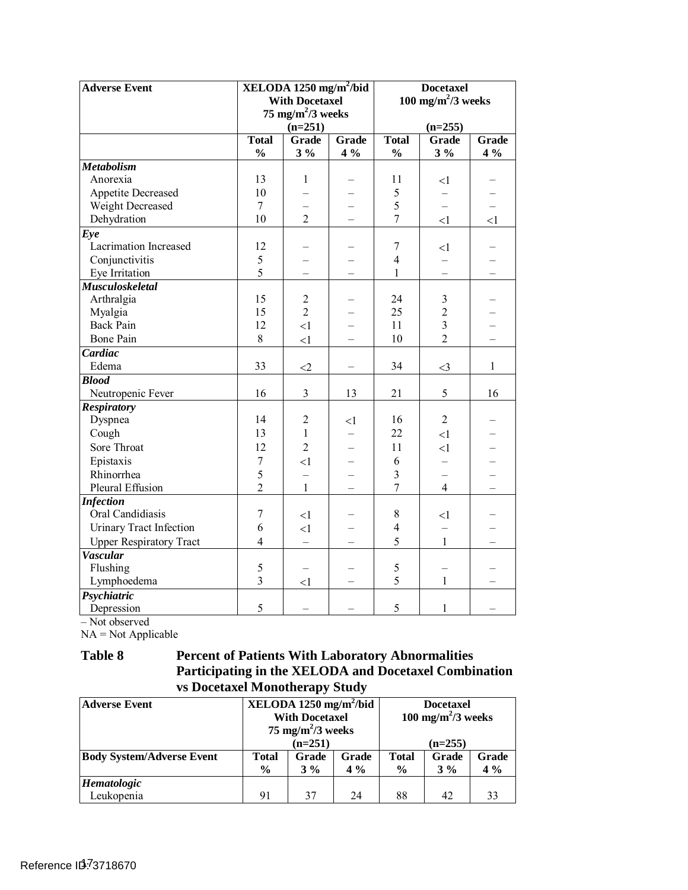| Adverse Event | XELODA 1250 mg/m²/bid With Docetaxel 75 mg/m²/3 weeks (n=251) | | | Docetaxel 100 mg/m²/3 weeks (n=255) | | |
|---|---|---|---|---|---|---|
| | Total % | Grade 3 % | Grade 4 % | Total % | Grade 3 % | Grade 4 % |
| ***Metabolism*** | | | | | | |
| Anorexia | 13 | 1 | – | 11 | <1 | – |
| Appetite Decreased | 10 | – | – | 5 | – | – |
| Weight Decreased | 7 | – | – | 5 | – | – |
| Dehydration | 10 | 2 | – | 7 | <1 | <1 |
| ***Eye*** | | | | | | |
| Lacrimation Increased | 12 | – | – | 7 | <1 | – |
| Conjunctivitis | 5 | – | – | 4 | – | – |
| Eye Irritation | 5 | – | – | 1 | – | – |
| ***Musculoskeletal*** | | | | | | |
| Arthralgia | 15 | 2 | – | 24 | 3 | – |
| Myalgia | 15 | 2 | – | 25 | 2 | – |
| Back Pain | 12 | <1 | – | 11 | 3 | – |
| Bone Pain | 8 | <1 | – | 10 | 2 | – |
| ***Cardiac*** | | | | | | |
| Edema | 33 | <2 | – | 34 | <3 | 1 |
| ***Blood*** | | | | | | |
| Neutropenic Fever | 16 | 3 | 13 | 21 | 5 | 16 |
| ***Respiratory*** | | | | | | |
| Dyspnea | 14 | 2 | <1 | 16 | 2 | – |
| Cough | 13 | 1 | – | 22 | <1 | – |
| Sore Throat | 12 | 2 | – | 11 | <1 | – |
| Epistaxis | 7 | <1 | – | 6 | – | – |
| Rhinorrhea | 5 | – | – | 3 | – | – |
| Pleural Effusion | 2 | 1 | – | 7 | 4 | – |
| ***Infection*** | | | | | | |
| Oral Candidiasis | 7 | <1 | – | 8 | <1 | – |
| Urinary Tract Infection | 6 | <1 | – | 4 | – | – |
| Upper Respiratory Tract | 4 | – | – | 5 | 1 | – |
| ***Vascular*** | | | | | | |
| Flushing | 5 | – | – | 5 | – | – |
| Lymphoedema | 3 | <1 | – | 5 | 1 | – |
| ***Psychiatric*** | | | | | | |
| Depression | 5 | – | – | 5 | 1 | – |

– Not observed
NA = Not Applicable

**Table 8 Percent of Patients With Laboratory Abnormalities Participating in the XELODA and Docetaxel Combination vs Docetaxel Monotherapy Study**

| Adverse Event | XELODA 1250 mg/m²/bid With Docetaxel 75 mg/m²/3 weeks (n=251) | | | Docetaxel 100 mg/m²/3 weeks (n=255) | | |
|---|---|---|---|---|---|---|
| **Body System/Adverse Event** | Total % | Grade 3 % | Grade 4 % | Total % | Grade 3 % | Grade 4 % |
| ***Hematologic*** | | | | | | |
| Leukopenia | 91 | 37 | 24 | 88 | 42 | 33 |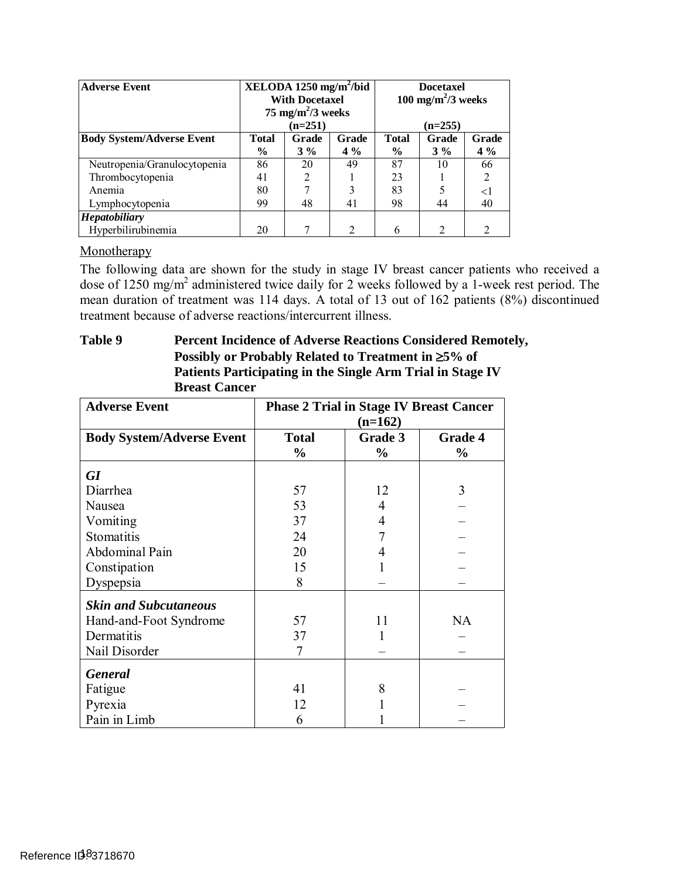| Adverse Event | XELODA 1250 mg/m²/bid With Docetaxel 75 mg/m²/3 weeks (n=251) | | | Docetaxel 100 mg/m²/3 weeks (n=255) | | |
|---|---|---|---|---|---|---|
| **Body System/Adverse Event** | **Total %** | **Grade 3 %** | **Grade 4 %** | **Total %** | **Grade 3 %** | **Grade 4 %** |
| Neutropenia/Granulocytopenia | 86 | 20 | 49 | 87 | 10 | 66 |
| Thrombocytopenia | 41 | 2 | 1 | 23 | 1 | 2 |
| Anemia | 80 | 7 | 3 | 83 | 5 | <1 |
| Lymphocytopenia | 99 | 48 | 41 | 98 | 44 | 40 |
| ***Hepatobiliary*** | | | | | | |
| Hyperbilirubinemia | 20 | 7 | 2 | 6 | 2 | 2 |

Monotherapy

The following data are shown for the study in stage IV breast cancer patients who received a dose of 1250 mg/m² administered twice daily for 2 weeks followed by a 1-week rest period. The mean duration of treatment was 114 days. A total of 13 out of 162 patients (8%) discontinued treatment because of adverse reactions/intercurrent illness.

**Table 9 Percent Incidence of Adverse Reactions Considered Remotely, Possibly or Probably Related to Treatment in ≥5% of Patients Participating in the Single Arm Trial in Stage IV Breast Cancer**

| Adverse Event | Phase 2 Trial in Stage IV Breast Cancer (n=162) | | |
|---|---|---|---|
| **Body System/Adverse Event** | **Total %** | **Grade 3 %** | **Grade 4 %** |
| ***GI*** | | | |
| Diarrhea | 57 | 12 | 3 |
| Nausea | 53 | 4 | – |
| Vomiting | 37 | 4 | – |
| Stomatitis | 24 | 7 | – |
| Abdominal Pain | 20 | 4 | – |
| Constipation | 15 | 1 | – |
| Dyspepsia | 8 | – | – |
| ***Skin and Subcutaneous*** | | | |
| Hand-and-Foot Syndrome | 57 | 11 | NA |
| Dermatitis | 37 | 1 | – |
| Nail Disorder | 7 | – | – |
| ***General*** | | | |
| Fatigue | 41 | 8 | – |
| Pyrexia | 12 | 1 | – |
| Pain in Limb | 6 | 1 | – |

Reference ID: 3718670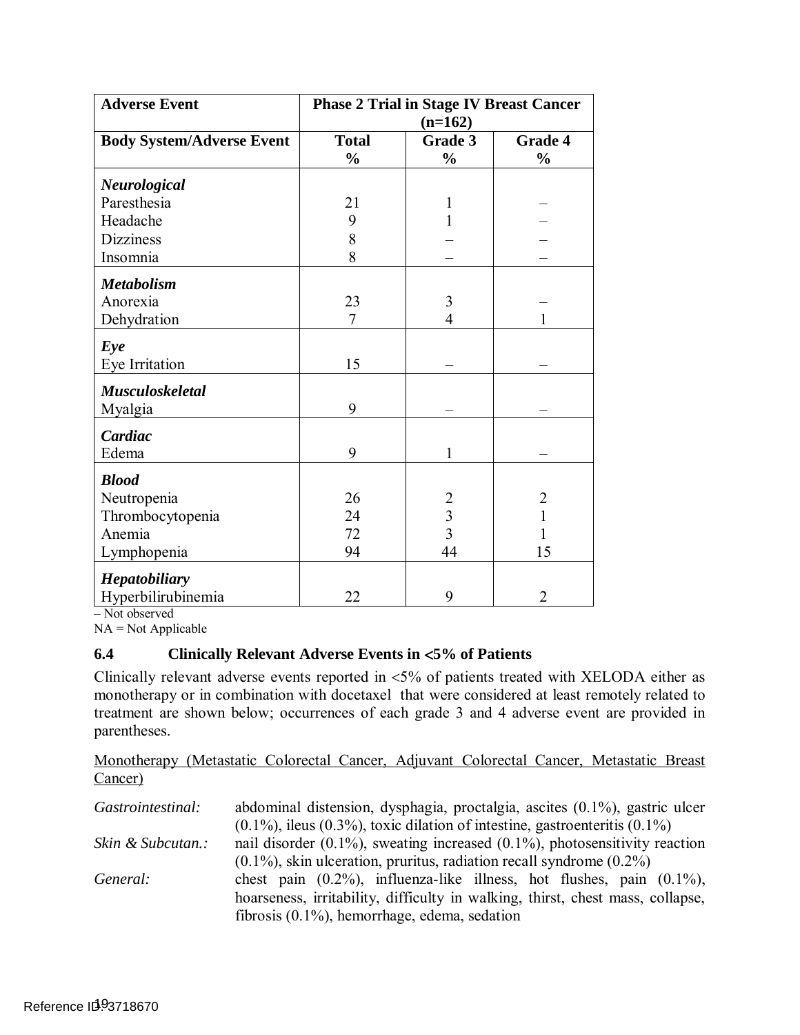| Adverse Event | Phase 2 Trial in Stage IV Breast Cancer (n=162) | | |
|---|---|---|---|
| **Body System/Adverse Event** | **Total %** | **Grade 3 %** | **Grade 4 %** |
| ***Neurological*** | | | |
| Paresthesia | 21 | 1 | – |
| Headache | 9 | 1 | – |
| Dizziness | 8 | – | – |
| Insomnia | 8 | – | – |
| ***Metabolism*** | | | |
| Anorexia | 23 | 3 | – |
| Dehydration | 7 | 4 | 1 |
| ***Eye*** | | | |
| Eye Irritation | 15 | – | – |
| ***Musculoskeletal*** | | | |
| Myalgia | 9 | – | – |
| ***Cardiac*** | | | |
| Edema | 9 | 1 | – |
| ***Blood*** | | | |
| Neutropenia | 26 | 2 | 2 |
| Thrombocytopenia | 24 | 3 | 1 |
| Anemia | 72 | 3 | 1 |
| Lymphopenia | 94 | 44 | 15 |
| ***Hepatobiliary*** | | | |
| Hyperbilirubinemia | 22 | 9 | 2 |

– Not observed
NA = Not Applicable

### 6.4 Clinically Relevant Adverse Events in <5% of Patients

Clinically relevant adverse events reported in <5% of patients treated with XELODA either as monotherapy or in combination with docetaxel that were considered at least remotely related to treatment are shown below; occurrences of each grade 3 and 4 adverse event are provided in parentheses.

Monotherapy (Metastatic Colorectal Cancer, Adjuvant Colorectal Cancer, Metastatic Breast Cancer)

*Gastrointestinal:* abdominal distension, dysphagia, proctalgia, ascites (0.1%), gastric ulcer (0.1%), ileus (0.3%), toxic dilation of intestine, gastroenteritis (0.1%)

*Skin & Subcutan.:* nail disorder (0.1%), sweating increased (0.1%), photosensitivity reaction (0.1%), skin ulceration, pruritus, radiation recall syndrome (0.2%)

*General:* chest pain (0.2%), influenza-like illness, hot flushes, pain (0.1%), hoarseness, irritability, difficulty in walking, thirst, chest mass, collapse, fibrosis (0.1%), hemorrhage, edema, sedation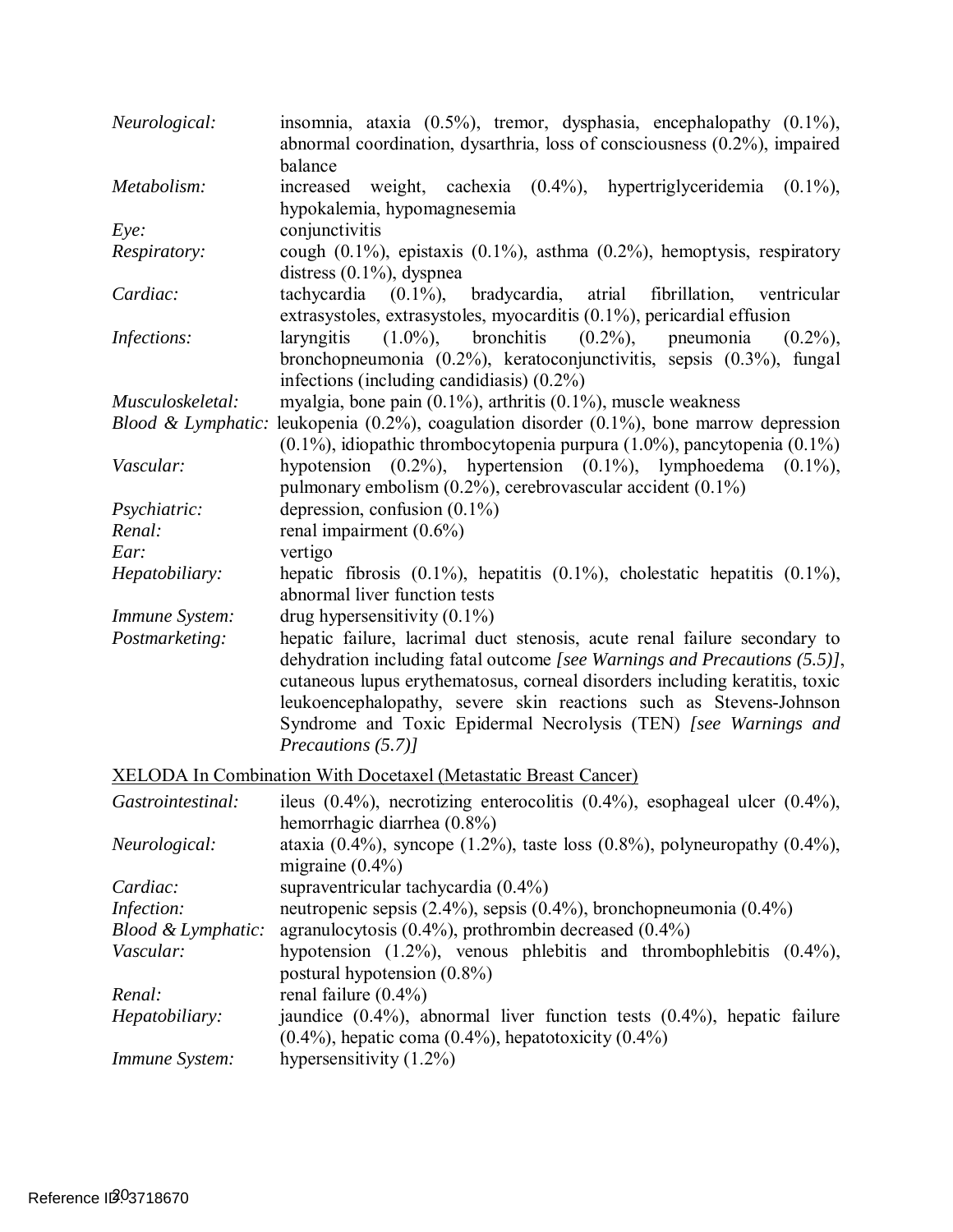| | |
|---|---|
| *Neurological:* | insomnia, ataxia (0.5%), tremor, dysphasia, encephalopathy (0.1%), abnormal coordination, dysarthria, loss of consciousness (0.2%), impaired balance |
| *Metabolism:* | increased weight, cachexia (0.4%), hypertriglyceridemia (0.1%), hypokalemia, hypomagnesemia |
| *Eye:* | conjunctivitis |
| *Respiratory:* | cough (0.1%), epistaxis (0.1%), asthma (0.2%), hemoptysis, respiratory distress (0.1%), dyspnea |
| *Cardiac:* | tachycardia (0.1%), bradycardia, atrial fibrillation, ventricular extrasystoles, extrasystoles, myocarditis (0.1%), pericardial effusion |
| *Infections:* | laryngitis (1.0%), bronchitis (0.2%), pneumonia (0.2%), bronchopneumonia (0.2%), keratoconjunctivitis, sepsis (0.3%), fungal infections (including candidiasis) (0.2%) |
| *Musculoskeletal:* | myalgia, bone pain (0.1%), arthritis (0.1%), muscle weakness |
| *Blood & Lymphatic:* | leukopenia (0.2%), coagulation disorder (0.1%), bone marrow depression (0.1%), idiopathic thrombocytopenia purpura (1.0%), pancytopenia (0.1%) |
| *Vascular:* | hypotension (0.2%), hypertension (0.1%), lymphoedema (0.1%), pulmonary embolism (0.2%), cerebrovascular accident (0.1%) |
| *Psychiatric:* | depression, confusion (0.1%) |
| *Renal:* | renal impairment (0.6%) |
| *Ear:* | vertigo |
| *Hepatobiliary:* | hepatic fibrosis (0.1%), hepatitis (0.1%), cholestatic hepatitis (0.1%), abnormal liver function tests |
| *Immune System:* | drug hypersensitivity (0.1%) |
| *Postmarketing:* | hepatic failure, lacrimal duct stenosis, acute renal failure secondary to dehydration including fatal outcome *[see Warnings and Precautions (5.5)]*, cutaneous lupus erythematosus, corneal disorders including keratitis, toxic leukoencephalopathy, severe skin reactions such as Stevens-Johnson Syndrome and Toxic Epidermal Necrolysis (TEN) *[see Warnings and Precautions (5.7)]* |

XELODA In Combination With Docetaxel (Metastatic Breast Cancer)

| | |
|---|---|
| *Gastrointestinal:* | ileus (0.4%), necrotizing enterocolitis (0.4%), esophageal ulcer (0.4%), hemorrhagic diarrhea (0.8%) |
| *Neurological:* | ataxia (0.4%), syncope (1.2%), taste loss (0.8%), polyneuropathy (0.4%), migraine (0.4%) |
| *Cardiac:* | supraventricular tachycardia (0.4%) |
| *Infection:* | neutropenic sepsis (2.4%), sepsis (0.4%), bronchopneumonia (0.4%) |
| *Blood & Lymphatic:* | agranulocytosis (0.4%), prothrombin decreased (0.4%) |
| *Vascular:* | hypotension (1.2%), venous phlebitis and thrombophlebitis (0.4%), postural hypotension (0.8%) |
| *Renal:* | renal failure (0.4%) |
| *Hepatobiliary:* | jaundice (0.4%), abnormal liver function tests (0.4%), hepatic failure (0.4%), hepatic coma (0.4%), hepatotoxicity (0.4%) |
| *Immune System:* | hypersensitivity (1.2%) |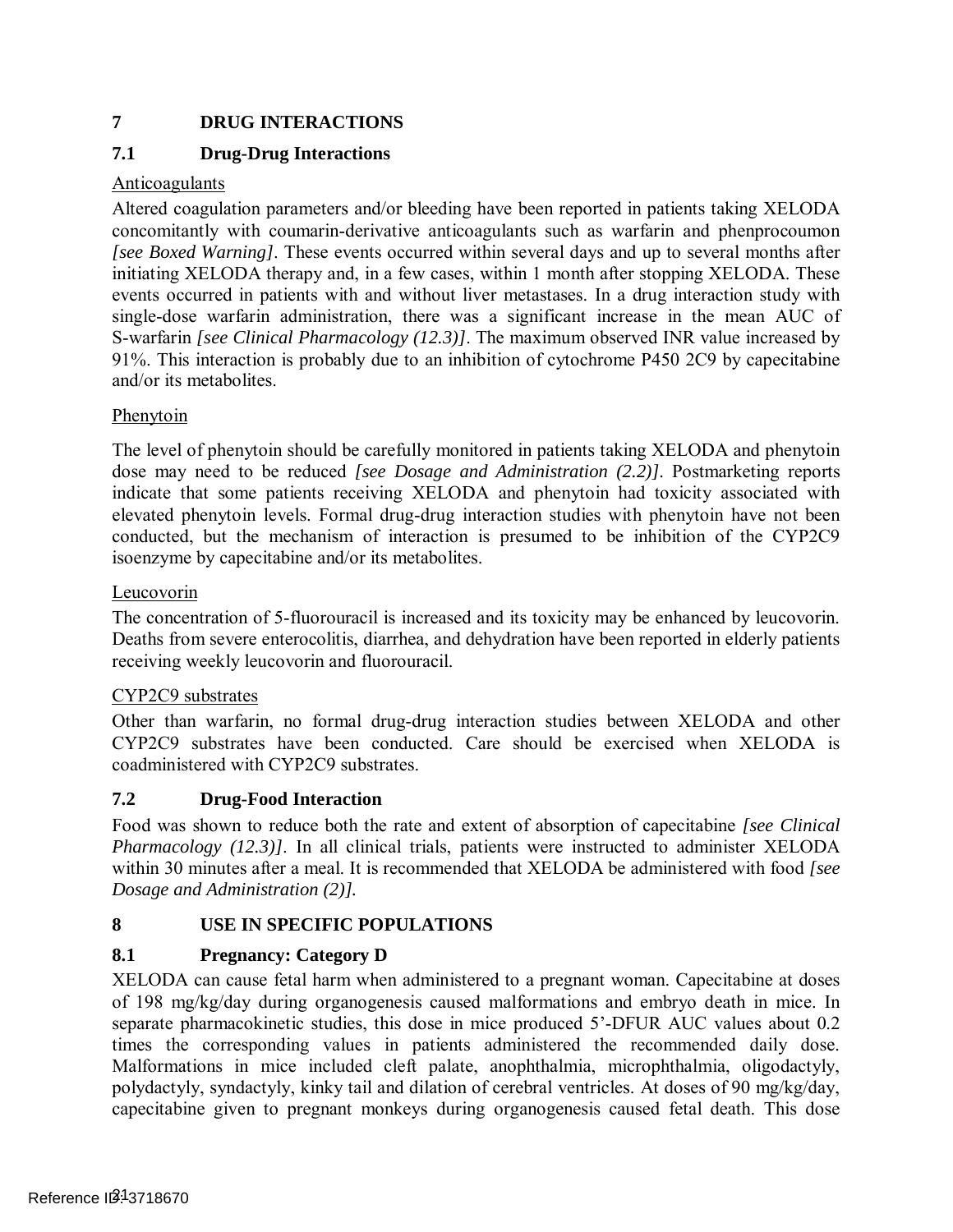## 7 DRUG INTERACTIONS

### 7.1 Drug-Drug Interactions

Anticoagulants

Altered coagulation parameters and/or bleeding have been reported in patients taking XELODA concomitantly with coumarin-derivative anticoagulants such as warfarin and phenprocoumon *[see Boxed Warning]*. These events occurred within several days and up to several months after initiating XELODA therapy and, in a few cases, within 1 month after stopping XELODA. These events occurred in patients with and without liver metastases. In a drug interaction study with single-dose warfarin administration, there was a significant increase in the mean AUC of S-warfarin *[see Clinical Pharmacology (12.3)]*. The maximum observed INR value increased by 91%. This interaction is probably due to an inhibition of cytochrome P450 2C9 by capecitabine and/or its metabolites.

Phenytoin

The level of phenytoin should be carefully monitored in patients taking XELODA and phenytoin dose may need to be reduced *[see Dosage and Administration (2.2)]*. Postmarketing reports indicate that some patients receiving XELODA and phenytoin had toxicity associated with elevated phenytoin levels. Formal drug-drug interaction studies with phenytoin have not been conducted, but the mechanism of interaction is presumed to be inhibition of the CYP2C9 isoenzyme by capecitabine and/or its metabolites.

Leucovorin

The concentration of 5-fluorouracil is increased and its toxicity may be enhanced by leucovorin. Deaths from severe enterocolitis, diarrhea, and dehydration have been reported in elderly patients receiving weekly leucovorin and fluorouracil.

CYP2C9 substrates

Other than warfarin, no formal drug-drug interaction studies between XELODA and other CYP2C9 substrates have been conducted. Care should be exercised when XELODA is coadministered with CYP2C9 substrates.

### 7.2 Drug-Food Interaction

Food was shown to reduce both the rate and extent of absorption of capecitabine *[see Clinical Pharmacology (12.3)]*. In all clinical trials, patients were instructed to administer XELODA within 30 minutes after a meal. It is recommended that XELODA be administered with food *[see Dosage and Administration (2)]*.

## 8 USE IN SPECIFIC POPULATIONS

### 8.1 Pregnancy: Category D

XELODA can cause fetal harm when administered to a pregnant woman. Capecitabine at doses of 198 mg/kg/day during organogenesis caused malformations and embryo death in mice. In separate pharmacokinetic studies, this dose in mice produced 5'-DFUR AUC values about 0.2 times the corresponding values in patients administered the recommended daily dose. Malformations in mice included cleft palate, anophthalmia, microphthalmia, oligodactyly, polydactyly, syndactyly, kinky tail and dilation of cerebral ventricles. At doses of 90 mg/kg/day, capecitabine given to pregnant monkeys during organogenesis caused fetal death. This dose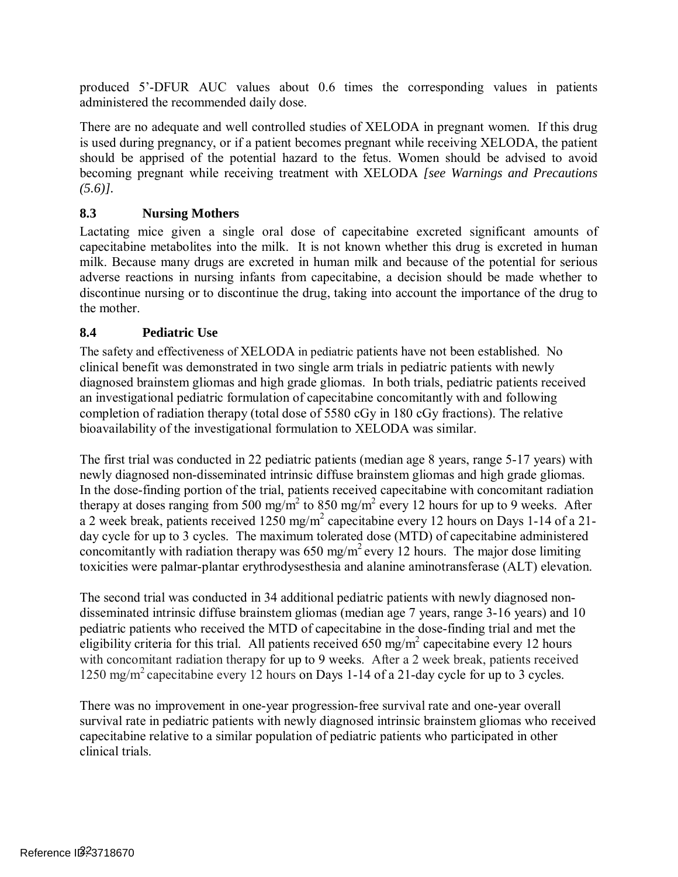produced 5'-DFUR AUC values about 0.6 times the corresponding values in patients administered the recommended daily dose.

There are no adequate and well controlled studies of XELODA in pregnant women. If this drug is used during pregnancy, or if a patient becomes pregnant while receiving XELODA, the patient should be apprised of the potential hazard to the fetus. Women should be advised to avoid becoming pregnant while receiving treatment with XELODA *[see Warnings and Precautions (5.6)]*.

### 8.3 Nursing Mothers

Lactating mice given a single oral dose of capecitabine excreted significant amounts of capecitabine metabolites into the milk. It is not known whether this drug is excreted in human milk. Because many drugs are excreted in human milk and because of the potential for serious adverse reactions in nursing infants from capecitabine, a decision should be made whether to discontinue nursing or to discontinue the drug, taking into account the importance of the drug to the mother.

### 8.4 Pediatric Use

The safety and effectiveness of XELODA in pediatric patients have not been established. No clinical benefit was demonstrated in two single arm trials in pediatric patients with newly diagnosed brainstem gliomas and high grade gliomas. In both trials, pediatric patients received an investigational pediatric formulation of capecitabine concomitantly with and following completion of radiation therapy (total dose of 5580 cGy in 180 cGy fractions). The relative bioavailability of the investigational formulation to XELODA was similar.

The first trial was conducted in 22 pediatric patients (median age 8 years, range 5-17 years) with newly diagnosed non-disseminated intrinsic diffuse brainstem gliomas and high grade gliomas. In the dose-finding portion of the trial, patients received capecitabine with concomitant radiation therapy at doses ranging from 500 mg/m$^2$ to 850 mg/m$^2$ every 12 hours for up to 9 weeks. After a 2 week break, patients received 1250 mg/m$^2$ capecitabine every 12 hours on Days 1-14 of a 21-day cycle for up to 3 cycles. The maximum tolerated dose (MTD) of capecitabine administered concomitantly with radiation therapy was 650 mg/m$^2$ every 12 hours. The major dose limiting toxicities were palmar-plantar erythrodysesthesia and alanine aminotransferase (ALT) elevation.

The second trial was conducted in 34 additional pediatric patients with newly diagnosed non-disseminated intrinsic diffuse brainstem gliomas (median age 7 years, range 3-16 years) and 10 pediatric patients who received the MTD of capecitabine in the dose-finding trial and met the eligibility criteria for this trial. All patients received 650 mg/m$^2$ capecitabine every 12 hours with concomitant radiation therapy for up to 9 weeks. After a 2 week break, patients received 1250 mg/m$^2$ capecitabine every 12 hours on Days 1-14 of a 21-day cycle for up to 3 cycles.

There was no improvement in one-year progression-free survival rate and one-year overall survival rate in pediatric patients with newly diagnosed intrinsic brainstem gliomas who received capecitabine relative to a similar population of pediatric patients who participated in other clinical trials.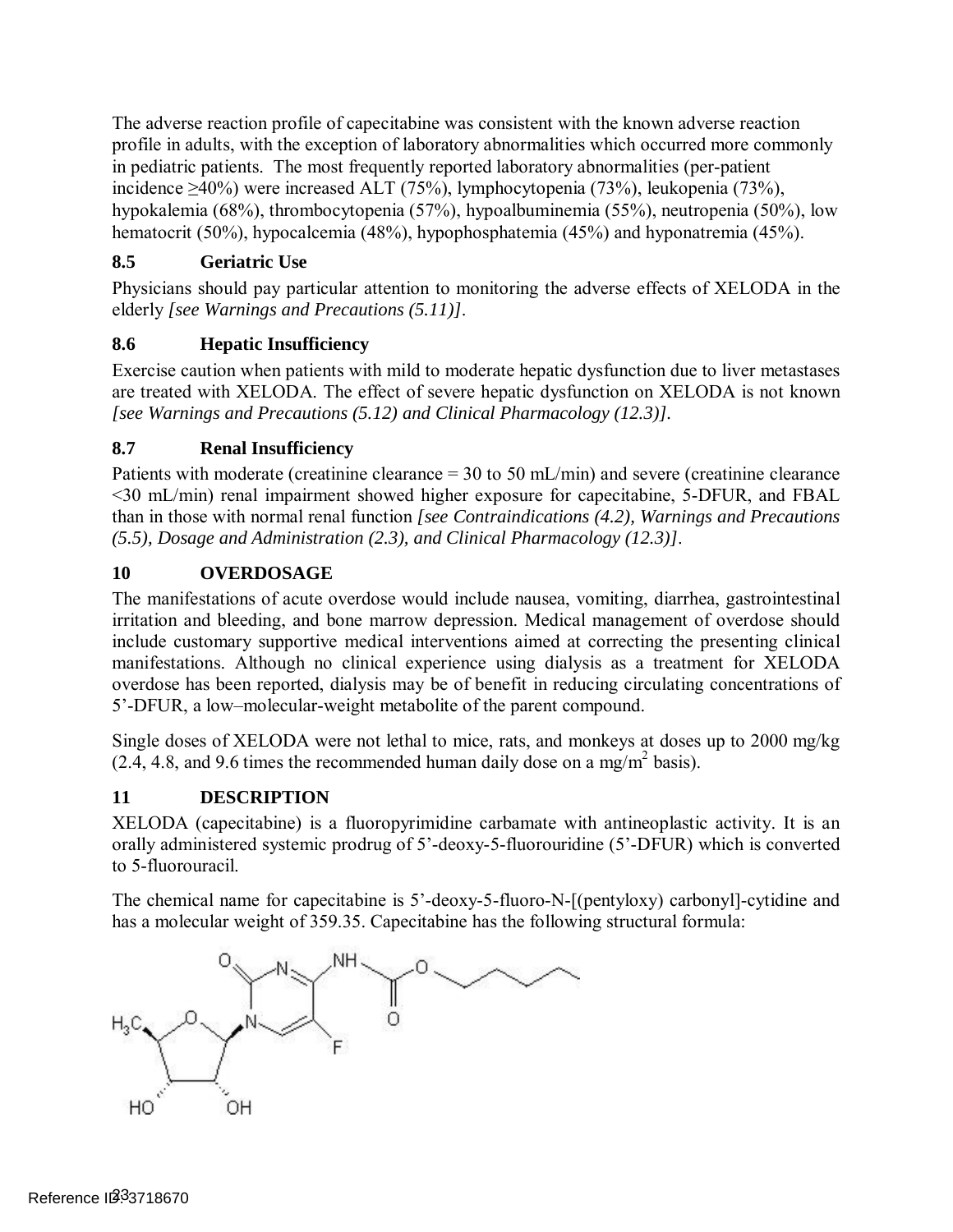The adverse reaction profile of capecitabine was consistent with the known adverse reaction profile in adults, with the exception of laboratory abnormalities which occurred more commonly in pediatric patients. The most frequently reported laboratory abnormalities (per-patient incidence ≥40%) were increased ALT (75%), lymphocytopenia (73%), leukopenia (73%), hypokalemia (68%), thrombocytopenia (57%), hypoalbuminemia (55%), neutropenia (50%), low hematocrit (50%), hypocalcemia (48%), hypophosphatemia (45%) and hyponatremia (45%).

### 8.5 Geriatric Use

Physicians should pay particular attention to monitoring the adverse effects of XELODA in the elderly *[see Warnings and Precautions (5.11)]*.

### 8.6 Hepatic Insufficiency

Exercise caution when patients with mild to moderate hepatic dysfunction due to liver metastases are treated with XELODA. The effect of severe hepatic dysfunction on XELODA is not known *[see Warnings and Precautions (5.12) and Clinical Pharmacology (12.3)]*.

### 8.7 Renal Insufficiency

Patients with moderate (creatinine clearance = 30 to 50 mL/min) and severe (creatinine clearance <30 mL/min) renal impairment showed higher exposure for capecitabine, 5-DFUR, and FBAL than in those with normal renal function *[see Contraindications (4.2), Warnings and Precautions (5.5), Dosage and Administration (2.3), and Clinical Pharmacology (12.3)]*.

## 10 OVERDOSAGE

The manifestations of acute overdose would include nausea, vomiting, diarrhea, gastrointestinal irritation and bleeding, and bone marrow depression. Medical management of overdose should include customary supportive medical interventions aimed at correcting the presenting clinical manifestations. Although no clinical experience using dialysis as a treatment for XELODA overdose has been reported, dialysis may be of benefit in reducing circulating concentrations of 5'-DFUR, a low–molecular-weight metabolite of the parent compound.

Single doses of XELODA were not lethal to mice, rats, and monkeys at doses up to 2000 mg/kg (2.4, 4.8, and 9.6 times the recommended human daily dose on a mg/m$^2$ basis).

## 11 DESCRIPTION

XELODA (capecitabine) is a fluoropyrimidine carbamate with antineoplastic activity. It is an orally administered systemic prodrug of 5'-deoxy-5-fluorouridine (5'-DFUR) which is converted to 5-fluorouracil.

The chemical name for capecitabine is 5'-deoxy-5-fluoro-N-[(pentyloxy) carbonyl]-cytidine and has a molecular weight of 359.35. Capecitabine has the following structural formula: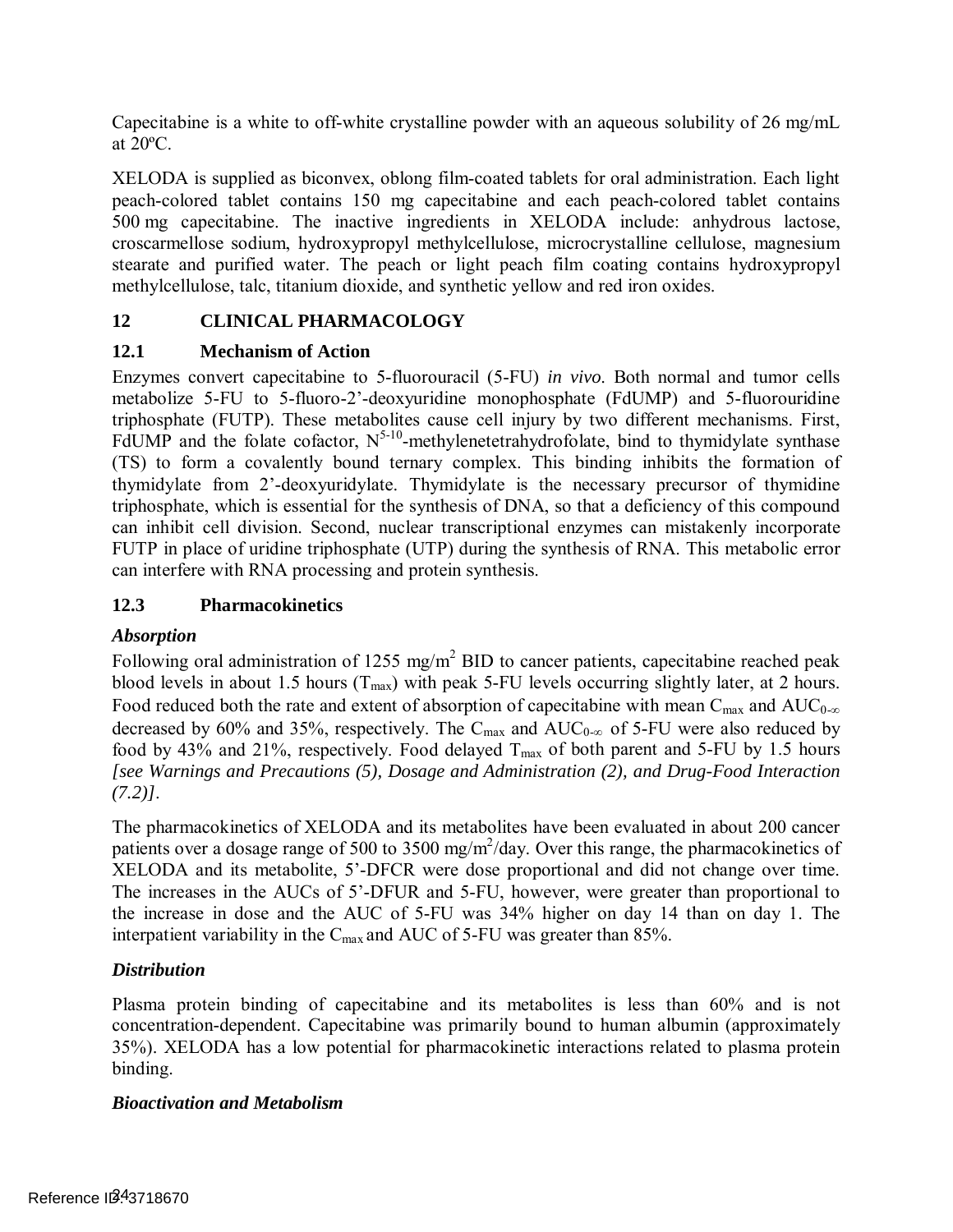Capecitabine is a white to off-white crystalline powder with an aqueous solubility of 26 mg/mL at 20ºC.

XELODA is supplied as biconvex, oblong film-coated tablets for oral administration. Each light peach-colored tablet contains 150 mg capecitabine and each peach-colored tablet contains 500 mg capecitabine. The inactive ingredients in XELODA include: anhydrous lactose, croscarmellose sodium, hydroxypropyl methylcellulose, microcrystalline cellulose, magnesium stearate and purified water. The peach or light peach film coating contains hydroxypropyl methylcellulose, talc, titanium dioxide, and synthetic yellow and red iron oxides.

# 12 CLINICAL PHARMACOLOGY

## 12.1 Mechanism of Action

Enzymes convert capecitabine to 5-fluorouracil (5-FU) *in vivo*. Both normal and tumor cells metabolize 5-FU to 5-fluoro-2'-deoxyuridine monophosphate (FdUMP) and 5-fluorouridine triphosphate (FUTP). These metabolites cause cell injury by two different mechanisms. First, FdUMP and the folate cofactor, $N^{5-10}$-methylenetetrahydrofolate, bind to thymidylate synthase (TS) to form a covalently bound ternary complex. This binding inhibits the formation of thymidylate from 2'-deoxyuridylate. Thymidylate is the necessary precursor of thymidine triphosphate, which is essential for the synthesis of DNA, so that a deficiency of this compound can inhibit cell division. Second, nuclear transcriptional enzymes can mistakenly incorporate FUTP in place of uridine triphosphate (UTP) during the synthesis of RNA. This metabolic error can interfere with RNA processing and protein synthesis.

## 12.3 Pharmacokinetics

### *Absorption*

Following oral administration of 1255 mg/m$^2$ BID to cancer patients, capecitabine reached peak blood levels in about 1.5 hours ($T_{max}$) with peak 5-FU levels occurring slightly later, at 2 hours. Food reduced both the rate and extent of absorption of capecitabine with mean $C_{max}$ and $AUC_{0-\infty}$ decreased by 60% and 35%, respectively. The $C_{max}$ and $AUC_{0-\infty}$ of 5-FU were also reduced by food by 43% and 21%, respectively. Food delayed $T_{max}$ of both parent and 5-FU by 1.5 hours *[see Warnings and Precautions (5), Dosage and Administration (2), and Drug-Food Interaction (7.2)]*.

The pharmacokinetics of XELODA and its metabolites have been evaluated in about 200 cancer patients over a dosage range of 500 to 3500 mg/m$^2$/day. Over this range, the pharmacokinetics of XELODA and its metabolite, 5'-DFCR were dose proportional and did not change over time. The increases in the AUCs of 5'-DFUR and 5-FU, however, were greater than proportional to the increase in dose and the AUC of 5-FU was 34% higher on day 14 than on day 1. The interpatient variability in the $C_{max}$ and AUC of 5-FU was greater than 85%.

### *Distribution*

Plasma protein binding of capecitabine and its metabolites is less than 60% and is not concentration-dependent. Capecitabine was primarily bound to human albumin (approximately 35%). XELODA has a low potential for pharmacokinetic interactions related to plasma protein binding.

### *Bioactivation and Metabolism*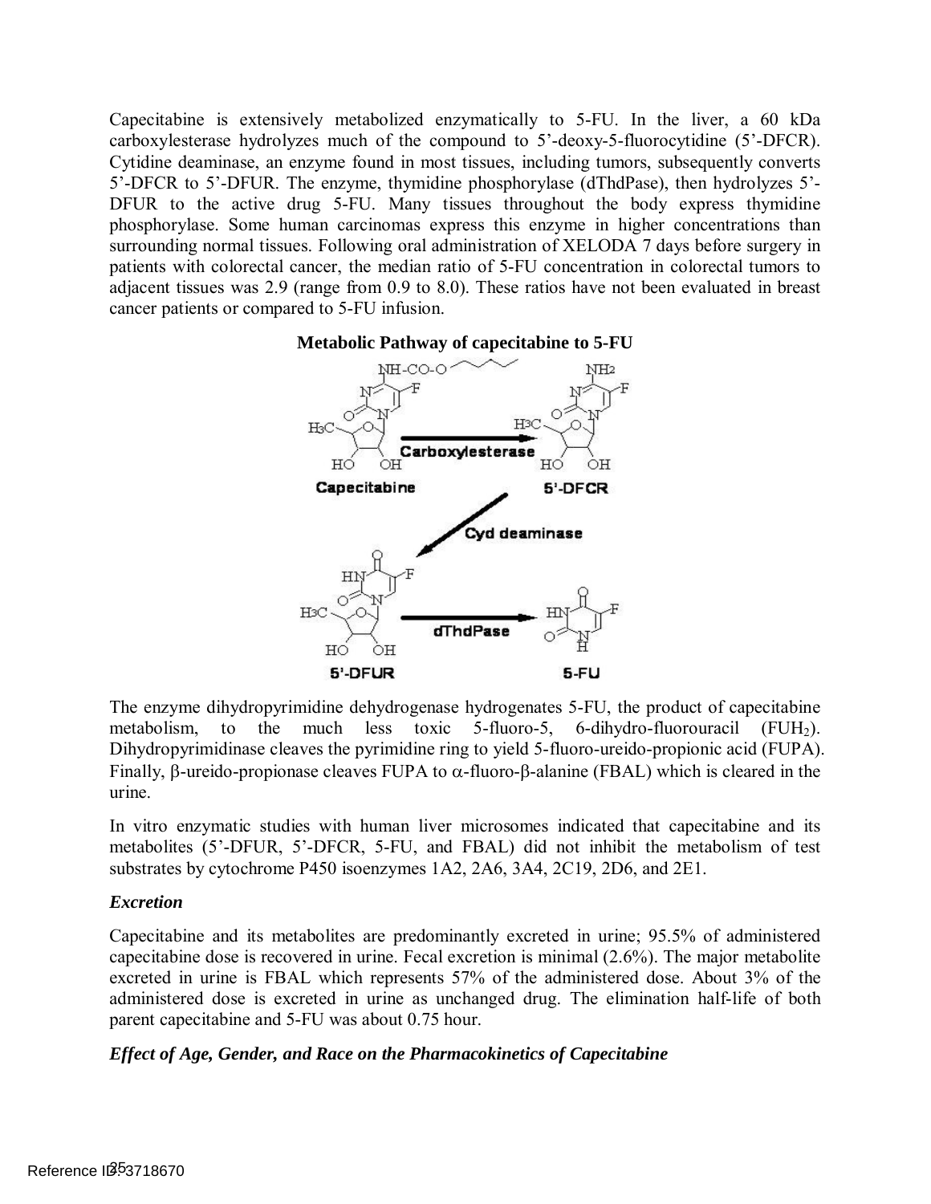Capecitabine is extensively metabolized enzymatically to 5-FU. In the liver, a 60 kDa carboxylesterase hydrolyzes much of the compound to 5'-deoxy-5-fluorocytidine (5'-DFCR). Cytidine deaminase, an enzyme found in most tissues, including tumors, subsequently converts 5'-DFCR to 5'-DFUR. The enzyme, thymidine phosphorylase (dThdPase), then hydrolyzes 5'-DFUR to the active drug 5-FU. Many tissues throughout the body express thymidine phosphorylase. Some human carcinomas express this enzyme in higher concentrations than surrounding normal tissues. Following oral administration of XELODA 7 days before surgery in patients with colorectal cancer, the median ratio of 5-FU concentration in colorectal tumors to adjacent tissues was 2.9 (range from 0.9 to 8.0). These ratios have not been evaluated in breast cancer patients or compared to 5-FU infusion.

**Metabolic Pathway of capecitabine to 5-FU**

Capecitabine → (Carboxylesterase) → 5'-DFCR → (Cyd deaminase) → 5'-DFUR → (dThdPase) → 5-FU

The enzyme dihydropyrimidine dehydrogenase hydrogenates 5-FU, the product of capecitabine metabolism, to the much less toxic 5-fluoro-5, 6-dihydro-fluorouracil ($FUH_2$). Dihydropyrimidinase cleaves the pyrimidine ring to yield 5-fluoro-ureido-propionic acid (FUPA). Finally, β-ureido-propionase cleaves FUPA to α-fluoro-β-alanine (FBAL) which is cleared in the urine.

In vitro enzymatic studies with human liver microsomes indicated that capecitabine and its metabolites (5'-DFUR, 5'-DFCR, 5-FU, and FBAL) did not inhibit the metabolism of test substrates by cytochrome P450 isoenzymes 1A2, 2A6, 3A4, 2C19, 2D6, and 2E1.

### *Excretion*

Capecitabine and its metabolites are predominantly excreted in urine; 95.5% of administered capecitabine dose is recovered in urine. Fecal excretion is minimal (2.6%). The major metabolite excreted in urine is FBAL which represents 57% of the administered dose. About 3% of the administered dose is excreted in urine as unchanged drug. The elimination half-life of both parent capecitabine and 5-FU was about 0.75 hour.

### *Effect of Age, Gender, and Race on the Pharmacokinetics of Capecitabine*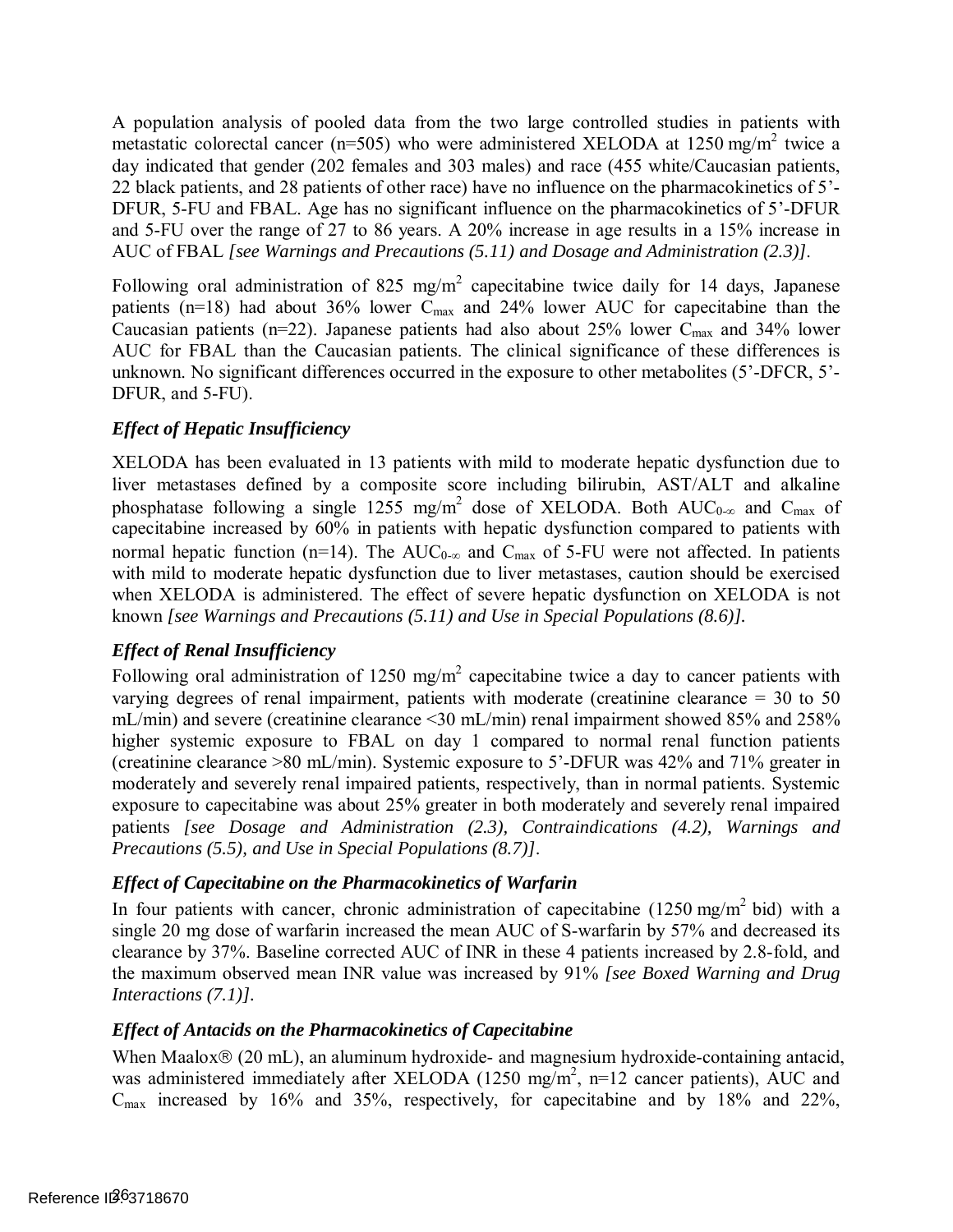A population analysis of pooled data from the two large controlled studies in patients with metastatic colorectal cancer (n=505) who were administered XELODA at 1250 $mg/m^2$ twice a day indicated that gender (202 females and 303 males) and race (455 white/Caucasian patients, 22 black patients, and 28 patients of other race) have no influence on the pharmacokinetics of 5'-DFUR, 5-FU and FBAL. Age has no significant influence on the pharmacokinetics of 5'-DFUR and 5-FU over the range of 27 to 86 years. A 20% increase in age results in a 15% increase in AUC of FBAL *[see Warnings and Precautions (5.11) and Dosage and Administration (2.3)]*.

Following oral administration of 825 $mg/m^2$ capecitabine twice daily for 14 days, Japanese patients (n=18) had about 36% lower $C_{max}$ and 24% lower AUC for capecitabine than the Caucasian patients (n=22). Japanese patients had also about 25% lower $C_{max}$ and 34% lower AUC for FBAL than the Caucasian patients. The clinical significance of these differences is unknown. No significant differences occurred in the exposure to other metabolites (5'-DFCR, 5'-DFUR, and 5-FU).

### *Effect of Hepatic Insufficiency*

XELODA has been evaluated in 13 patients with mild to moderate hepatic dysfunction due to liver metastases defined by a composite score including bilirubin, AST/ALT and alkaline phosphatase following a single 1255 $mg/m^2$ dose of XELODA. Both $AUC_{0-\infty}$ and $C_{max}$ of capecitabine increased by 60% in patients with hepatic dysfunction compared to patients with normal hepatic function (n=14). The $AUC_{0-\infty}$ and $C_{max}$ of 5-FU were not affected. In patients with mild to moderate hepatic dysfunction due to liver metastases, caution should be exercised when XELODA is administered. The effect of severe hepatic dysfunction on XELODA is not known *[see Warnings and Precautions (5.11) and Use in Special Populations (8.6)].*

### *Effect of Renal Insufficiency*

Following oral administration of 1250 $mg/m^2$ capecitabine twice a day to cancer patients with varying degrees of renal impairment, patients with moderate (creatinine clearance = 30 to 50 mL/min) and severe (creatinine clearance <30 mL/min) renal impairment showed 85% and 258% higher systemic exposure to FBAL on day 1 compared to normal renal function patients (creatinine clearance >80 mL/min). Systemic exposure to 5'-DFUR was 42% and 71% greater in moderately and severely renal impaired patients, respectively, than in normal patients. Systemic exposure to capecitabine was about 25% greater in both moderately and severely renal impaired patients *[see Dosage and Administration (2.3), Contraindications (4.2), Warnings and Precautions (5.5), and Use in Special Populations (8.7)]*.

### *Effect of Capecitabine on the Pharmacokinetics of Warfarin*

In four patients with cancer, chronic administration of capecitabine (1250 $mg/m^2$ bid) with a single 20 mg dose of warfarin increased the mean AUC of S-warfarin by 57% and decreased its clearance by 37%. Baseline corrected AUC of INR in these 4 patients increased by 2.8-fold, and the maximum observed mean INR value was increased by 91% *[see Boxed Warning and Drug Interactions (7.1)]*.

### *Effect of Antacids on the Pharmacokinetics of Capecitabine*

When Maalox® (20 mL), an aluminum hydroxide- and magnesium hydroxide-containing antacid, was administered immediately after XELODA (1250 $mg/m^2$, n=12 cancer patients), AUC and $C_{max}$ increased by 16% and 35%, respectively, for capecitabine and by 18% and 22%,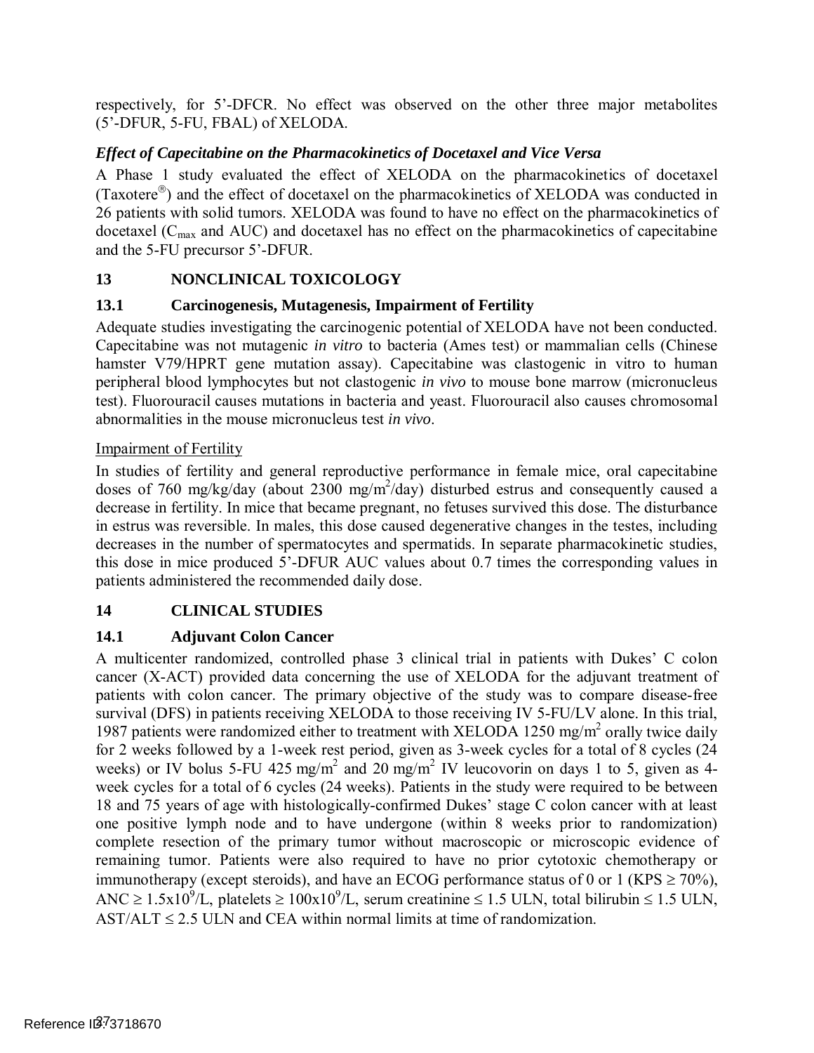respectively, for 5'-DFCR. No effect was observed on the other three major metabolites (5'-DFUR, 5-FU, FBAL) of XELODA.

### *Effect of Capecitabine on the Pharmacokinetics of Docetaxel and Vice Versa*

A Phase 1 study evaluated the effect of XELODA on the pharmacokinetics of docetaxel (Taxotere®) and the effect of docetaxel on the pharmacokinetics of XELODA was conducted in 26 patients with solid tumors. XELODA was found to have no effect on the pharmacokinetics of docetaxel ($C_{max}$ and AUC) and docetaxel has no effect on the pharmacokinetics of capecitabine and the 5-FU precursor 5'-DFUR.

# 13 NONCLINICAL TOXICOLOGY

## 13.1 Carcinogenesis, Mutagenesis, Impairment of Fertility

Adequate studies investigating the carcinogenic potential of XELODA have not been conducted. Capecitabine was not mutagenic *in vitro* to bacteria (Ames test) or mammalian cells (Chinese hamster V79/HPRT gene mutation assay). Capecitabine was clastogenic in vitro to human peripheral blood lymphocytes but not clastogenic *in vivo* to mouse bone marrow (micronucleus test). Fluorouracil causes mutations in bacteria and yeast. Fluorouracil also causes chromosomal abnormalities in the mouse micronucleus test *in vivo*.

Impairment of Fertility

In studies of fertility and general reproductive performance in female mice, oral capecitabine doses of 760 mg/kg/day (about 2300 $mg/m^2$/day) disturbed estrus and consequently caused a decrease in fertility. In mice that became pregnant, no fetuses survived this dose. The disturbance in estrus was reversible. In males, this dose caused degenerative changes in the testes, including decreases in the number of spermatocytes and spermatids. In separate pharmacokinetic studies, this dose in mice produced 5'-DFUR AUC values about 0.7 times the corresponding values in patients administered the recommended daily dose.

# 14 CLINICAL STUDIES

## 14.1 Adjuvant Colon Cancer

A multicenter randomized, controlled phase 3 clinical trial in patients with Dukes' C colon cancer (X-ACT) provided data concerning the use of XELODA for the adjuvant treatment of patients with colon cancer. The primary objective of the study was to compare disease-free survival (DFS) in patients receiving XELODA to those receiving IV 5-FU/LV alone. In this trial, 1987 patients were randomized either to treatment with XELODA 1250 $mg/m^2$ orally twice daily for 2 weeks followed by a 1-week rest period, given as 3-week cycles for a total of 8 cycles (24 weeks) or IV bolus 5-FU 425 $mg/m^2$ and 20 $mg/m^2$ IV leucovorin on days 1 to 5, given as 4-week cycles for a total of 6 cycles (24 weeks). Patients in the study were required to be between 18 and 75 years of age with histologically-confirmed Dukes' stage C colon cancer with at least one positive lymph node and to have undergone (within 8 weeks prior to randomization) complete resection of the primary tumor without macroscopic or microscopic evidence of remaining tumor. Patients were also required to have no prior cytotoxic chemotherapy or immunotherapy (except steroids), and have an ECOG performance status of 0 or 1 (KPS $\geq$ 70%), ANC $\geq 1.5x10^9$/L, platelets $\geq 100x10^9$/L, serum creatinine $\leq$ 1.5 ULN, total bilirubin $\leq$ 1.5 ULN, AST/ALT $\leq$ 2.5 ULN and CEA within normal limits at time of randomization.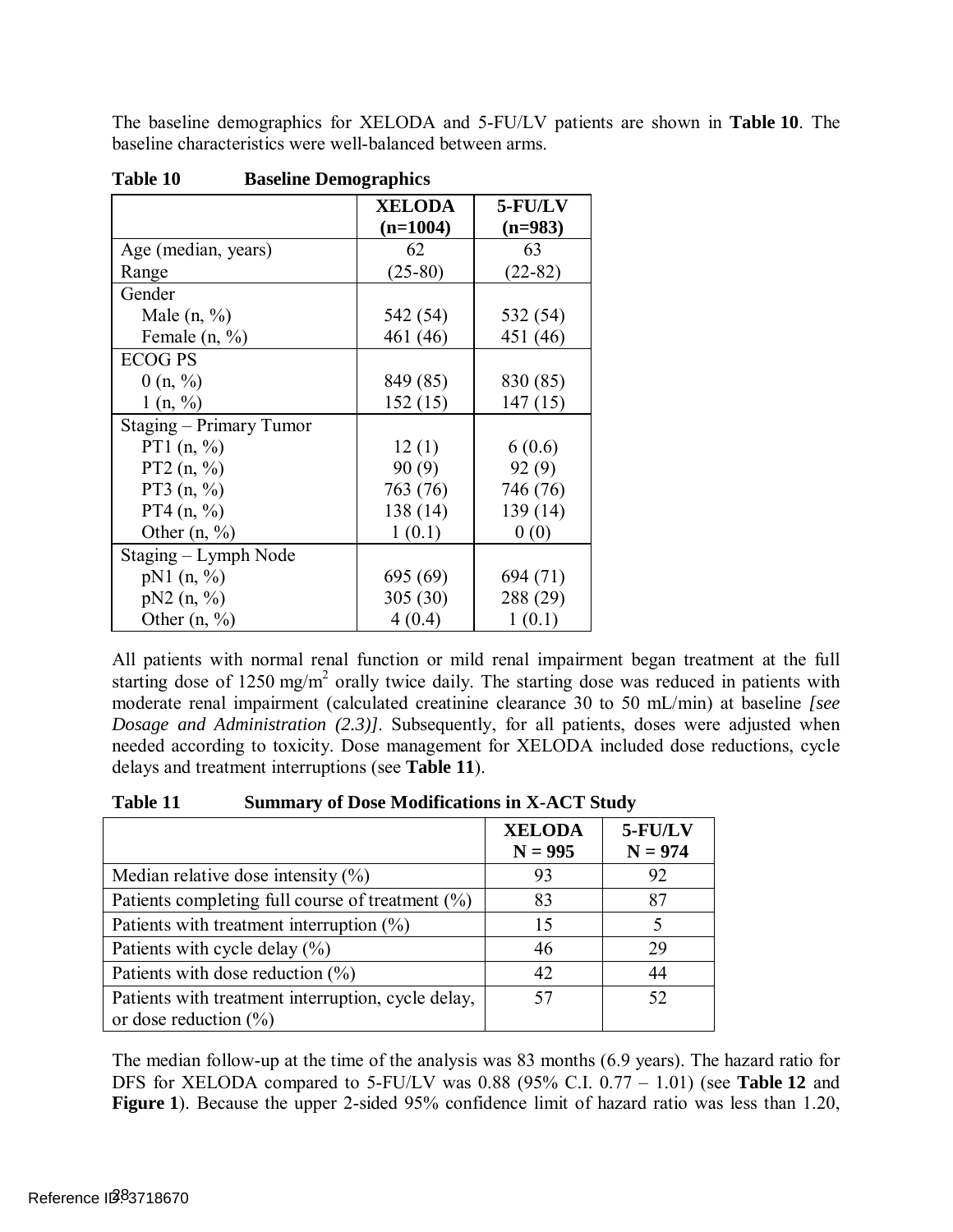The baseline demographics for XELODA and 5-FU/LV patients are shown in **Table 10**. The baseline characteristics were well-balanced between arms.

**Table 10 Baseline Demographics**

| | XELODA (n=1004) | 5-FU/LV (n=983) |
|---|---|---|
| Age (median, years) | 62 | 63 |
| Range | (25-80) | (22-82) |
| Gender | | |
| Male (n, %) | 542 (54) | 532 (54) |
| Female (n, %) | 461 (46) | 451 (46) |
| ECOG PS | | |
| 0 (n, %) | 849 (85) | 830 (85) |
| 1 (n, %) | 152 (15) | 147 (15) |
| Staging – Primary Tumor | | |
| PT1 (n, %) | 12 (1) | 6 (0.6) |
| PT2 (n, %) | 90 (9) | 92 (9) |
| PT3 (n, %) | 763 (76) | 746 (76) |
| PT4 (n, %) | 138 (14) | 139 (14) |
| Other (n, %) | 1 (0.1) | 0 (0) |
| Staging – Lymph Node | | |
| pN1 (n, %) | 695 (69) | 694 (71) |
| pN2 (n, %) | 305 (30) | 288 (29) |
| Other (n, %) | 4 (0.4) | 1 (0.1) |

All patients with normal renal function or mild renal impairment began treatment at the full starting dose of 1250 $mg/m^2$ orally twice daily. The starting dose was reduced in patients with moderate renal impairment (calculated creatinine clearance 30 to 50 mL/min) at baseline *[see Dosage and Administration (2.3)]*. Subsequently, for all patients, doses were adjusted when needed according to toxicity. Dose management for XELODA included dose reductions, cycle delays and treatment interruptions (see **Table 11**).

**Table 11 Summary of Dose Modifications in X-ACT Study**

| | XELODA N = 995 | 5-FU/LV N = 974 |
|---|---|---|
| Median relative dose intensity (%) | 93 | 92 |
| Patients completing full course of treatment (%) | 83 | 87 |
| Patients with treatment interruption (%) | 15 | 5 |
| Patients with cycle delay (%) | 46 | 29 |
| Patients with dose reduction (%) | 42 | 44 |
| Patients with treatment interruption, cycle delay, or dose reduction (%) | 57 | 52 |

The median follow-up at the time of the analysis was 83 months (6.9 years). The hazard ratio for DFS for XELODA compared to 5-FU/LV was 0.88 (95% C.I. 0.77 – 1.01) (see **Table 12** and **Figure 1**). Because the upper 2-sided 95% confidence limit of hazard ratio was less than 1.20,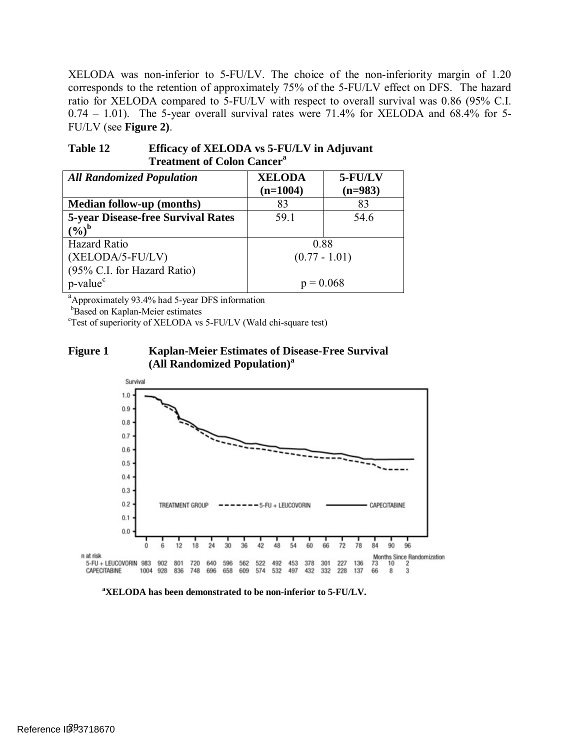XELODA was non-inferior to 5-FU/LV. The choice of the non-inferiority margin of 1.20 corresponds to the retention of approximately 75% of the 5-FU/LV effect on DFS. The hazard ratio for XELODA compared to 5-FU/LV with respect to overall survival was 0.86 (95% C.I. 0.74 – 1.01). The 5-year overall survival rates were 71.4% for XELODA and 68.4% for 5-FU/LV (see **Figure 2)**.

**Table 12 Efficacy of XELODA vs 5-FU/LV in Adjuvant Treatment of Colon Cancer[a]**

| ***All Randomized Population*** | **XELODA (n=1004)** | **5-FU/LV (n=983)** |
|---|---|---|
| **Median follow-up (months)** | 83 | 83 |
| **5-year Disease-free Survival Rates (%)[b]** | 59.1 | 54.6 |
| Hazard Ratio (XELODA/5-FU/LV) (95% C.I. for Hazard Ratio) p-value[c] | 0.88 (0.77 - 1.01) p = 0.068 | |

[a]Approximately 93.4% had 5-year DFS information
[b]Based on Kaplan-Meier estimates
[c]Test of superiority of XELODA vs 5-FU/LV (Wald chi-square test)

**Figure 1 Kaplan-Meier Estimates of Disease-Free Survival (All Randomized Population)[a]**

| n at risk | 0 | 6 | 12 | 18 | 24 | 30 | 36 | 42 | 48 | 54 | 60 | 66 | 72 | 78 | 84 | 90 | 96 |
|---|---|---|---|---|---|---|---|---|---|---|---|---|---|---|---|---|---|
| 5-FU + LEUCOVORIN | 983 | 902 | 801 | 720 | 640 | 596 | 562 | 522 | 492 | 453 | 378 | 301 | 227 | 136 | 73 | 10 | 2 |
| CAPECITABINE | 1004 | 928 | 836 | 748 | 696 | 658 | 609 | 574 | 532 | 497 | 432 | 332 | 228 | 137 | 66 | 8 | 3 |

**[a]XELODA has been demonstrated to be non-inferior to 5-FU/LV.**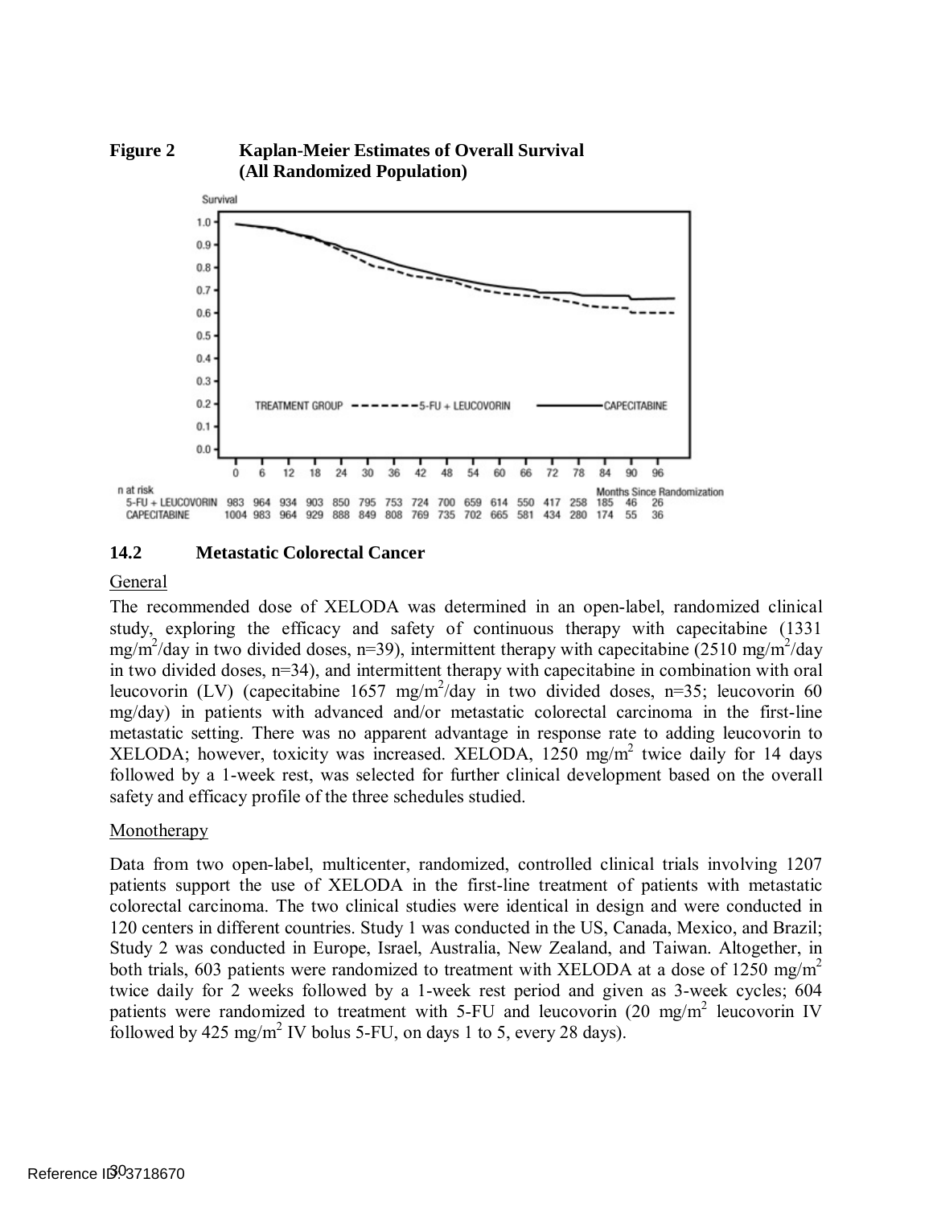**Figure 2 Kaplan-Meier Estimates of Overall Survival (All Randomized Population)**

| n at risk | 0 | 6 | 12 | 18 | 24 | 30 | 36 | 42 | 48 | 54 | 60 | 66 | 72 | 78 | 84 | 90 | 96 |
|---|---|---|---|---|---|---|---|---|---|---|---|---|---|---|---|---|---|
| 5-FU + LEUCOVORIN | 983 | 964 | 934 | 903 | 850 | 795 | 753 | 724 | 700 | 659 | 614 | 550 | 417 | 258 | 185 | 46 | 26 |
| CAPECITABINE | 1004 | 983 | 964 | 929 | 888 | 849 | 808 | 769 | 735 | 702 | 665 | 581 | 434 | 280 | 174 | 55 | 36 |

Months Since Randomization

### 14.2 Metastatic Colorectal Cancer

General

The recommended dose of XELODA was determined in an open-label, randomized clinical study, exploring the efficacy and safety of continuous therapy with capecitabine (1331 mg/m$^2$/day in two divided doses, n=39), intermittent therapy with capecitabine (2510 mg/m$^2$/day in two divided doses, n=34), and intermittent therapy with capecitabine in combination with oral leucovorin (LV) (capecitabine 1657 mg/m$^2$/day in two divided doses, n=35; leucovorin 60 mg/day) in patients with advanced and/or metastatic colorectal carcinoma in the first-line metastatic setting. There was no apparent advantage in response rate to adding leucovorin to XELODA; however, toxicity was increased. XELODA, 1250 mg/m$^2$ twice daily for 14 days followed by a 1-week rest, was selected for further clinical development based on the overall safety and efficacy profile of the three schedules studied.

Monotherapy

Data from two open-label, multicenter, randomized, controlled clinical trials involving 1207 patients support the use of XELODA in the first-line treatment of patients with metastatic colorectal carcinoma. The two clinical studies were identical in design and were conducted in 120 centers in different countries. Study 1 was conducted in the US, Canada, Mexico, and Brazil; Study 2 was conducted in Europe, Israel, Australia, New Zealand, and Taiwan. Altogether, in both trials, 603 patients were randomized to treatment with XELODA at a dose of 1250 mg/m$^2$ twice daily for 2 weeks followed by a 1-week rest period and given as 3-week cycles; 604 patients were randomized to treatment with 5-FU and leucovorin (20 mg/m$^2$ leucovorin IV followed by 425 mg/m$^2$ IV bolus 5-FU, on days 1 to 5, every 28 days).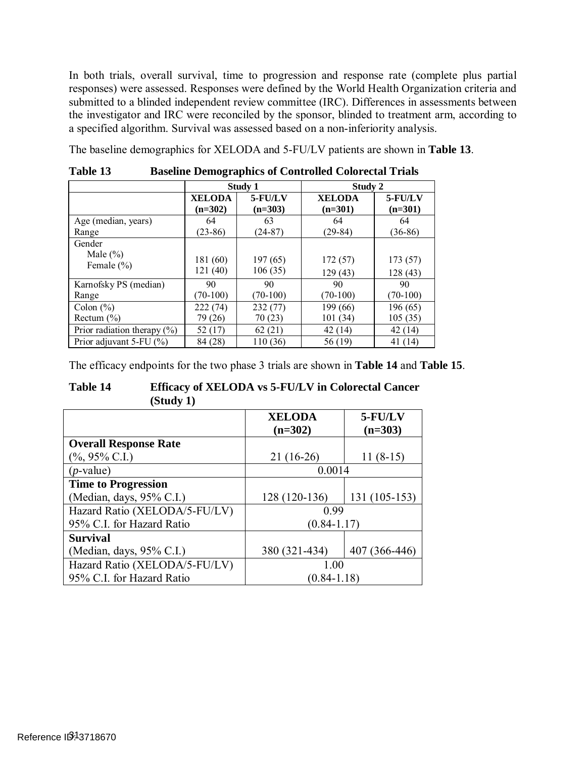In both trials, overall survival, time to progression and response rate (complete plus partial responses) were assessed. Responses were defined by the World Health Organization criteria and submitted to a blinded independent review committee (IRC). Differences in assessments between the investigator and IRC were reconciled by the sponsor, blinded to treatment arm, according to a specified algorithm. Survival was assessed based on a non-inferiority analysis.

The baseline demographics for XELODA and 5-FU/LV patients are shown in **Table 13**.

**Table 13 Baseline Demographics of Controlled Colorectal Trials**

| | Study 1 | | Study 2 | |
|---|---|---|---|---|
| | **XELODA (n=302)** | **5-FU/LV (n=303)** | **XELODA (n=301)** | **5-FU/LV (n=301)** |
| Age (median, years)<br>Range | 64<br>(23-86) | 63<br>(24-87) | 64<br>(29-84) | 64<br>(36-86) |
| Gender<br>Male (%)<br>Female (%) | 181 (60)<br>121 (40) | 197 (65)<br>106 (35) | 172 (57)<br>129 (43) | 173 (57)<br>128 (43) |
| Karnofsky PS (median)<br>Range | 90<br>(70-100) | 90<br>(70-100) | 90<br>(70-100) | 90<br>(70-100) |
| Colon (%)<br>Rectum (%) | 222 (74)<br>79 (26) | 232 (77)<br>70 (23) | 199 (66)<br>101 (34) | 196 (65)<br>105 (35) |
| Prior radiation therapy (%) | 52 (17) | 62 (21) | 42 (14) | 42 (14) |
| Prior adjuvant 5-FU (%) | 84 (28) | 110 (36) | 56 (19) | 41 (14) |

The efficacy endpoints for the two phase 3 trials are shown in **Table 14** and **Table 15**.

**Table 14 Efficacy of XELODA vs 5-FU/LV in Colorectal Cancer (Study 1)**

| | **XELODA (n=302)** | **5-FU/LV (n=303)** |
|---|---|---|
| **Overall Response Rate**<br>(%, 95% C.I.) | 21 (16-26) | 11 (8-15) |
| (*p*-value) | 0.0014 | |
| **Time to Progression**<br>(Median, days, 95% C.I.) | 128 (120-136) | 131 (105-153) |
| Hazard Ratio (XELODA/5-FU/LV)<br>95% C.I. for Hazard Ratio | 0.99<br>(0.84-1.17) | |
| **Survival**<br>(Median, days, 95% C.I.) | 380 (321-434) | 407 (366-446) |
| Hazard Ratio (XELODA/5-FU/LV)<br>95% C.I. for Hazard Ratio | 1.00<br>(0.84-1.18) | |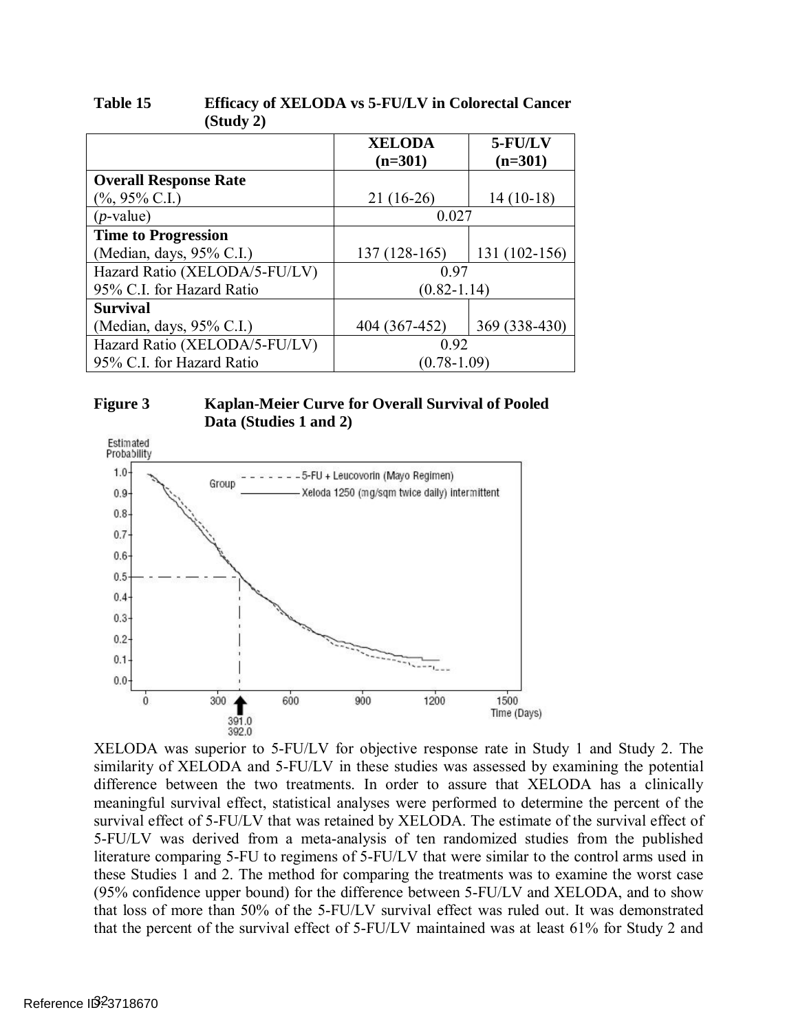**Table 15 Efficacy of XELODA vs 5-FU/LV in Colorectal Cancer (Study 2)**

| | XELODA (n=301) | 5-FU/LV (n=301) |
|---|---|---|
| **Overall Response Rate** (%, 95% C.I.) | 21 (16-26) | 14 (10-18) |
| (*p*-value) | 0.027 | |
| **Time to Progression** (Median, days, 95% C.I.) | 137 (128-165) | 131 (102-156) |
| Hazard Ratio (XELODA/5-FU/LV) 95% C.I. for Hazard Ratio | 0.97 (0.82-1.14) | |
| **Survival** (Median, days, 95% C.I.) | 404 (367-452) | 369 (338-430) |
| Hazard Ratio (XELODA/5-FU/LV) 95% C.I. for Hazard Ratio | 0.92 (0.78-1.09) | |

**Figure 3 Kaplan-Meier Curve for Overall Survival of Pooled Data (Studies 1 and 2)**

XELODA was superior to 5-FU/LV for objective response rate in Study 1 and Study 2. The similarity of XELODA and 5-FU/LV in these studies was assessed by examining the potential difference between the two treatments. In order to assure that XELODA has a clinically meaningful survival effect, statistical analyses were performed to determine the percent of the survival effect of 5-FU/LV that was retained by XELODA. The estimate of the survival effect of 5-FU/LV was derived from a meta-analysis of ten randomized studies from the published literature comparing 5-FU to regimens of 5-FU/LV that were similar to the control arms used in these Studies 1 and 2. The method for comparing the treatments was to examine the worst case (95% confidence upper bound) for the difference between 5-FU/LV and XELODA, and to show that loss of more than 50% of the 5-FU/LV survival effect was ruled out. It was demonstrated that the percent of the survival effect of 5-FU/LV maintained was at least 61% for Study 2 and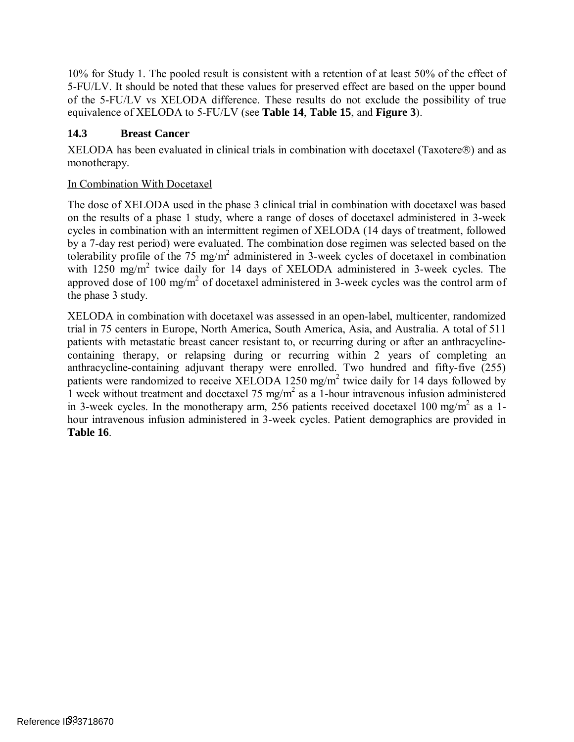10% for Study 1. The pooled result is consistent with a retention of at least 50% of the effect of 5-FU/LV. It should be noted that these values for preserved effect are based on the upper bound of the 5-FU/LV vs XELODA difference. These results do not exclude the possibility of true equivalence of XELODA to 5-FU/LV (see **Table 14**, **Table 15**, and **Figure 3**).

### 14.3 Breast Cancer

XELODA has been evaluated in clinical trials in combination with docetaxel (Taxotere®) and as monotherapy.

In Combination With Docetaxel

The dose of XELODA used in the phase 3 clinical trial in combination with docetaxel was based on the results of a phase 1 study, where a range of doses of docetaxel administered in 3-week cycles in combination with an intermittent regimen of XELODA (14 days of treatment, followed by a 7-day rest period) were evaluated. The combination dose regimen was selected based on the tolerability profile of the 75 $mg/m^2$ administered in 3-week cycles of docetaxel in combination with 1250 $mg/m^2$ twice daily for 14 days of XELODA administered in 3-week cycles. The approved dose of 100 $mg/m^2$ of docetaxel administered in 3-week cycles was the control arm of the phase 3 study.

XELODA in combination with docetaxel was assessed in an open-label, multicenter, randomized trial in 75 centers in Europe, North America, South America, Asia, and Australia. A total of 511 patients with metastatic breast cancer resistant to, or recurring during or after an anthracycline-containing therapy, or relapsing during or recurring within 2 years of completing an anthracycline-containing adjuvant therapy were enrolled. Two hundred and fifty-five (255) patients were randomized to receive XELODA 1250 $mg/m^2$ twice daily for 14 days followed by 1 week without treatment and docetaxel 75 $mg/m^2$ as a 1-hour intravenous infusion administered in 3-week cycles. In the monotherapy arm, 256 patients received docetaxel 100 $mg/m^2$ as a 1-hour intravenous infusion administered in 3-week cycles. Patient demographics are provided in **Table 16**.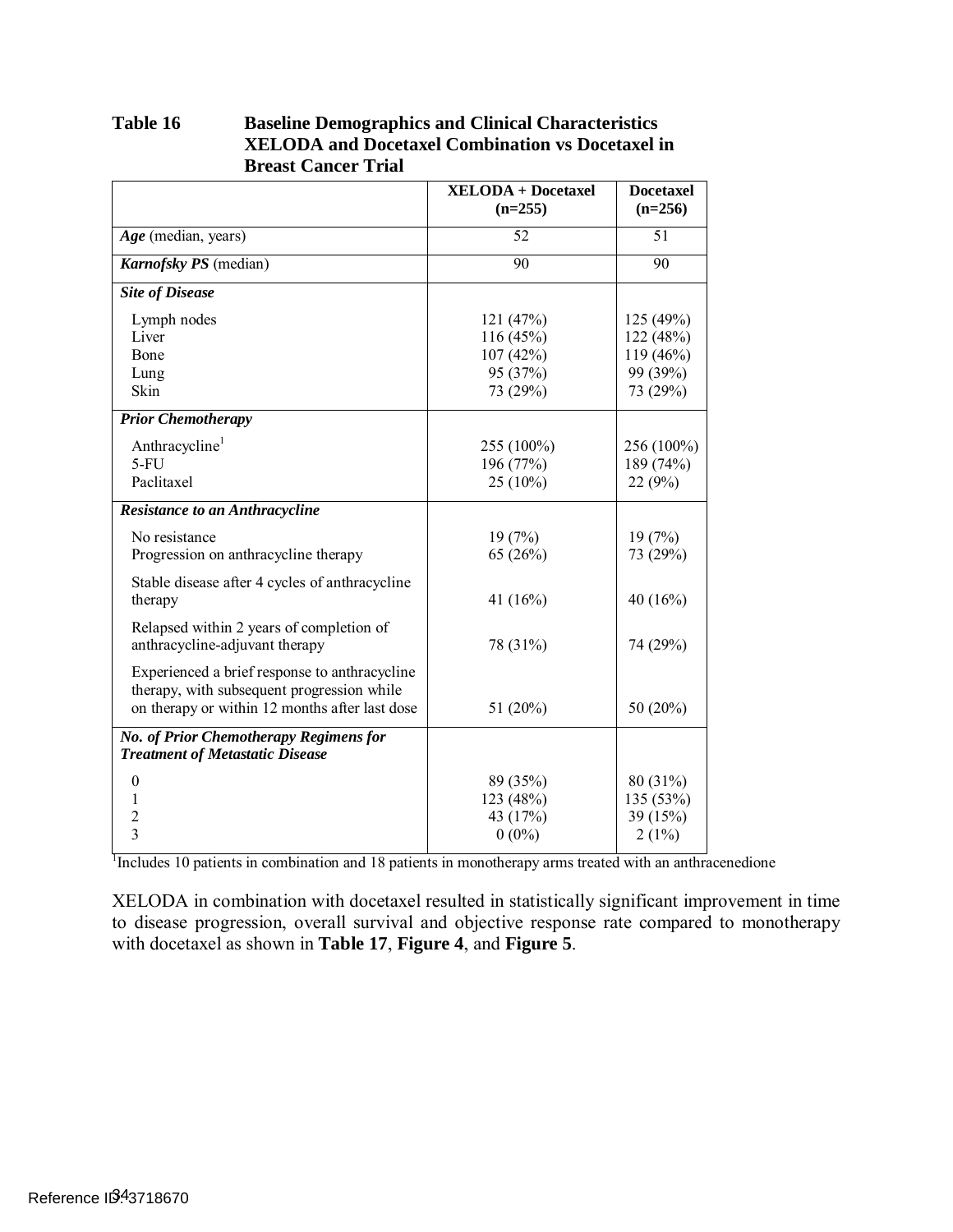**Table 16 Baseline Demographics and Clinical Characteristics XELODA and Docetaxel Combination vs Docetaxel in Breast Cancer Trial**

| | XELODA + Docetaxel (n=255) | Docetaxel (n=256) |
|---|---|---|
| ***Age*** (median, years) | 52 | 51 |
| ***Karnofsky PS*** (median) | 90 | 90 |
| ***Site of Disease*** | | |
| Lymph nodes | 121 (47%) | 125 (49%) |
| Liver | 116 (45%) | 122 (48%) |
| Bone | 107 (42%) | 119 (46%) |
| Lung | 95 (37%) | 99 (39%) |
| Skin | 73 (29%) | 73 (29%) |
| ***Prior Chemotherapy*** | | |
| Anthracycline[1] | 255 (100%) | 256 (100%) |
| 5-FU | 196 (77%) | 189 (74%) |
| Paclitaxel | 25 (10%) | 22 (9%) |
| ***Resistance to an Anthracycline*** | | |
| No resistance | 19 (7%) | 19 (7%) |
| Progression on anthracycline therapy | 65 (26%) | 73 (29%) |
| Stable disease after 4 cycles of anthracycline therapy | 41 (16%) | 40 (16%) |
| Relapsed within 2 years of completion of anthracycline-adjuvant therapy | 78 (31%) | 74 (29%) |
| Experienced a brief response to anthracycline therapy, with subsequent progression while on therapy or within 12 months after last dose | 51 (20%) | 50 (20%) |
| ***No. of Prior Chemotherapy Regimens for Treatment of Metastatic Disease*** | | |
| 0 | 89 (35%) | 80 (31%) |
| 1 | 123 (48%) | 135 (53%) |
| 2 | 43 (17%) | 39 (15%) |
| 3 | 0 (0%) | 2 (1%) |

[1]Includes 10 patients in combination and 18 patients in monotherapy arms treated with an anthracenedione

XELODA in combination with docetaxel resulted in statistically significant improvement in time to disease progression, overall survival and objective response rate compared to monotherapy with docetaxel as shown in **Table 17**, **Figure 4**, and **Figure 5**.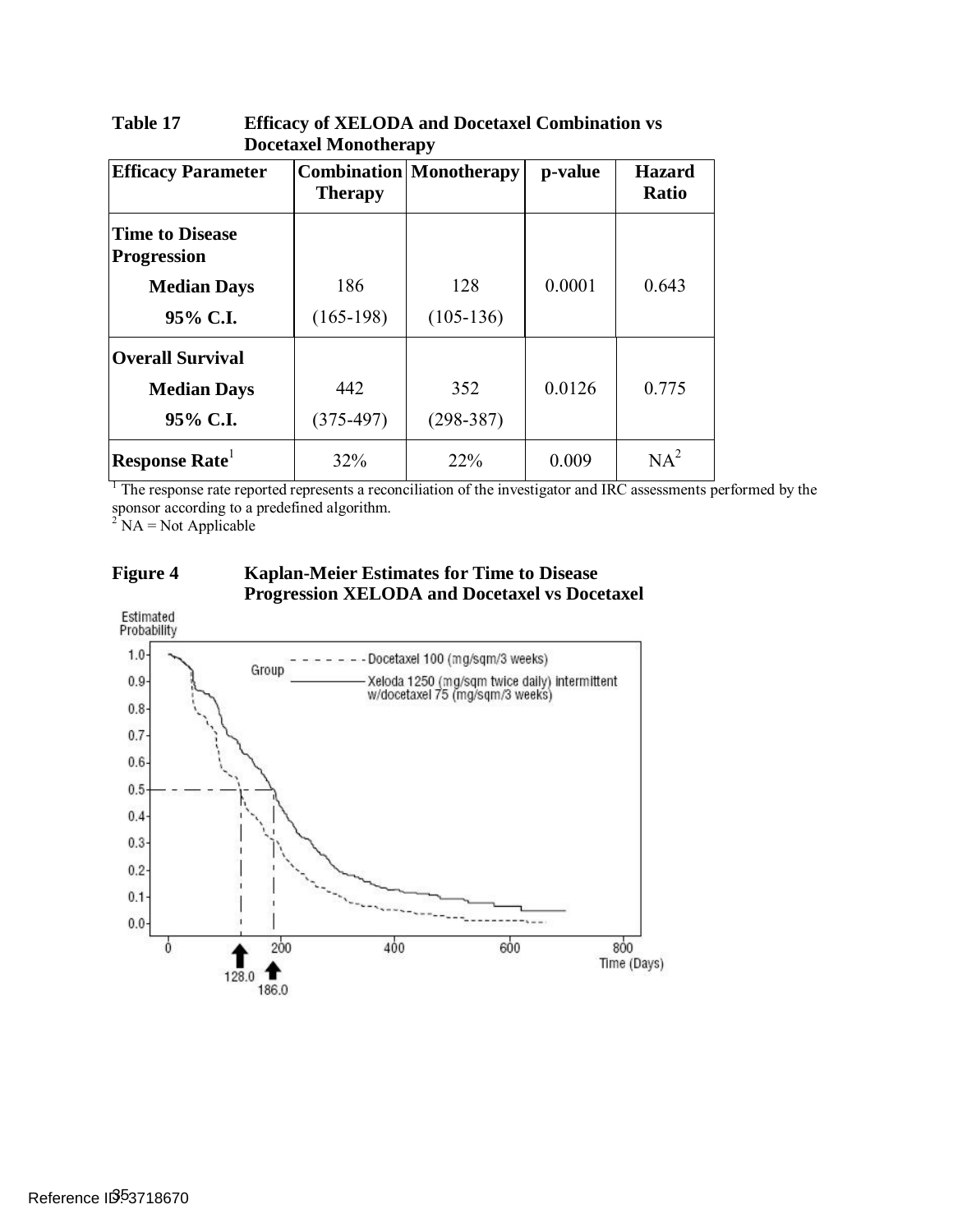**Table 17 Efficacy of XELODA and Docetaxel Combination vs Docetaxel Monotherapy**

| Efficacy Parameter | Combination Therapy | Monotherapy | p-value | Hazard Ratio |
|---|---|---|---|---|
| **Time to Disease Progression** | | | | |
| **Median Days** | 186 | 128 | 0.0001 | 0.643 |
| **95% C.I.** | (165-198) | (105-136) | | |
| **Overall Survival** | | | | |
| **Median Days** | 442 | 352 | 0.0126 | 0.775 |
| **95% C.I.** | (375-497) | (298-387) | | |
| **Response Rate**[1] | 32% | 22% | 0.009 | NA[2] |

[1] The response rate reported represents a reconciliation of the investigator and IRC assessments performed by the sponsor according to a predefined algorithm.
[2] NA = Not Applicable

**Figure 4 Kaplan-Meier Estimates for Time to Disease Progression XELODA and Docetaxel vs Docetaxel**

Estimated Probability

Group: - - - - - - Docetaxel 100 (mg/sqm/3 weeks); ———— Xeloda 1250 (mg/sqm twice daily) intermittent w/docetaxel 75 (mg/sqm/3 weeks)

Time (Days)

128.0 186.0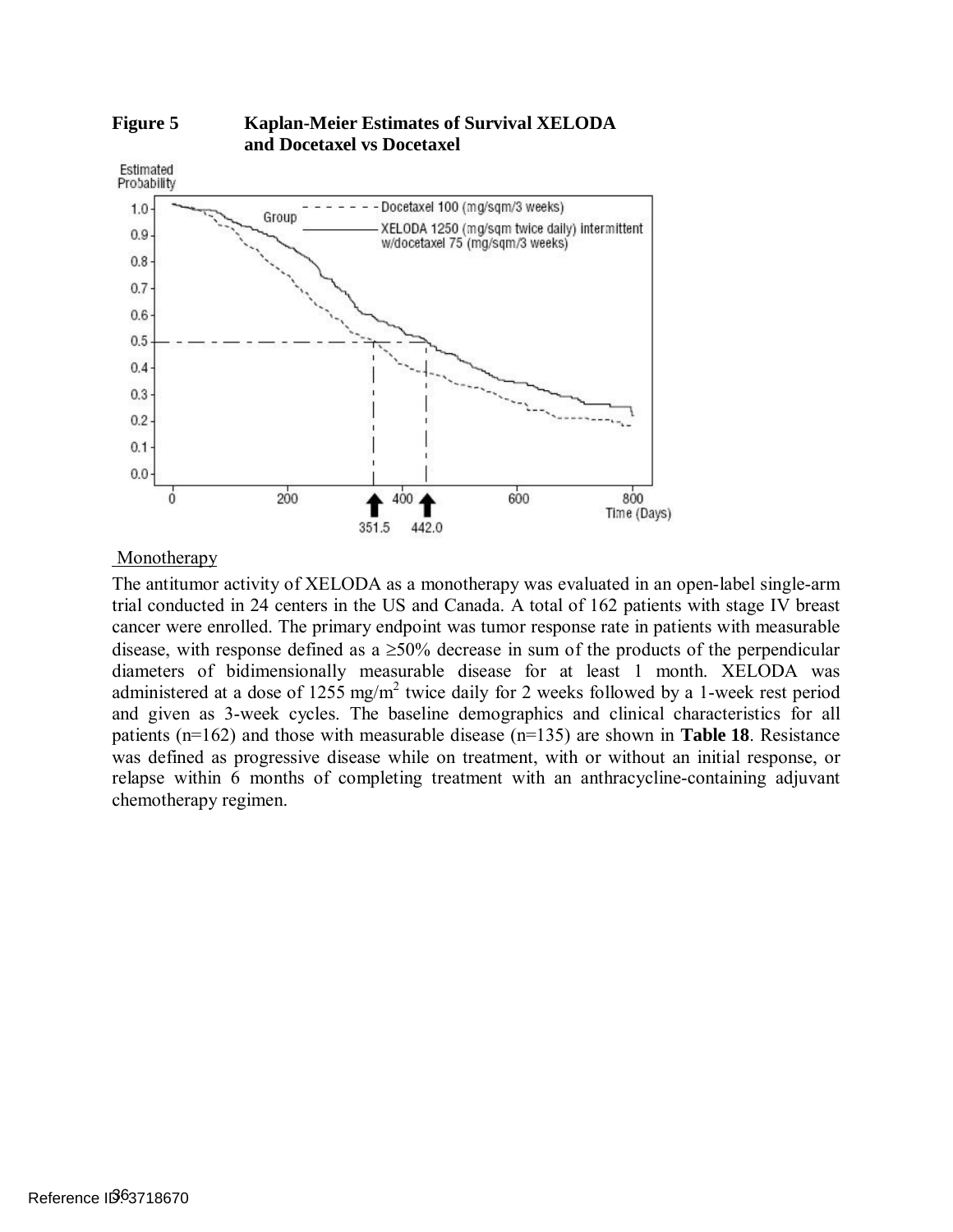**Figure 5 Kaplan-Meier Estimates of Survival XELODA and Docetaxel vs Docetaxel**

Monotherapy

The antitumor activity of XELODA as a monotherapy was evaluated in an open-label single-arm trial conducted in 24 centers in the US and Canada. A total of 162 patients with stage IV breast cancer were enrolled. The primary endpoint was tumor response rate in patients with measurable disease, with response defined as a ≥50% decrease in sum of the products of the perpendicular diameters of bidimensionally measurable disease for at least 1 month. XELODA was administered at a dose of 1255 mg/m$^2$ twice daily for 2 weeks followed by a 1-week rest period and given as 3-week cycles. The baseline demographics and clinical characteristics for all patients (n=162) and those with measurable disease (n=135) are shown in **Table 18**. Resistance was defined as progressive disease while on treatment, with or without an initial response, or relapse within 6 months of completing treatment with an anthracycline-containing adjuvant chemotherapy regimen.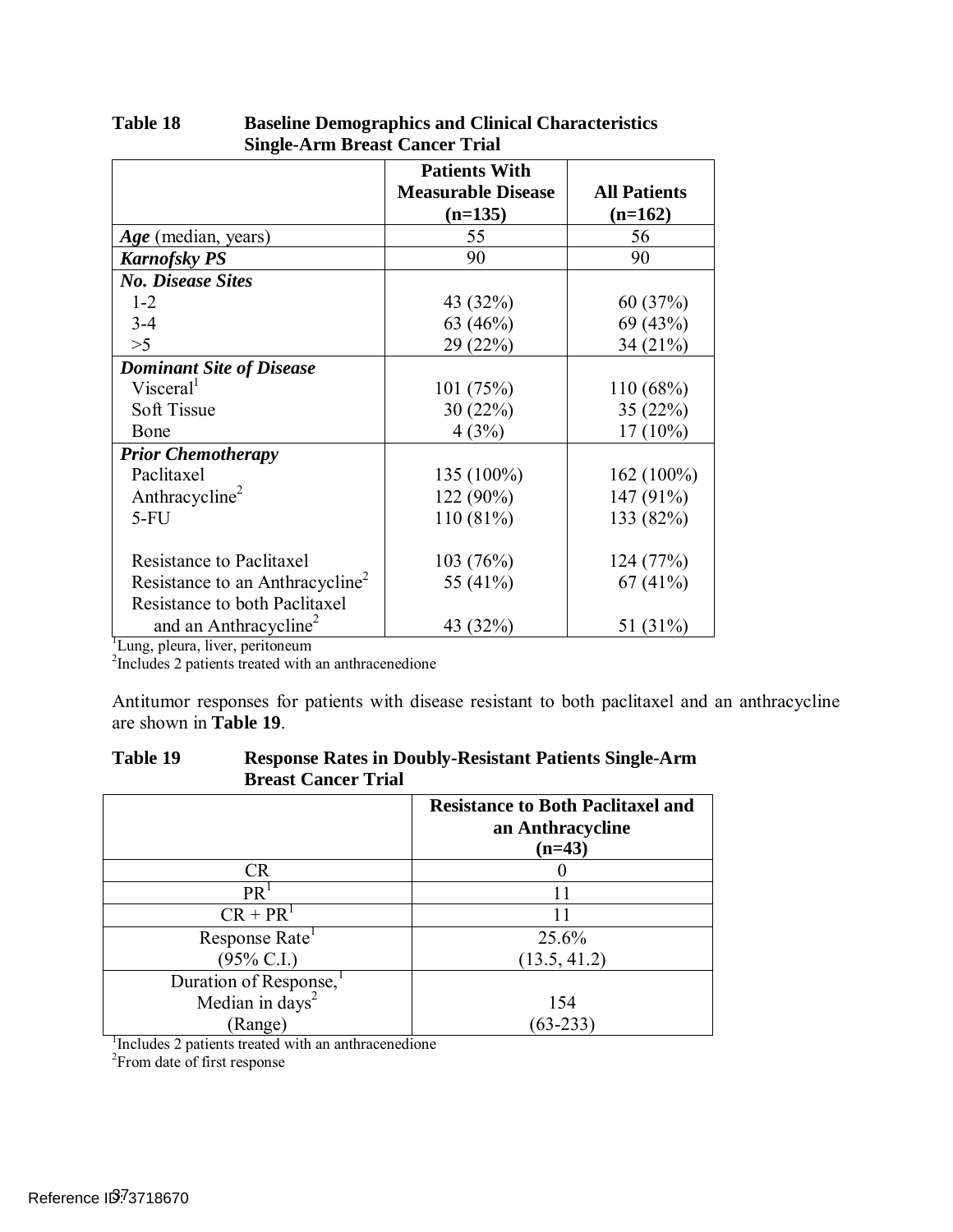**Table 18 Baseline Demographics and Clinical Characteristics Single-Arm Breast Cancer Trial**

| | Patients With Measurable Disease (n=135) | All Patients (n=162) |
|---|---|---|
| ***Age*** (median, years) | 55 | 56 |
| ***Karnofsky PS*** | 90 | 90 |
| ***No. Disease Sites*** | | |
| 1-2 | 43 (32%) | 60 (37%) |
| 3-4 | 63 (46%) | 69 (43%) |
| >5 | 29 (22%) | 34 (21%) |
| ***Dominant Site of Disease*** | | |
| Visceral[1] | 101 (75%) | 110 (68%) |
| Soft Tissue | 30 (22%) | 35 (22%) |
| Bone | 4 (3%) | 17 (10%) |
| ***Prior Chemotherapy*** | | |
| Paclitaxel | 135 (100%) | 162 (100%) |
| Anthracycline[2] | 122 (90%) | 147 (91%) |
| 5-FU | 110 (81%) | 133 (82%) |
| Resistance to Paclitaxel | 103 (76%) | 124 (77%) |
| Resistance to an Anthracycline[2] | 55 (41%) | 67 (41%) |
| Resistance to both Paclitaxel and an Anthracycline[2] | 43 (32%) | 51 (31%) |

[1]Lung, pleura, liver, peritoneum
[2]Includes 2 patients treated with an anthracenedione

Antitumor responses for patients with disease resistant to both paclitaxel and an anthracycline are shown in **Table 19**.

**Table 19 Response Rates in Doubly-Resistant Patients Single-Arm Breast Cancer Trial**

| | Resistance to Both Paclitaxel and an Anthracycline (n=43) |
|---|---|
| CR | 0 |
| PR[1] | 11 |
| CR + PR[1] | 11 |
| Response Rate[1] (95% C.I.) | 25.6% (13.5, 41.2) |
| Duration of Response,[1] Median in days[2] (Range) | 154 (63-233) |

[1]Includes 2 patients treated with an anthracenedione
[2]From date of first response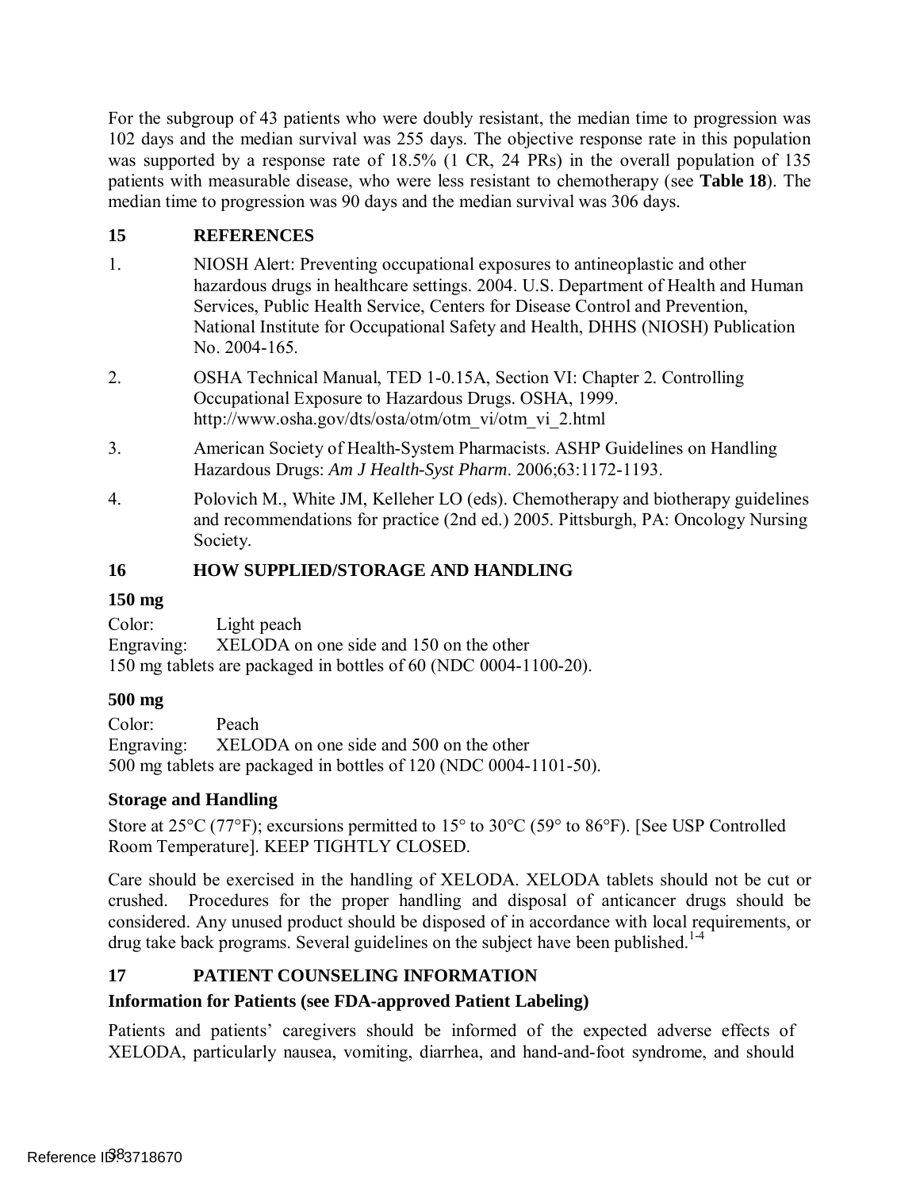For the subgroup of 43 patients who were doubly resistant, the median time to progression was 102 days and the median survival was 255 days. The objective response rate in this population was supported by a response rate of 18.5% (1 CR, 24 PRs) in the overall population of 135 patients with measurable disease, who were less resistant to chemotherapy (see **Table 18**). The median time to progression was 90 days and the median survival was 306 days.

## 15 REFERENCES

1. NIOSH Alert: Preventing occupational exposures to antineoplastic and other hazardous drugs in healthcare settings. 2004. U.S. Department of Health and Human Services, Public Health Service, Centers for Disease Control and Prevention, National Institute for Occupational Safety and Health, DHHS (NIOSH) Publication No. 2004-165.
2. OSHA Technical Manual, TED 1-0.15A, Section VI: Chapter 2. Controlling Occupational Exposure to Hazardous Drugs. OSHA, 1999. http://www.osha.gov/dts/osta/otm/otm_vi/otm_vi_2.html
3. American Society of Health-System Pharmacists. ASHP Guidelines on Handling Hazardous Drugs: *Am J Health-Syst Pharm*. 2006;63:1172-1193.
4. Polovich M., White JM, Kelleher LO (eds). Chemotherapy and biotherapy guidelines and recommendations for practice (2nd ed.) 2005. Pittsburgh, PA: Oncology Nursing Society.

## 16 HOW SUPPLIED/STORAGE AND HANDLING

**150 mg**

Color: Light peach
Engraving: XELODA on one side and 150 on the other
150 mg tablets are packaged in bottles of 60 (NDC 0004-1100-20).

**500 mg**

Color: Peach
Engraving: XELODA on one side and 500 on the other
500 mg tablets are packaged in bottles of 120 (NDC 0004-1101-50).

### Storage and Handling

Store at 25°C (77°F); excursions permitted to 15° to 30°C (59° to 86°F). [See USP Controlled Room Temperature]. KEEP TIGHTLY CLOSED.

Care should be exercised in the handling of XELODA. XELODA tablets should not be cut or crushed. Procedures for the proper handling and disposal of anticancer drugs should be considered. Any unused product should be disposed of in accordance with local requirements, or drug take back programs. Several guidelines on the subject have been published.[1-4]

## 17 PATIENT COUNSELING INFORMATION

### Information for Patients (see FDA-approved Patient Labeling)

Patients and patients' caregivers should be informed of the expected adverse effects of XELODA, particularly nausea, vomiting, diarrhea, and hand-and-foot syndrome, and should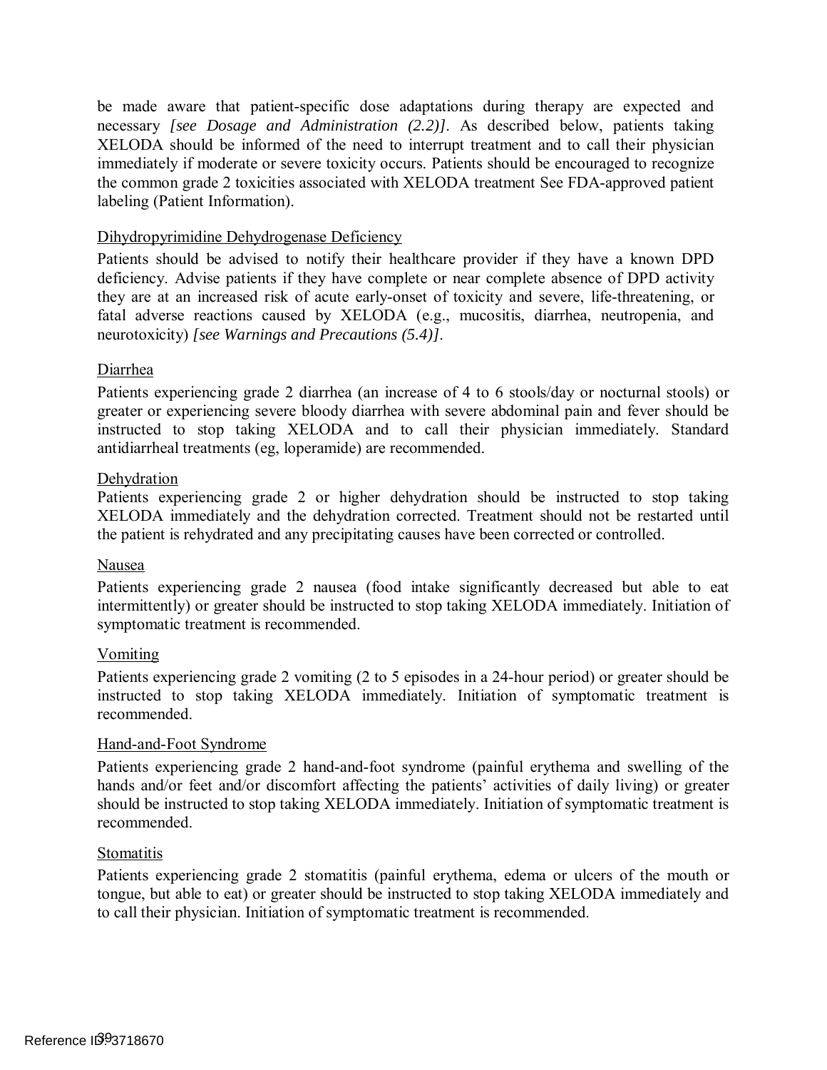be made aware that patient-specific dose adaptations during therapy are expected and necessary *[see Dosage and Administration (2.2)]*. As described below, patients taking XELODA should be informed of the need to interrupt treatment and to call their physician immediately if moderate or severe toxicity occurs. Patients should be encouraged to recognize the common grade 2 toxicities associated with XELODA treatment See FDA-approved patient labeling (Patient Information).

Dihydropyrimidine Dehydrogenase Deficiency

Patients should be advised to notify their healthcare provider if they have a known DPD deficiency. Advise patients if they have complete or near complete absence of DPD activity they are at an increased risk of acute early-onset of toxicity and severe, life-threatening, or fatal adverse reactions caused by XELODA (e.g., mucositis, diarrhea, neutropenia, and neurotoxicity) *[see Warnings and Precautions (5.4)]*.

Diarrhea

Patients experiencing grade 2 diarrhea (an increase of 4 to 6 stools/day or nocturnal stools) or greater or experiencing severe bloody diarrhea with severe abdominal pain and fever should be instructed to stop taking XELODA and to call their physician immediately. Standard antidiarrheal treatments (eg, loperamide) are recommended.

Dehydration

Patients experiencing grade 2 or higher dehydration should be instructed to stop taking XELODA immediately and the dehydration corrected. Treatment should not be restarted until the patient is rehydrated and any precipitating causes have been corrected or controlled.

Nausea

Patients experiencing grade 2 nausea (food intake significantly decreased but able to eat intermittently) or greater should be instructed to stop taking XELODA immediately. Initiation of symptomatic treatment is recommended.

Vomiting

Patients experiencing grade 2 vomiting (2 to 5 episodes in a 24-hour period) or greater should be instructed to stop taking XELODA immediately. Initiation of symptomatic treatment is recommended.

Hand-and-Foot Syndrome

Patients experiencing grade 2 hand-and-foot syndrome (painful erythema and swelling of the hands and/or feet and/or discomfort affecting the patients' activities of daily living) or greater should be instructed to stop taking XELODA immediately. Initiation of symptomatic treatment is recommended.

Stomatitis

Patients experiencing grade 2 stomatitis (painful erythema, edema or ulcers of the mouth or tongue, but able to eat) or greater should be instructed to stop taking XELODA immediately and to call their physician. Initiation of symptomatic treatment is recommended.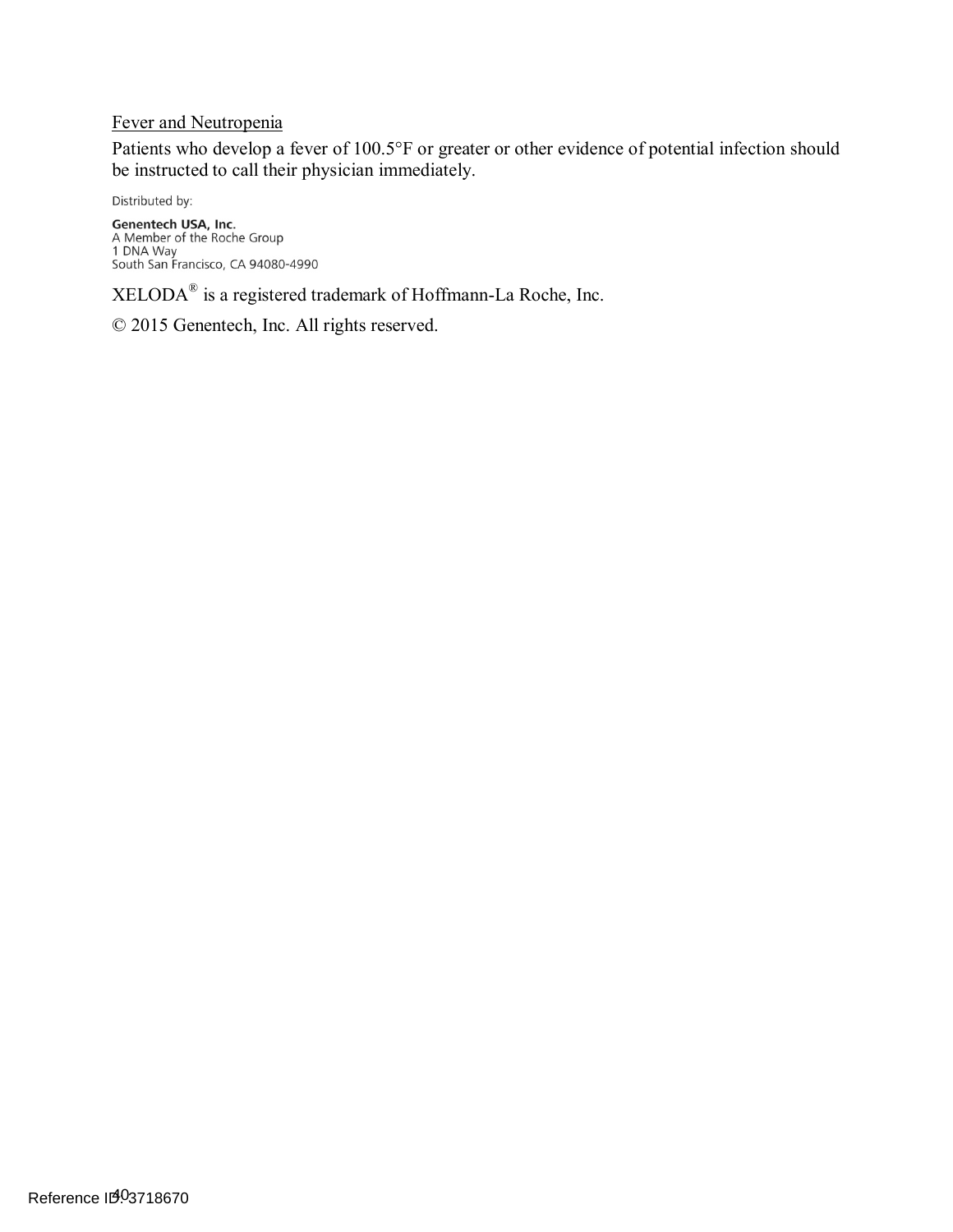Fever and Neutropenia

Patients who develop a fever of 100.5°F or greater or other evidence of potential infection should be instructed to call their physician immediately.

Distributed by:

**Genentech USA, Inc.**
A Member of the Roche Group
1 DNA Way
South San Francisco, CA 94080-4990

XELODA® is a registered trademark of Hoffmann-La Roche, Inc.

© 2015 Genentech, Inc. All rights reserved.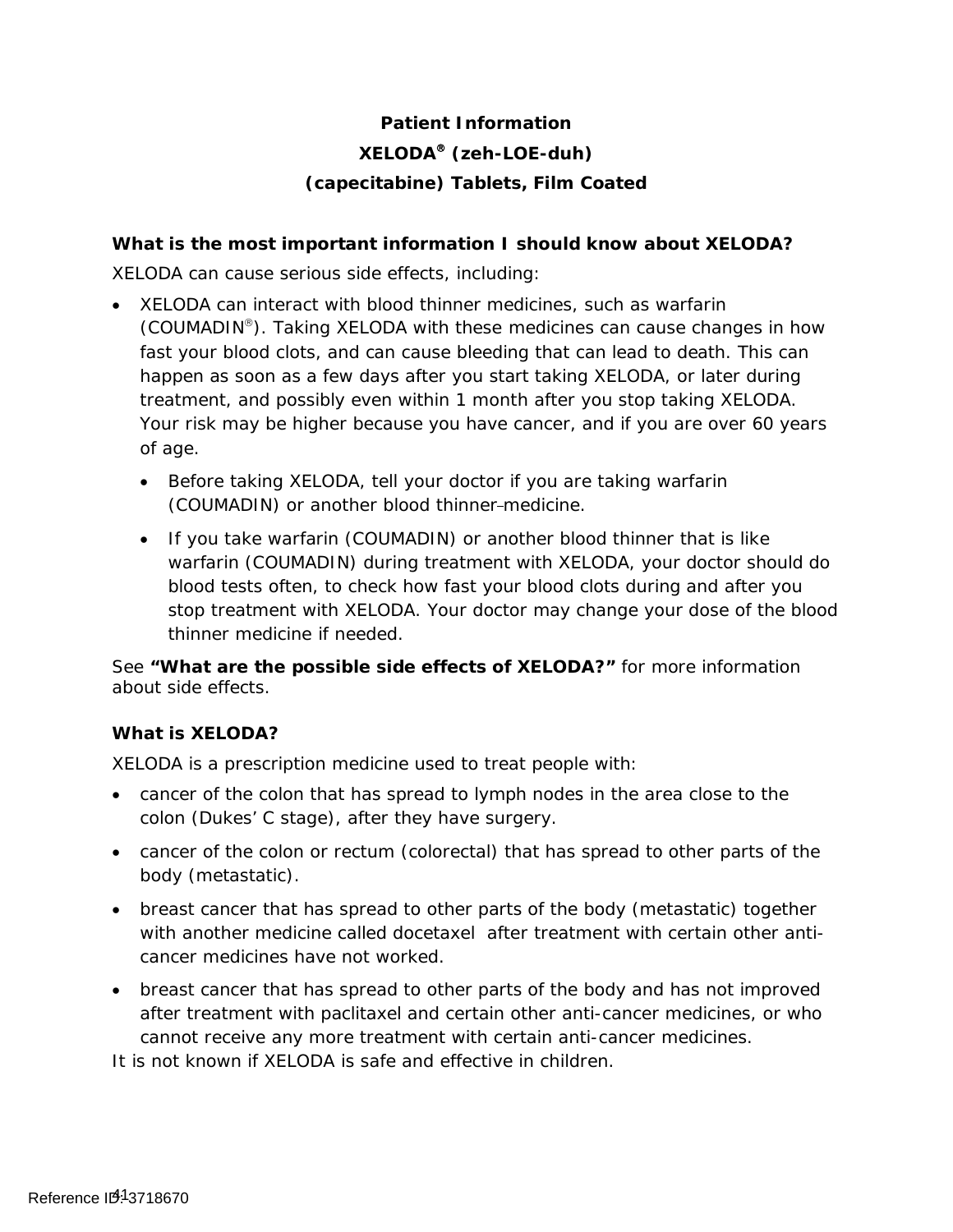# Patient Information
# XELODA® (zeh-LOE-duh)
# (capecitabine) Tablets, Film Coated

**What is the most important information I should know about XELODA?**

XELODA can cause serious side effects, including:

- XELODA can interact with blood thinner medicines, such as warfarin (COUMADIN®). Taking XELODA with these medicines can cause changes in how fast your blood clots, and can cause bleeding that can lead to death. This can happen as soon as a few days after you start taking XELODA, or later during treatment, and possibly even within 1 month after you stop taking XELODA. Your risk may be higher because you have cancer, and if you are over 60 years of age.
    - Before taking XELODA, tell your doctor if you are taking warfarin (COUMADIN) or another blood thinner medicine.
    - If you take warfarin (COUMADIN) or another blood thinner that is like warfarin (COUMADIN) during treatment with XELODA, your doctor should do blood tests often, to check how fast your blood clots during and after you stop treatment with XELODA. Your doctor may change your dose of the blood thinner medicine if needed.

See **"What are the possible side effects of XELODA?"** for more information about side effects.

**What is XELODA?**

XELODA is a prescription medicine used to treat people with:

- cancer of the colon that has spread to lymph nodes in the area close to the colon (Dukes' C stage), after they have surgery.
- cancer of the colon or rectum (colorectal) that has spread to other parts of the body (metastatic).
- breast cancer that has spread to other parts of the body (metastatic) together with another medicine called docetaxel after treatment with certain other anti-cancer medicines have not worked.
- breast cancer that has spread to other parts of the body and has not improved after treatment with paclitaxel and certain other anti-cancer medicines, or who cannot receive any more treatment with certain anti-cancer medicines.

It is not known if XELODA is safe and effective in children.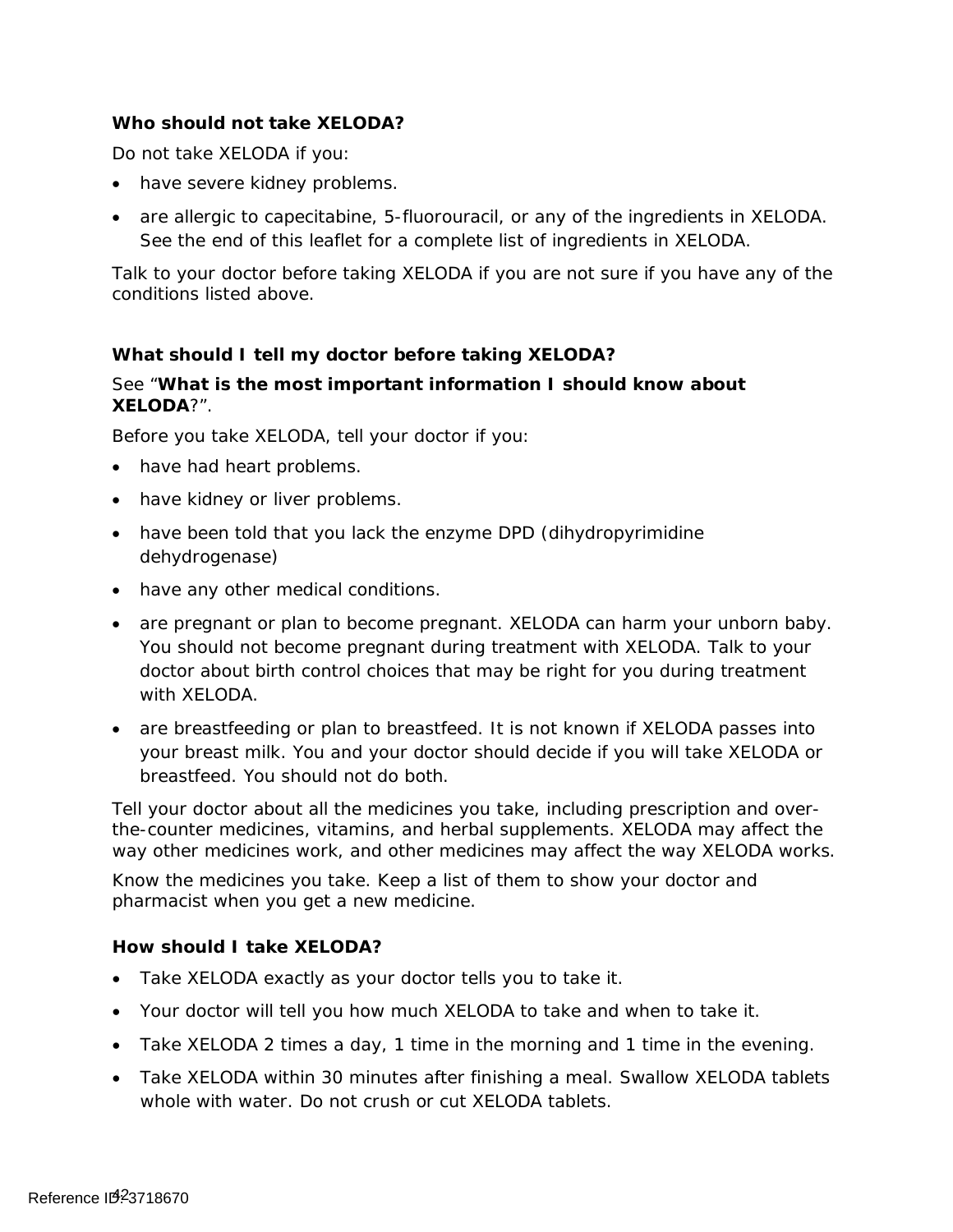**Who should not take XELODA?**

Do not take XELODA if you:

- have severe kidney problems.
- are allergic to capecitabine, 5-fluorouracil, or any of the ingredients in XELODA. See the end of this leaflet for a complete list of ingredients in XELODA.

Talk to your doctor before taking XELODA if you are not sure if you have any of the conditions listed above.

**What should I tell my doctor before taking XELODA?**

See "**What is the most important information I should know about XELODA**?".

Before you take XELODA, tell your doctor if you:

- have had heart problems.
- have kidney or liver problems.
- have been told that you lack the enzyme DPD (dihydropyrimidine dehydrogenase)
- have any other medical conditions.
- are pregnant or plan to become pregnant. XELODA can harm your unborn baby. You should not become pregnant during treatment with XELODA. Talk to your doctor about birth control choices that may be right for you during treatment with XELODA.
- are breastfeeding or plan to breastfeed. It is not known if XELODA passes into your breast milk. You and your doctor should decide if you will take XELODA or breastfeed. You should not do both.

Tell your doctor about all the medicines you take, including prescription and over-the-counter medicines, vitamins, and herbal supplements. XELODA may affect the way other medicines work, and other medicines may affect the way XELODA works.

Know the medicines you take. Keep a list of them to show your doctor and pharmacist when you get a new medicine.

**How should I take XELODA?**

- Take XELODA exactly as your doctor tells you to take it.
- Your doctor will tell you how much XELODA to take and when to take it.
- Take XELODA 2 times a day, 1 time in the morning and 1 time in the evening.
- Take XELODA within 30 minutes after finishing a meal. Swallow XELODA tablets whole with water. Do not crush or cut XELODA tablets.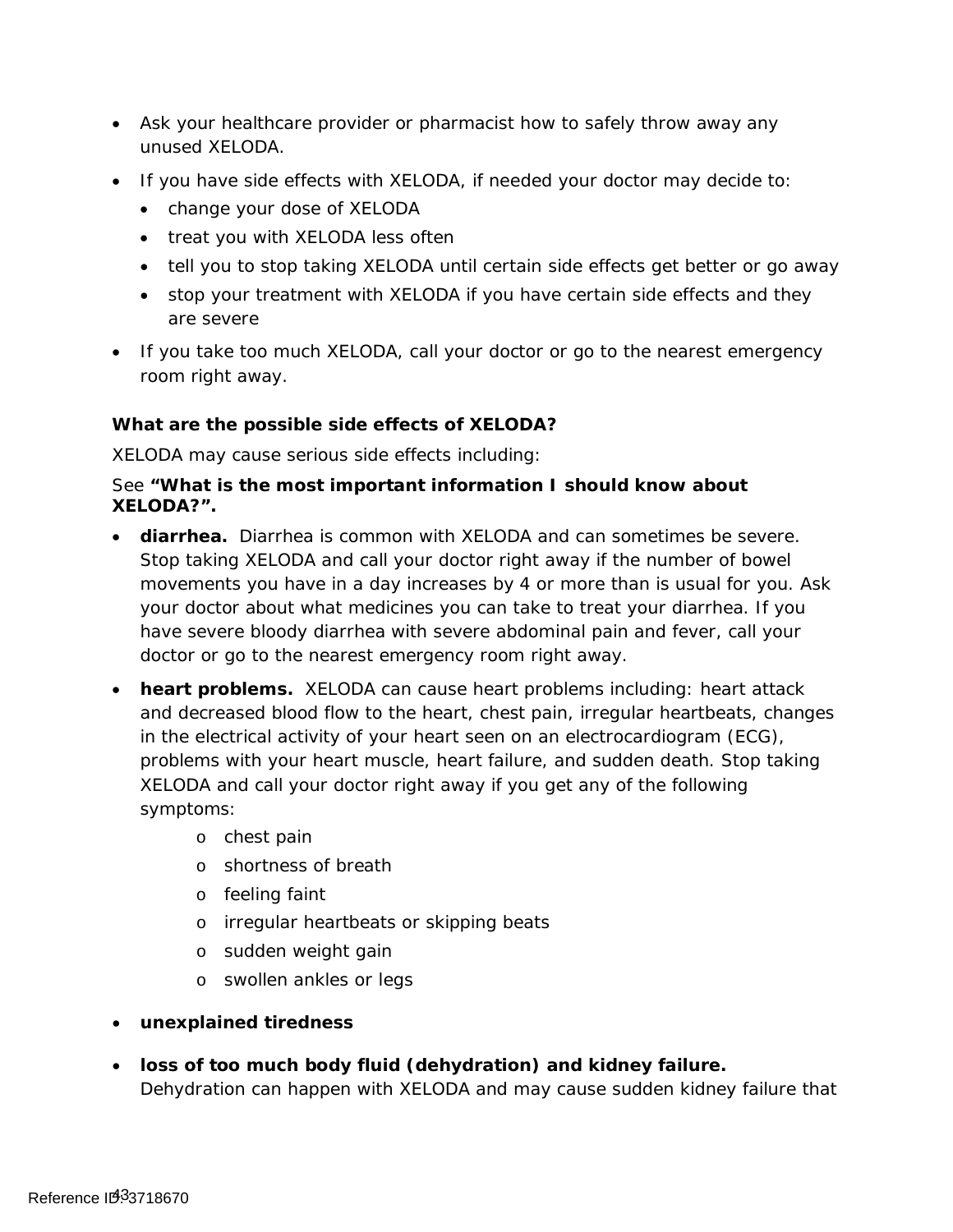- Ask your healthcare provider or pharmacist how to safely throw away any unused XELODA.
- If you have side effects with XELODA, if needed your doctor may decide to:
  - change your dose of XELODA
  - treat you with XELODA less often
  - tell you to stop taking XELODA until certain side effects get better or go away
  - stop your treatment with XELODA if you have certain side effects and they are severe
- If you take too much XELODA, call your doctor or go to the nearest emergency room right away.

**What are the possible side effects of XELODA?**

XELODA may cause serious side effects including:

See **"What is the most important information I should know about XELODA?".**

- **diarrhea.** Diarrhea is common with XELODA and can sometimes be severe. Stop taking XELODA and call your doctor right away if the number of bowel movements you have in a day increases by 4 or more than is usual for you. Ask your doctor about what medicines you can take to treat your diarrhea. If you have severe bloody diarrhea with severe abdominal pain and fever, call your doctor or go to the nearest emergency room right away.
- **heart problems.** XELODA can cause heart problems including: heart attack and decreased blood flow to the heart, chest pain, irregular heartbeats, changes in the electrical activity of your heart seen on an electrocardiogram (ECG), problems with your heart muscle, heart failure, and sudden death. Stop taking XELODA and call your doctor right away if you get any of the following symptoms:
  - chest pain
  - shortness of breath
  - feeling faint
  - irregular heartbeats or skipping beats
  - sudden weight gain
  - swollen ankles or legs
- **unexplained tiredness**
- **loss of too much body fluid (dehydration) and kidney failure.** Dehydration can happen with XELODA and may cause sudden kidney failure that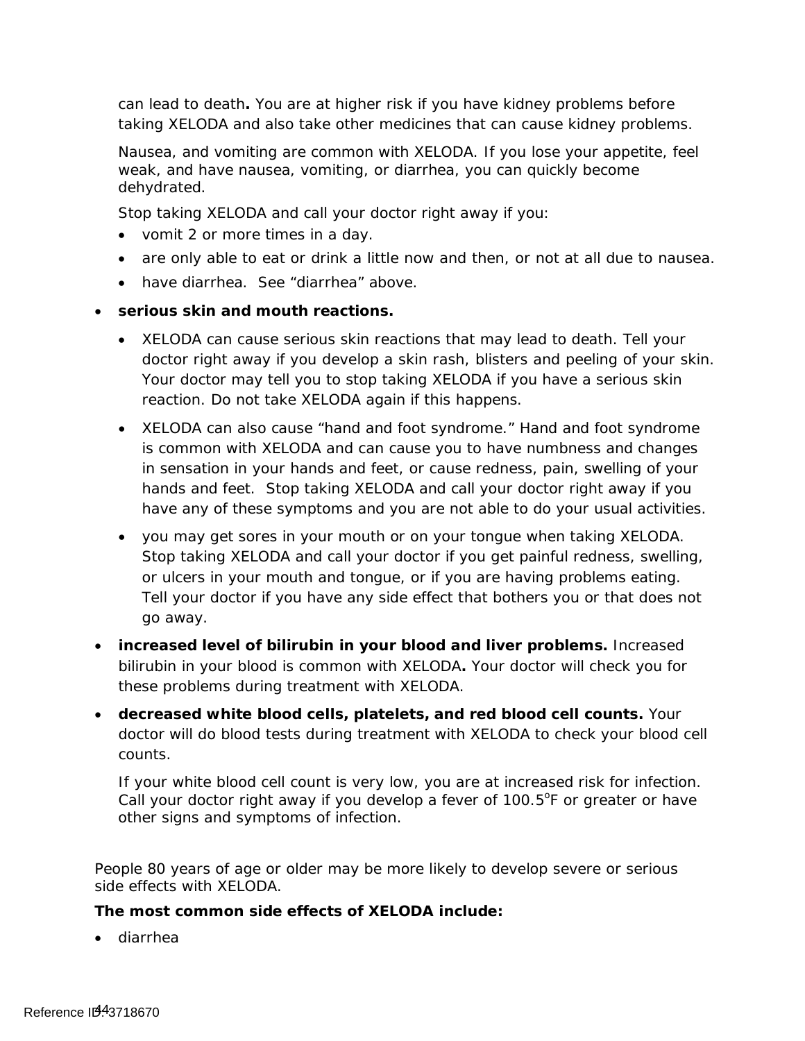can lead to death**.** You are at higher risk if you have kidney problems before taking XELODA and also take other medicines that can cause kidney problems.

Nausea, and vomiting are common with XELODA. If you lose your appetite, feel weak, and have nausea, vomiting, or diarrhea, you can quickly become dehydrated.

Stop taking XELODA and call your doctor right away if you:

- vomit 2 or more times in a day.
- are only able to eat or drink a little now and then, or not at all due to nausea.
- have diarrhea. See "diarrhea" above.

- **serious skin and mouth reactions.**
  - XELODA can cause serious skin reactions that may lead to death. Tell your doctor right away if you develop a skin rash, blisters and peeling of your skin. Your doctor may tell you to stop taking XELODA if you have a serious skin reaction. Do not take XELODA again if this happens.
  - XELODA can also cause "hand and foot syndrome." Hand and foot syndrome is common with XELODA and can cause you to have numbness and changes in sensation in your hands and feet, or cause redness, pain, swelling of your hands and feet. Stop taking XELODA and call your doctor right away if you have any of these symptoms and you are not able to do your usual activities.
  - you may get sores in your mouth or on your tongue when taking XELODA. Stop taking XELODA and call your doctor if you get painful redness, swelling, or ulcers in your mouth and tongue, or if you are having problems eating. Tell your doctor if you have any side effect that bothers you or that does not go away.
- **increased level of bilirubin in your blood and liver problems.** Increased bilirubin in your blood is common with XELODA**.** Your doctor will check you for these problems during treatment with XELODA.
- **decreased white blood cells, platelets, and red blood cell counts.** Your doctor will do blood tests during treatment with XELODA to check your blood cell counts.

  If your white blood cell count is very low, you are at increased risk for infection. Call your doctor right away if you develop a fever of 100.5°F or greater or have other signs and symptoms of infection.

People 80 years of age or older may be more likely to develop severe or serious side effects with XELODA.

**The most common side effects of XELODA include:**

- diarrhea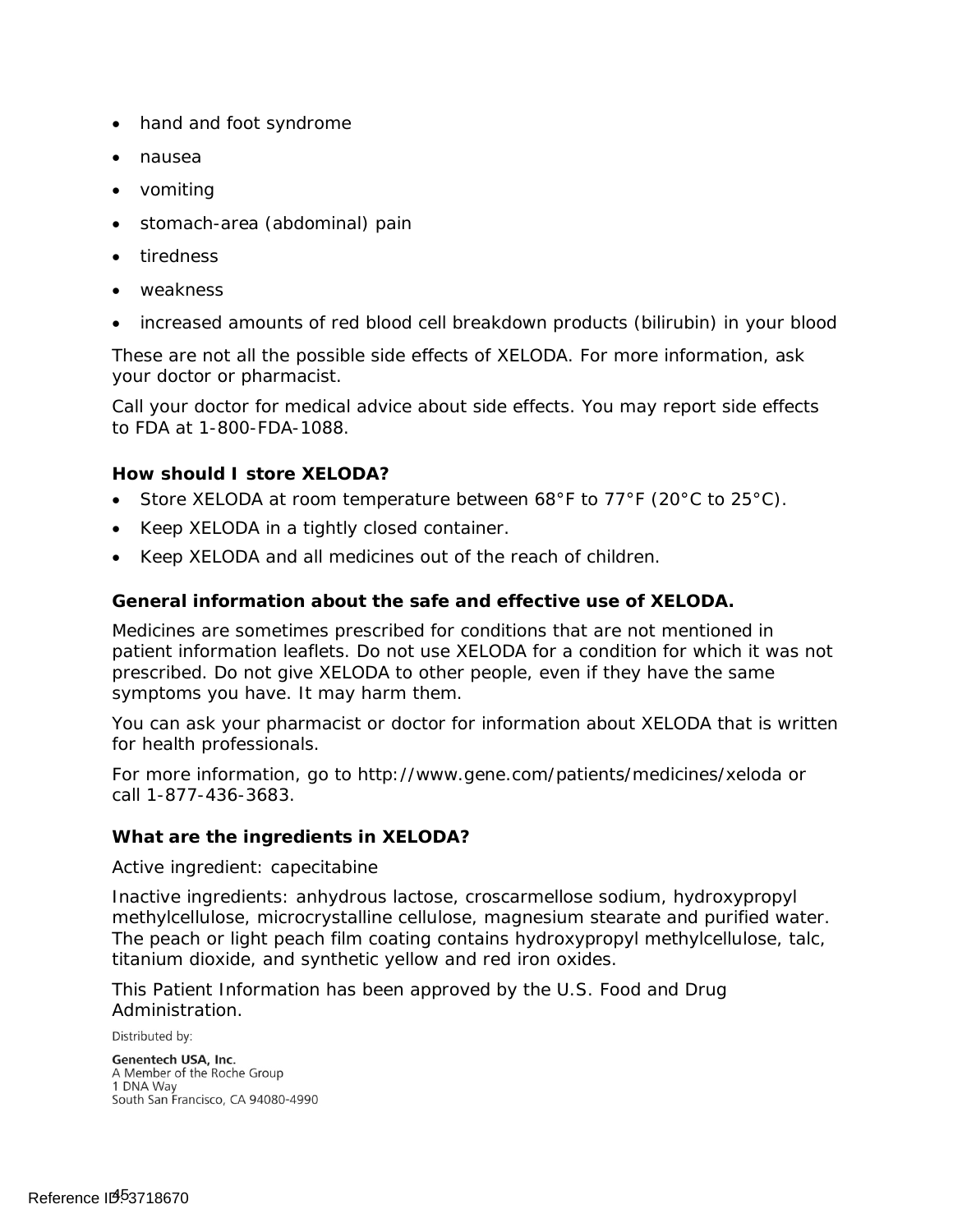- hand and foot syndrome
- nausea
- vomiting
- stomach-area (abdominal) pain
- tiredness
- weakness
- increased amounts of red blood cell breakdown products (bilirubin) in your blood

These are not all the possible side effects of XELODA. For more information, ask your doctor or pharmacist.

Call your doctor for medical advice about side effects. You may report side effects to FDA at 1-800-FDA-1088.

**How should I store XELODA?**

- Store XELODA at room temperature between 68°F to 77°F (20°C to 25°C).
- Keep XELODA in a tightly closed container.
- Keep XELODA and all medicines out of the reach of children.

**General information about the safe and effective use of XELODA.**

Medicines are sometimes prescribed for conditions that are not mentioned in patient information leaflets. Do not use XELODA for a condition for which it was not prescribed. Do not give XELODA to other people, even if they have the same symptoms you have. It may harm them.

You can ask your pharmacist or doctor for information about XELODA that is written for health professionals.

For more information, go to http://www.gene.com/patients/medicines/xeloda or call 1-877-436-3683.

**What are the ingredients in XELODA?**

Active ingredient: capecitabine

Inactive ingredients: anhydrous lactose, croscarmellose sodium, hydroxypropyl methylcellulose, microcrystalline cellulose, magnesium stearate and purified water. The peach or light peach film coating contains hydroxypropyl methylcellulose, talc, titanium dioxide, and synthetic yellow and red iron oxides.

This Patient Information has been approved by the U.S. Food and Drug Administration.

Distributed by:

**Genentech USA, Inc.**
A Member of the Roche Group
1 DNA Way
South San Francisco, CA 94080-4990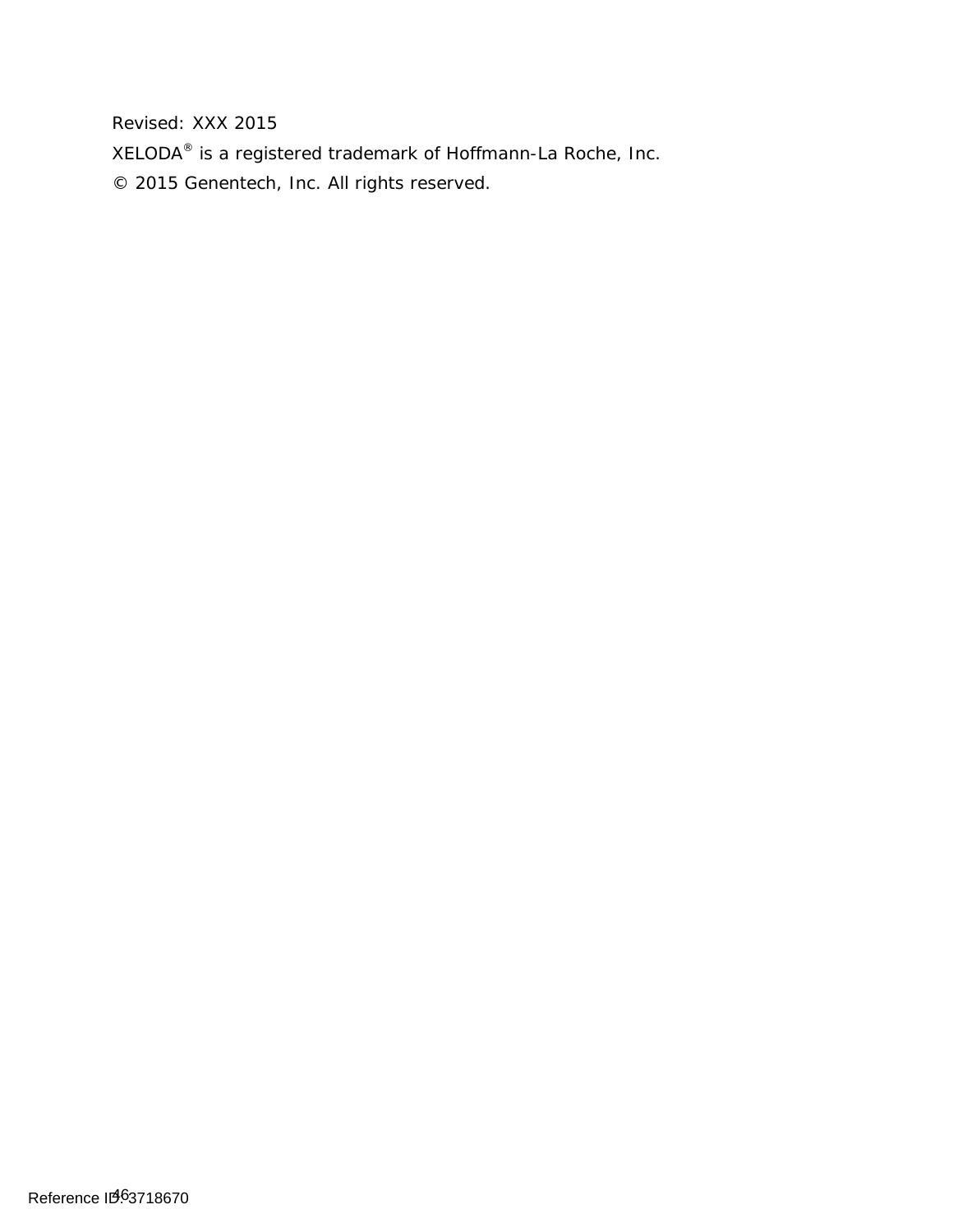Revised: XXX 2015

XELODA® is a registered trademark of Hoffmann-La Roche, Inc.

© 2015 Genentech, Inc. All rights reserved.

Reference ID: 3718670